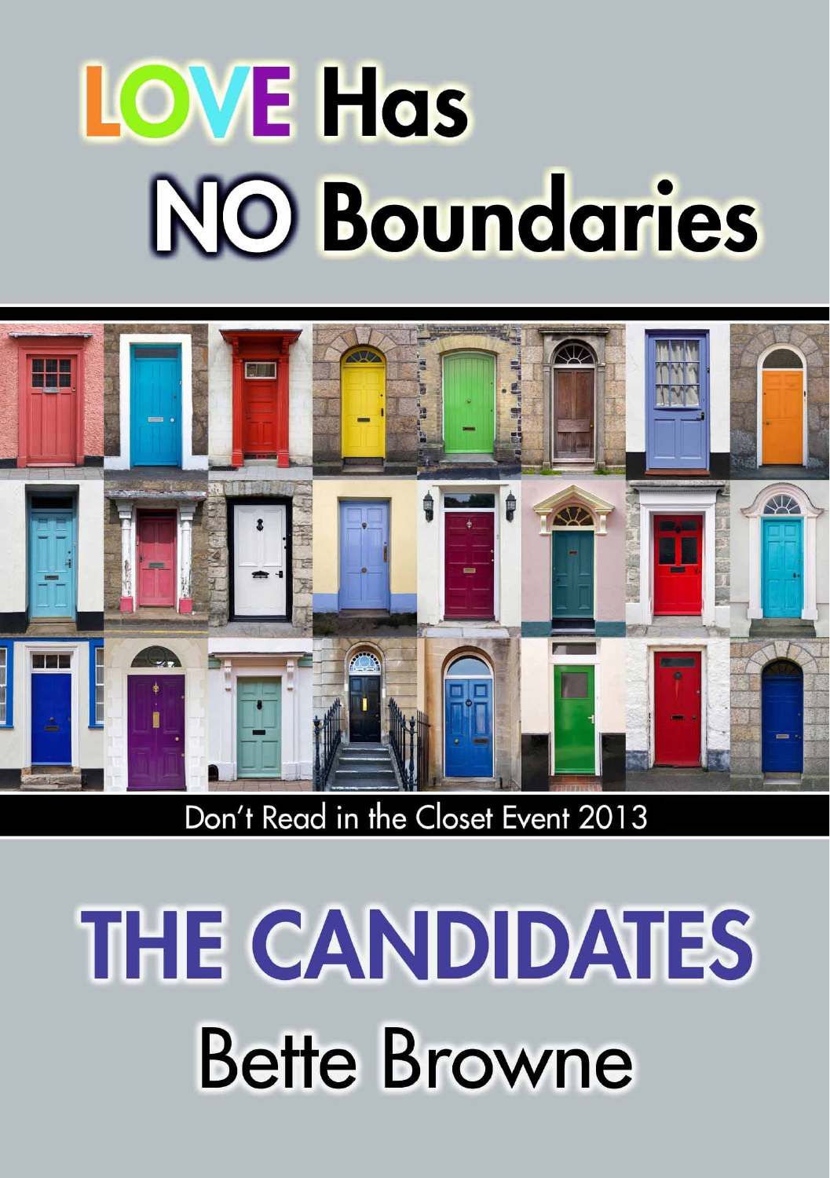# LOVE Has NO Boundaries

Don't Read in the Closet Event 2013

# THE CANDIDATES

## Bette Browne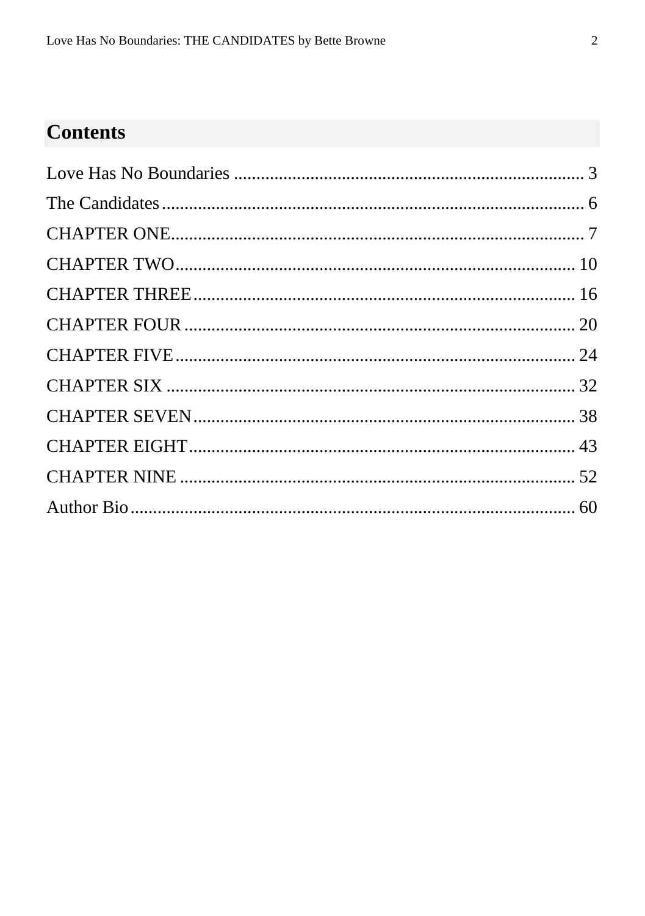## Contents

Love Has No Boundaries ............................................................................ 3

The Candidates ........................................................................................ 6

CHAPTER ONE......................................................................................... 7

CHAPTER TWO....................................................................................... 10

CHAPTER THREE................................................................................... 16

CHAPTER FOUR ..................................................................................... 20

CHAPTER FIVE....................................................................................... 24

CHAPTER SIX ......................................................................................... 32

CHAPTER SEVEN................................................................................... 38

CHAPTER EIGHT.................................................................................... 43

CHAPTER NINE ...................................................................................... 52

Author Bio................................................................................................ 60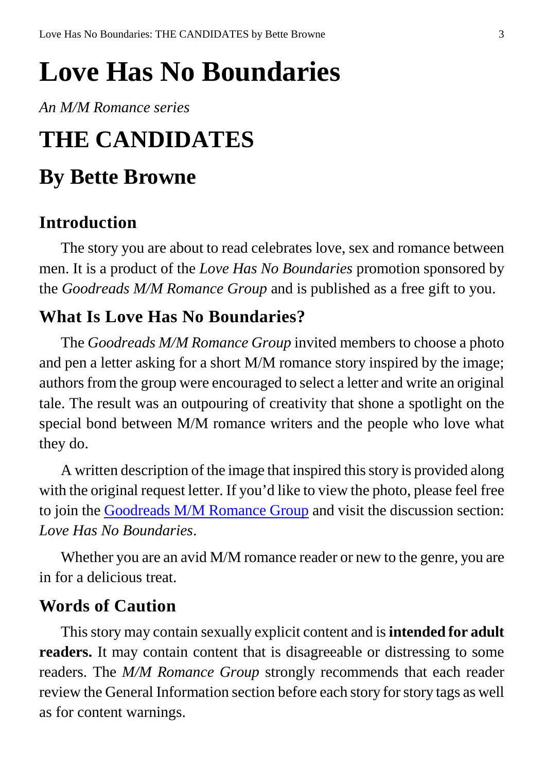# Love Has No Boundaries

*An M/M Romance series*

# THE CANDIDATES

## By Bette Browne

### Introduction

The story you are about to read celebrates love, sex and romance between men. It is a product of the *Love Has No Boundaries* promotion sponsored by the *Goodreads M/M Romance Group* and is published as a free gift to you.

### What Is Love Has No Boundaries?

The *Goodreads M/M Romance Group* invited members to choose a photo and pen a letter asking for a short M/M romance story inspired by the image; authors from the group were encouraged to select a letter and write an original tale. The result was an outpouring of creativity that shone a spotlight on the special bond between M/M romance writers and the people who love what they do.

A written description of the image that inspired this story is provided along with the original request letter. If you'd like to view the photo, please feel free to join the Goodreads M/M Romance Group and visit the discussion section: *Love Has No Boundaries*.

Whether you are an avid M/M romance reader or new to the genre, you are in for a delicious treat.

### Words of Caution

This story may contain sexually explicit content and is **intended for adult readers.** It may contain content that is disagreeable or distressing to some readers. The *M/M Romance Group* strongly recommends that each reader review the General Information section before each story for story tags as well as for content warnings.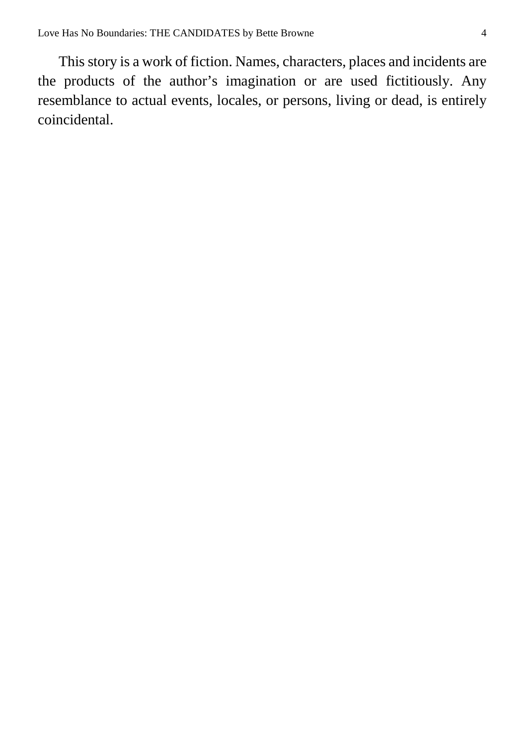This story is a work of fiction. Names, characters, places and incidents are the products of the author’s imagination or are used fictitiously. Any resemblance to actual events, locales, or persons, living or dead, is entirely coincidental.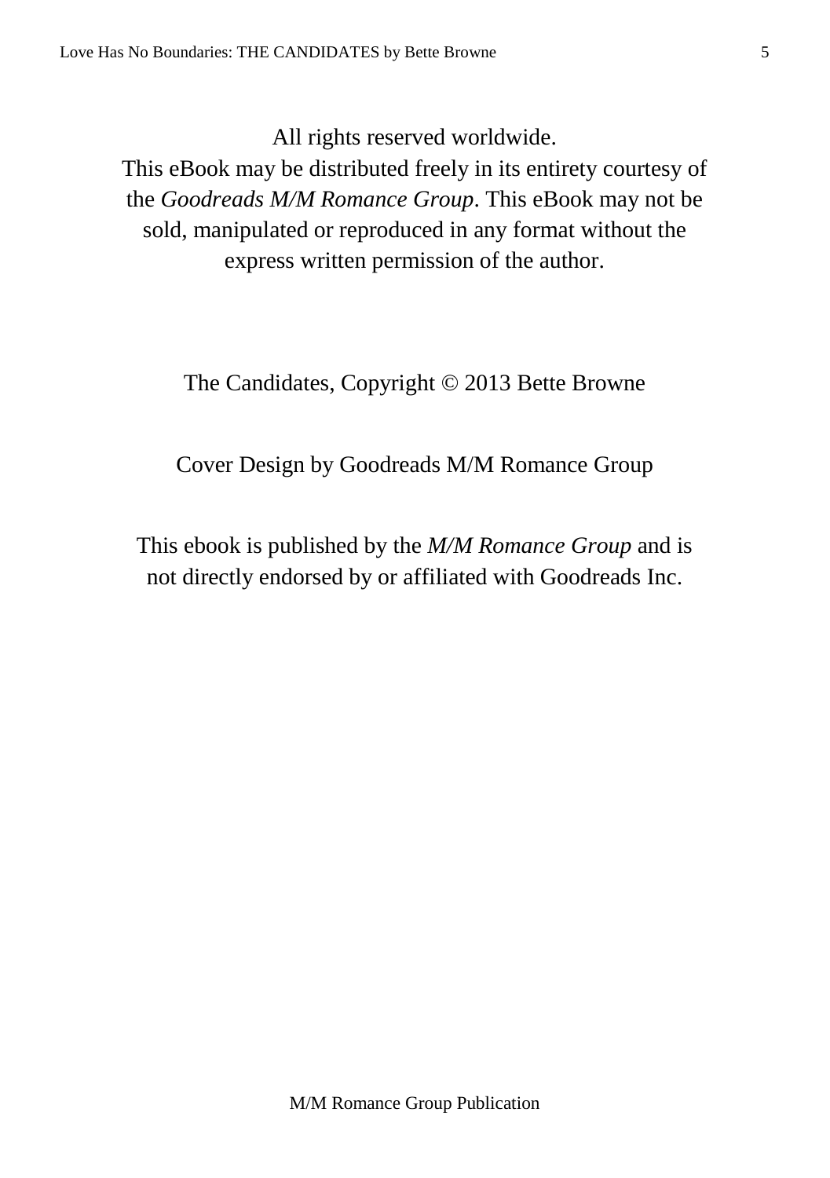All rights reserved worldwide.
This eBook may be distributed freely in its entirety courtesy of the *Goodreads M/M Romance Group*. This eBook may not be sold, manipulated or reproduced in any format without the express written permission of the author.

The Candidates, Copyright © 2013 Bette Browne

Cover Design by Goodreads M/M Romance Group

This ebook is published by the *M/M Romance Group* and is not directly endorsed by or affiliated with Goodreads Inc.

M/M Romance Group Publication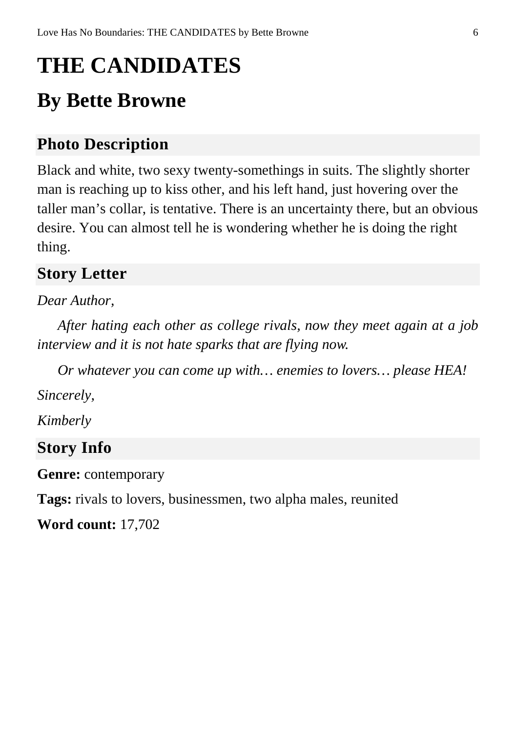# THE CANDIDATES

## By Bette Browne

### Photo Description

Black and white, two sexy twenty-somethings in suits. The slightly shorter man is reaching up to kiss other, and his left hand, just hovering over the taller man's collar, is tentative. There is an uncertainty there, but an obvious desire. You can almost tell he is wondering whether he is doing the right thing.

### Story Letter

*Dear Author,*

*After hating each other as college rivals, now they meet again at a job interview and it is not hate sparks that are flying now.*

*Or whatever you can come up with… enemies to lovers… please HEA!*

*Sincerely,*

*Kimberly*

### Story Info

**Genre:** contemporary

**Tags:** rivals to lovers, businessmen, two alpha males, reunited

**Word count:** 17,702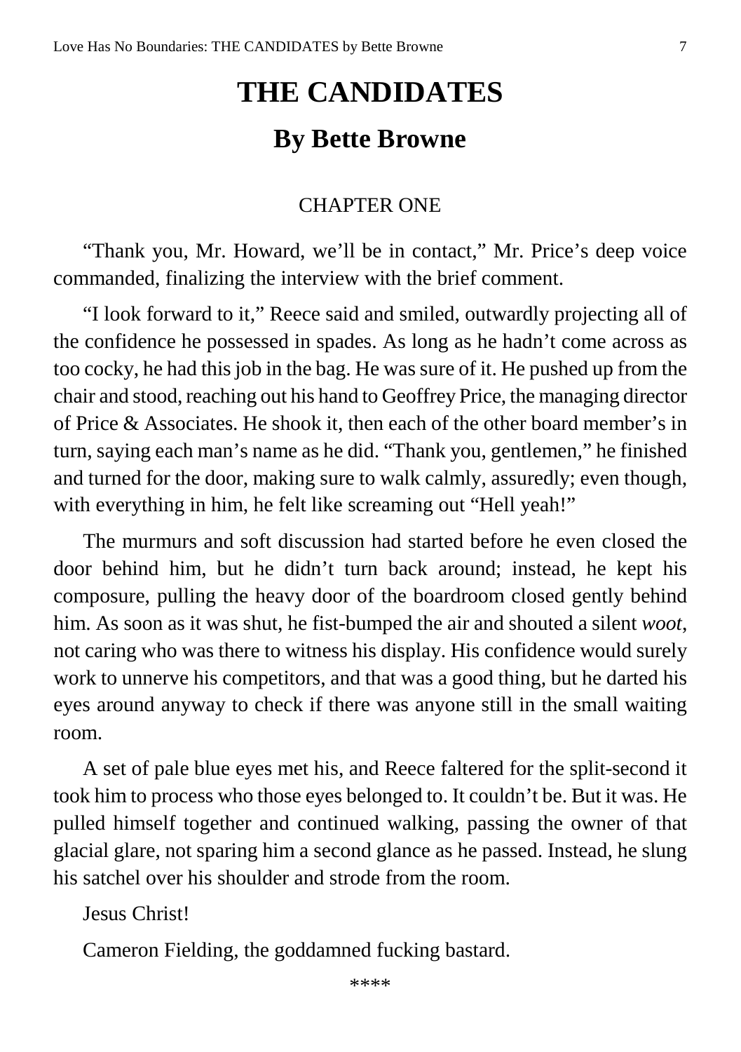# THE CANDIDATES

## By Bette Browne

CHAPTER ONE

"Thank you, Mr. Howard, we'll be in contact," Mr. Price's deep voice commanded, finalizing the interview with the brief comment.

"I look forward to it," Reece said and smiled, outwardly projecting all of the confidence he possessed in spades. As long as he hadn't come across as too cocky, he had this job in the bag. He was sure of it. He pushed up from the chair and stood, reaching out his hand to Geoffrey Price, the managing director of Price & Associates. He shook it, then each of the other board member's in turn, saying each man's name as he did. "Thank you, gentlemen," he finished and turned for the door, making sure to walk calmly, assuredly; even though, with everything in him, he felt like screaming out "Hell yeah!"

The murmurs and soft discussion had started before he even closed the door behind him, but he didn't turn back around; instead, he kept his composure, pulling the heavy door of the boardroom closed gently behind him. As soon as it was shut, he fist-bumped the air and shouted a silent *woot*, not caring who was there to witness his display. His confidence would surely work to unnerve his competitors, and that was a good thing, but he darted his eyes around anyway to check if there was anyone still in the small waiting room.

A set of pale blue eyes met his, and Reece faltered for the split-second it took him to process who those eyes belonged to. It couldn't be. But it was. He pulled himself together and continued walking, passing the owner of that glacial glare, not sparing him a second glance as he passed. Instead, he slung his satchel over his shoulder and strode from the room.

Jesus Christ!

Cameron Fielding, the goddamned fucking bastard.

\*\*\*\*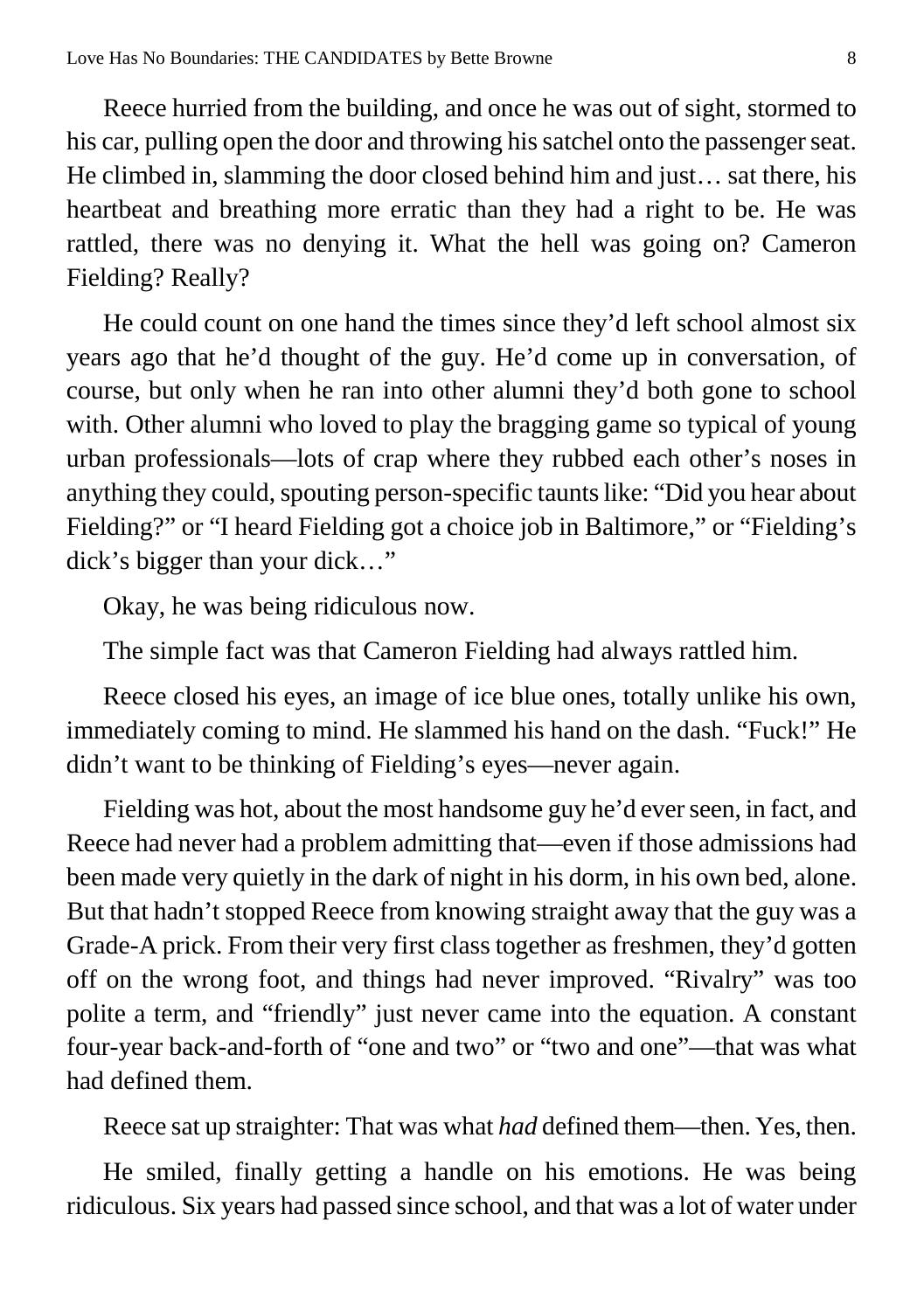Reece hurried from the building, and once he was out of sight, stormed to his car, pulling open the door and throwing his satchel onto the passenger seat. He climbed in, slamming the door closed behind him and just… sat there, his heartbeat and breathing more erratic than they had a right to be. He was rattled, there was no denying it. What the hell was going on? Cameron Fielding? Really?

He could count on one hand the times since they'd left school almost six years ago that he'd thought of the guy. He'd come up in conversation, of course, but only when he ran into other alumni they'd both gone to school with. Other alumni who loved to play the bragging game so typical of young urban professionals—lots of crap where they rubbed each other's noses in anything they could, spouting person-specific taunts like: "Did you hear about Fielding?" or "I heard Fielding got a choice job in Baltimore," or "Fielding's dick's bigger than your dick…"

Okay, he was being ridiculous now.

The simple fact was that Cameron Fielding had always rattled him.

Reece closed his eyes, an image of ice blue ones, totally unlike his own, immediately coming to mind. He slammed his hand on the dash. "Fuck!" He didn't want to be thinking of Fielding's eyes—never again.

Fielding was hot, about the most handsome guy he'd ever seen, in fact, and Reece had never had a problem admitting that—even if those admissions had been made very quietly in the dark of night in his dorm, in his own bed, alone. But that hadn't stopped Reece from knowing straight away that the guy was a Grade-A prick. From their very first class together as freshmen, they'd gotten off on the wrong foot, and things had never improved. "Rivalry" was too polite a term, and "friendly" just never came into the equation. A constant four-year back-and-forth of "one and two" or "two and one"—that was what had defined them.

Reece sat up straighter: That was what *had* defined them—then. Yes, then.

He smiled, finally getting a handle on his emotions. He was being ridiculous. Six years had passed since school, and that was a lot of water under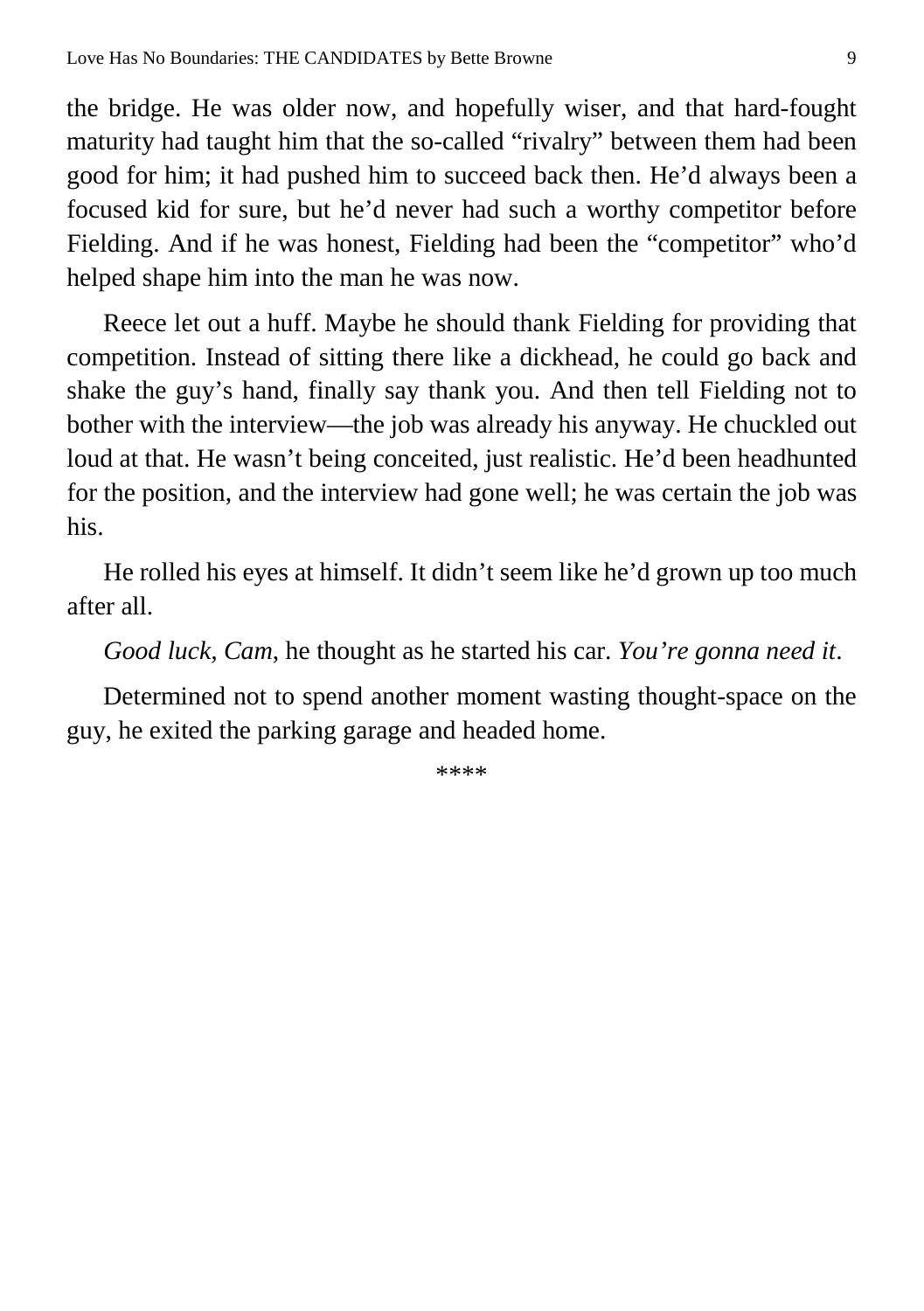the bridge. He was older now, and hopefully wiser, and that hard-fought maturity had taught him that the so-called "rivalry" between them had been good for him; it had pushed him to succeed back then. He'd always been a focused kid for sure, but he'd never had such a worthy competitor before Fielding. And if he was honest, Fielding had been the "competitor" who'd helped shape him into the man he was now.

Reece let out a huff. Maybe he should thank Fielding for providing that competition. Instead of sitting there like a dickhead, he could go back and shake the guy's hand, finally say thank you. And then tell Fielding not to bother with the interview—the job was already his anyway. He chuckled out loud at that. He wasn't being conceited, just realistic. He'd been headhunted for the position, and the interview had gone well; he was certain the job was his.

He rolled his eyes at himself. It didn't seem like he'd grown up too much after all.

*Good luck, Cam*, he thought as he started his car. *You're gonna need it*.

Determined not to spend another moment wasting thought-space on the guy, he exited the parking garage and headed home.

****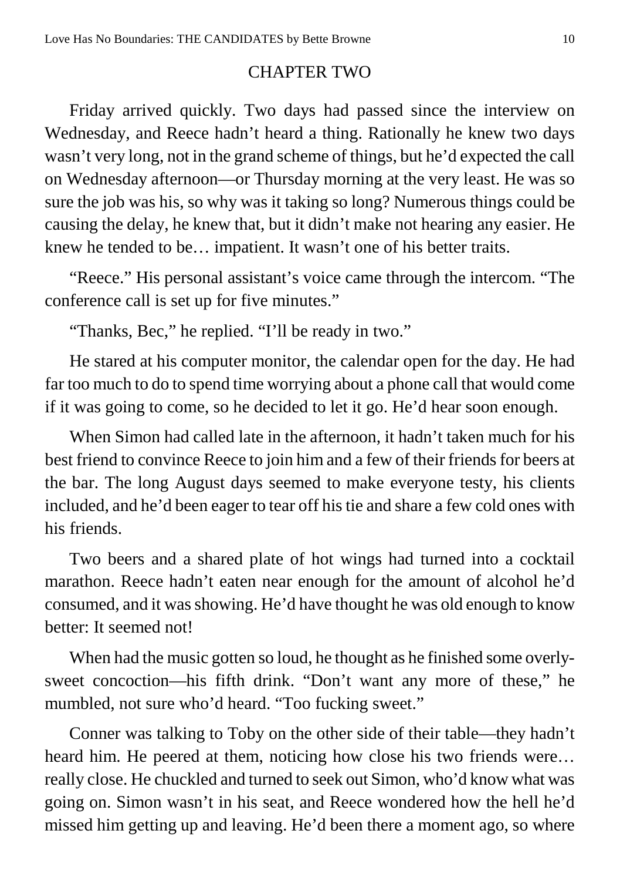## CHAPTER TWO

Friday arrived quickly. Two days had passed since the interview on Wednesday, and Reece hadn't heard a thing. Rationally he knew two days wasn't very long, not in the grand scheme of things, but he'd expected the call on Wednesday afternoon—or Thursday morning at the very least. He was so sure the job was his, so why was it taking so long? Numerous things could be causing the delay, he knew that, but it didn't make not hearing any easier. He knew he tended to be… impatient. It wasn't one of his better traits.

"Reece." His personal assistant's voice came through the intercom. "The conference call is set up for five minutes."

"Thanks, Bec," he replied. "I'll be ready in two."

He stared at his computer monitor, the calendar open for the day. He had far too much to do to spend time worrying about a phone call that would come if it was going to come, so he decided to let it go. He'd hear soon enough.

When Simon had called late in the afternoon, it hadn't taken much for his best friend to convince Reece to join him and a few of their friends for beers at the bar. The long August days seemed to make everyone testy, his clients included, and he'd been eager to tear off his tie and share a few cold ones with his friends.

Two beers and a shared plate of hot wings had turned into a cocktail marathon. Reece hadn't eaten near enough for the amount of alcohol he'd consumed, and it was showing. He'd have thought he was old enough to know better: It seemed not!

When had the music gotten so loud, he thought as he finished some overly-sweet concoction—his fifth drink. "Don't want any more of these," he mumbled, not sure who'd heard. "Too fucking sweet."

Conner was talking to Toby on the other side of their table—they hadn't heard him. He peered at them, noticing how close his two friends were… really close. He chuckled and turned to seek out Simon, who'd know what was going on. Simon wasn't in his seat, and Reece wondered how the hell he'd missed him getting up and leaving. He'd been there a moment ago, so where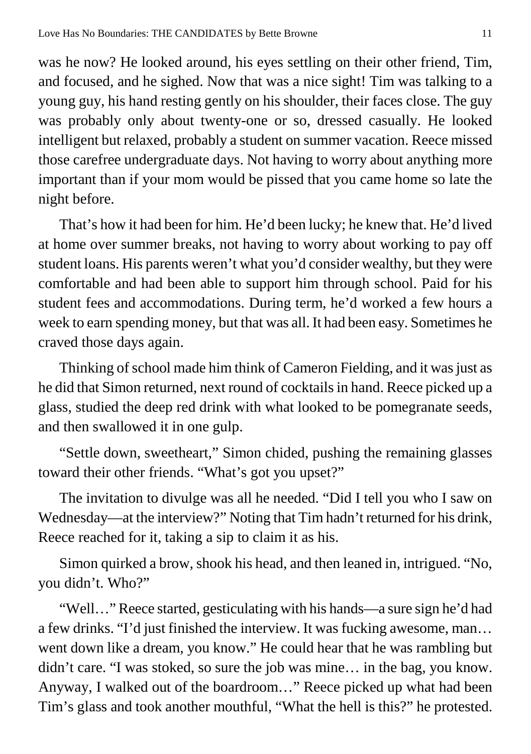was he now? He looked around, his eyes settling on their other friend, Tim, and focused, and he sighed. Now that was a nice sight! Tim was talking to a young guy, his hand resting gently on his shoulder, their faces close. The guy was probably only about twenty-one or so, dressed casually. He looked intelligent but relaxed, probably a student on summer vacation. Reece missed those carefree undergraduate days. Not having to worry about anything more important than if your mom would be pissed that you came home so late the night before.

That's how it had been for him. He'd been lucky; he knew that. He'd lived at home over summer breaks, not having to worry about working to pay off student loans. His parents weren't what you'd consider wealthy, but they were comfortable and had been able to support him through school. Paid for his student fees and accommodations. During term, he'd worked a few hours a week to earn spending money, but that was all. It had been easy. Sometimes he craved those days again.

Thinking of school made him think of Cameron Fielding, and it was just as he did that Simon returned, next round of cocktails in hand. Reece picked up a glass, studied the deep red drink with what looked to be pomegranate seeds, and then swallowed it in one gulp.

"Settle down, sweetheart," Simon chided, pushing the remaining glasses toward their other friends. "What's got you upset?"

The invitation to divulge was all he needed. "Did I tell you who I saw on Wednesday—at the interview?" Noting that Tim hadn't returned for his drink, Reece reached for it, taking a sip to claim it as his.

Simon quirked a brow, shook his head, and then leaned in, intrigued. "No, you didn't. Who?"

"Well…" Reece started, gesticulating with his hands—a sure sign he'd had a few drinks. "I'd just finished the interview. It was fucking awesome, man… went down like a dream, you know." He could hear that he was rambling but didn't care. "I was stoked, so sure the job was mine… in the bag, you know. Anyway, I walked out of the boardroom…" Reece picked up what had been Tim's glass and took another mouthful, "What the hell is this?" he protested.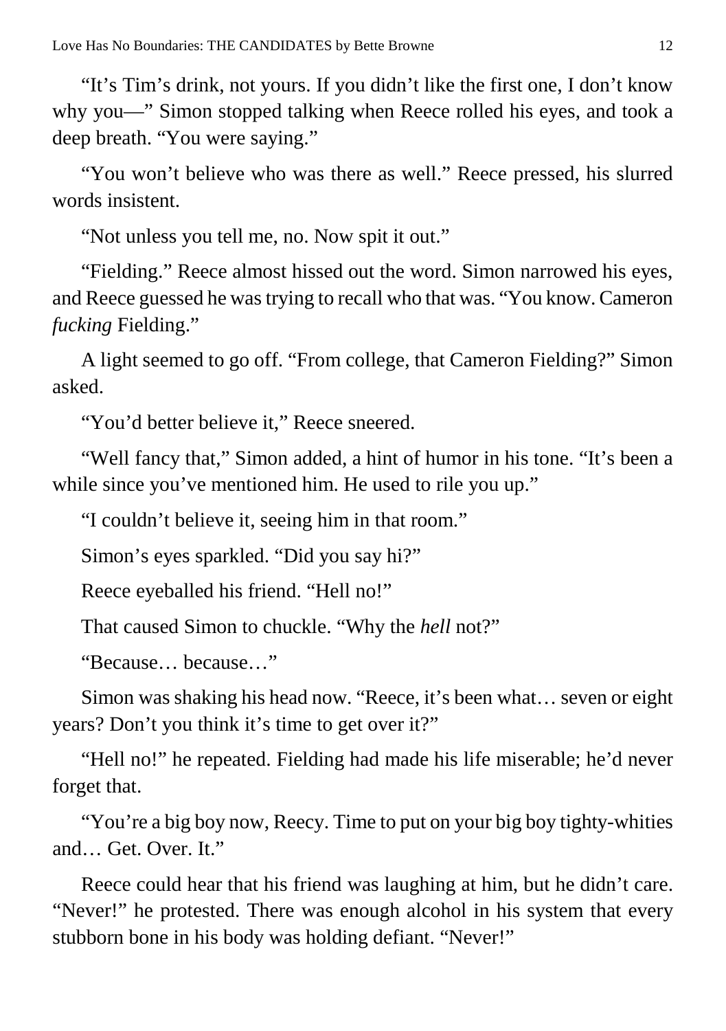"It's Tim's drink, not yours. If you didn't like the first one, I don't know why you—" Simon stopped talking when Reece rolled his eyes, and took a deep breath. "You were saying."

"You won't believe who was there as well." Reece pressed, his slurred words insistent.

"Not unless you tell me, no. Now spit it out."

"Fielding." Reece almost hissed out the word. Simon narrowed his eyes, and Reece guessed he was trying to recall who that was. "You know. Cameron *fucking* Fielding."

A light seemed to go off. "From college, that Cameron Fielding?" Simon asked.

"You'd better believe it," Reece sneered.

"Well fancy that," Simon added, a hint of humor in his tone. "It's been a while since you've mentioned him. He used to rile you up."

"I couldn't believe it, seeing him in that room."

Simon's eyes sparkled. "Did you say hi?"

Reece eyeballed his friend. "Hell no!"

That caused Simon to chuckle. "Why the *hell* not?"

"Because… because…"

Simon was shaking his head now. "Reece, it's been what… seven or eight years? Don't you think it's time to get over it?"

"Hell no!" he repeated. Fielding had made his life miserable; he'd never forget that.

"You're a big boy now, Reecy. Time to put on your big boy tighty-whities and… Get. Over. It."

Reece could hear that his friend was laughing at him, but he didn't care. "Never!" he protested. There was enough alcohol in his system that every stubborn bone in his body was holding defiant. "Never!"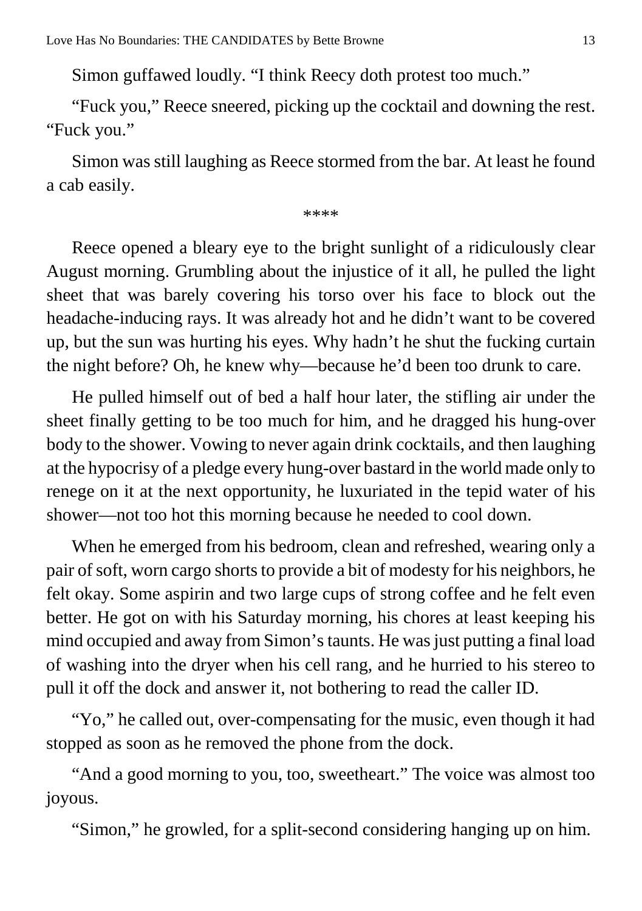Simon guffawed loudly. “I think Reecy doth protest too much.”

“Fuck you,” Reece sneered, picking up the cocktail and downing the rest. “Fuck you.”

Simon was still laughing as Reece stormed from the bar. At least he found a cab easily.

****

Reece opened a bleary eye to the bright sunlight of a ridiculously clear August morning. Grumbling about the injustice of it all, he pulled the light sheet that was barely covering his torso over his face to block out the headache-inducing rays. It was already hot and he didn’t want to be covered up, but the sun was hurting his eyes. Why hadn’t he shut the fucking curtain the night before? Oh, he knew why—because he’d been too drunk to care.

He pulled himself out of bed a half hour later, the stifling air under the sheet finally getting to be too much for him, and he dragged his hung-over body to the shower. Vowing to never again drink cocktails, and then laughing at the hypocrisy of a pledge every hung-over bastard in the world made only to renege on it at the next opportunity, he luxuriated in the tepid water of his shower—not too hot this morning because he needed to cool down.

When he emerged from his bedroom, clean and refreshed, wearing only a pair of soft, worn cargo shorts to provide a bit of modesty for his neighbors, he felt okay. Some aspirin and two large cups of strong coffee and he felt even better. He got on with his Saturday morning, his chores at least keeping his mind occupied and away from Simon’s taunts. He was just putting a final load of washing into the dryer when his cell rang, and he hurried to his stereo to pull it off the dock and answer it, not bothering to read the caller ID.

“Yo,” he called out, over-compensating for the music, even though it had stopped as soon as he removed the phone from the dock.

“And a good morning to you, too, sweetheart.” The voice was almost too joyous.

“Simon,” he growled, for a split-second considering hanging up on him.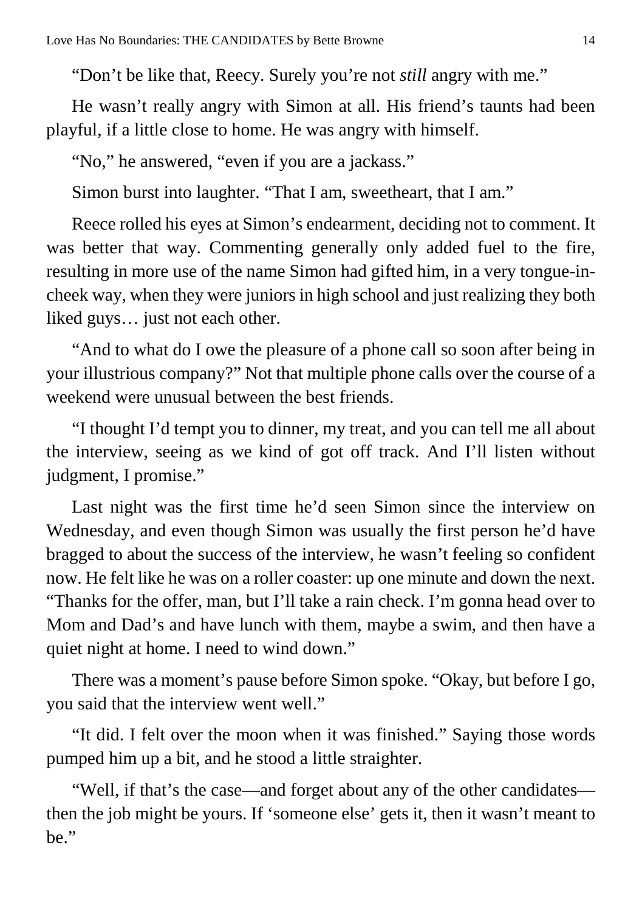"Don't be like that, Reecy. Surely you're not *still* angry with me."

He wasn't really angry with Simon at all. His friend's taunts had been playful, if a little close to home. He was angry with himself.

"No," he answered, "even if you are a jackass."

Simon burst into laughter. "That I am, sweetheart, that I am."

Reece rolled his eyes at Simon's endearment, deciding not to comment. It was better that way. Commenting generally only added fuel to the fire, resulting in more use of the name Simon had gifted him, in a very tongue-in-cheek way, when they were juniors in high school and just realizing they both liked guys… just not each other.

"And to what do I owe the pleasure of a phone call so soon after being in your illustrious company?" Not that multiple phone calls over the course of a weekend were unusual between the best friends.

"I thought I'd tempt you to dinner, my treat, and you can tell me all about the interview, seeing as we kind of got off track. And I'll listen without judgment, I promise."

Last night was the first time he'd seen Simon since the interview on Wednesday, and even though Simon was usually the first person he'd have bragged to about the success of the interview, he wasn't feeling so confident now. He felt like he was on a roller coaster: up one minute and down the next. "Thanks for the offer, man, but I'll take a rain check. I'm gonna head over to Mom and Dad's and have lunch with them, maybe a swim, and then have a quiet night at home. I need to wind down."

There was a moment's pause before Simon spoke. "Okay, but before I go, you said that the interview went well."

"It did. I felt over the moon when it was finished." Saying those words pumped him up a bit, and he stood a little straighter.

"Well, if that's the case—and forget about any of the other candidates—then the job might be yours. If 'someone else' gets it, then it wasn't meant to be."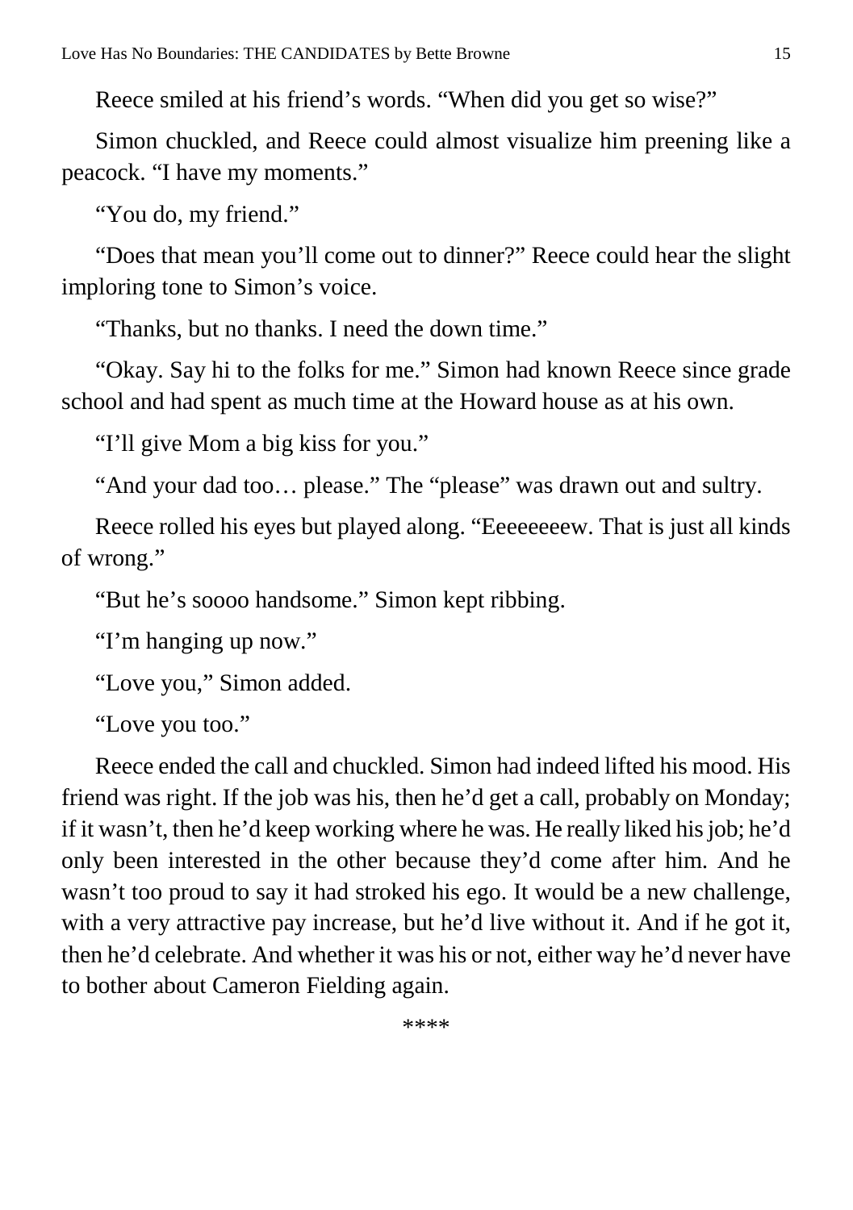Reece smiled at his friend's words. "When did you get so wise?"

Simon chuckled, and Reece could almost visualize him preening like a peacock. "I have my moments."

"You do, my friend."

"Does that mean you'll come out to dinner?" Reece could hear the slight imploring tone to Simon's voice.

"Thanks, but no thanks. I need the down time."

"Okay. Say hi to the folks for me." Simon had known Reece since grade school and had spent as much time at the Howard house as at his own.

"I'll give Mom a big kiss for you."

"And your dad too… please." The "please" was drawn out and sultry.

Reece rolled his eyes but played along. "Eeeeeeeew. That is just all kinds of wrong."

"But he's soooo handsome." Simon kept ribbing.

"I'm hanging up now."

"Love you," Simon added.

"Love you too."

Reece ended the call and chuckled. Simon had indeed lifted his mood. His friend was right. If the job was his, then he'd get a call, probably on Monday; if it wasn't, then he'd keep working where he was. He really liked his job; he'd only been interested in the other because they'd come after him. And he wasn't too proud to say it had stroked his ego. It would be a new challenge, with a very attractive pay increase, but he'd live without it. And if he got it, then he'd celebrate. And whether it was his or not, either way he'd never have to bother about Cameron Fielding again.

****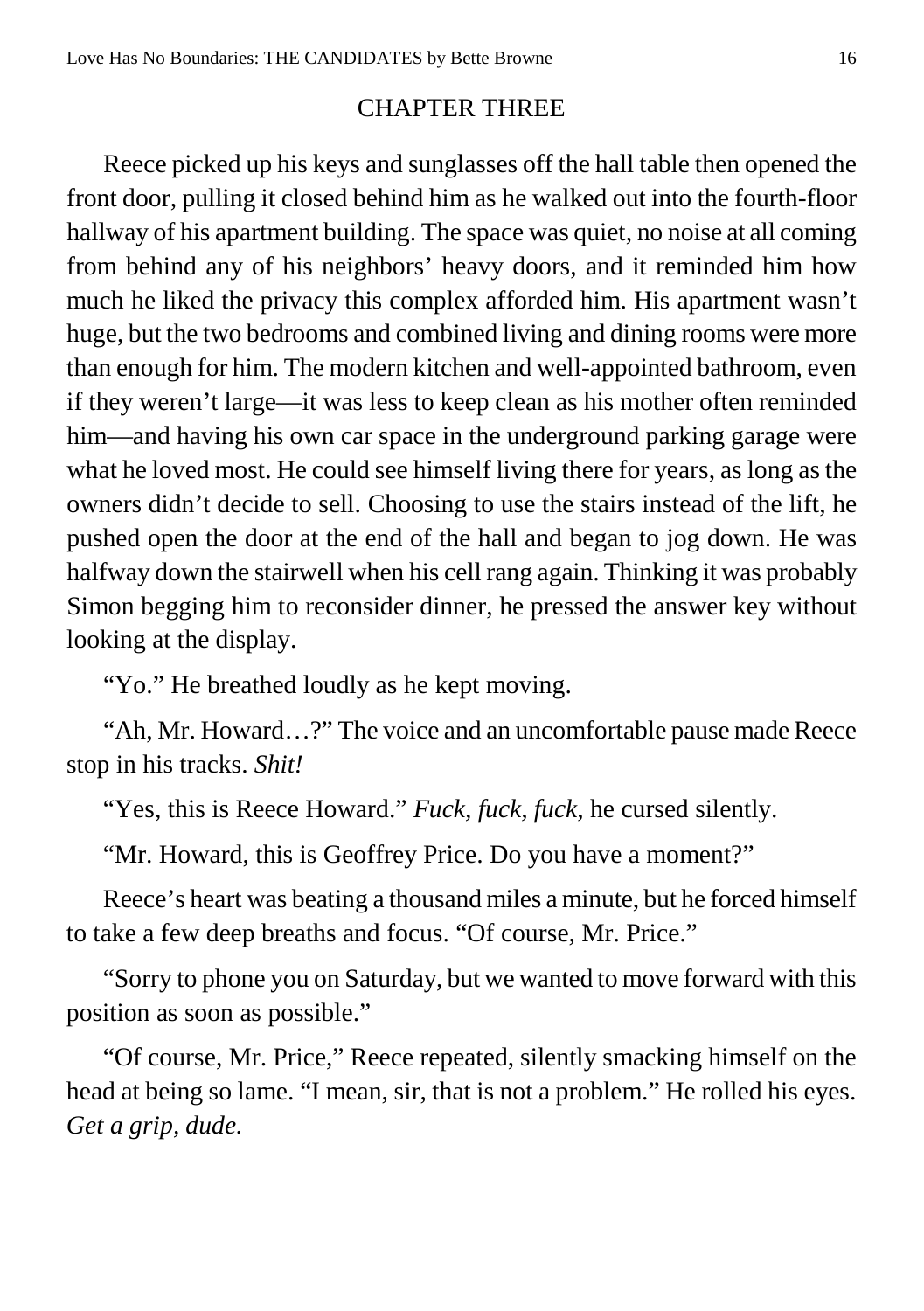## CHAPTER THREE

Reece picked up his keys and sunglasses off the hall table then opened the front door, pulling it closed behind him as he walked out into the fourth-floor hallway of his apartment building. The space was quiet, no noise at all coming from behind any of his neighbors' heavy doors, and it reminded him how much he liked the privacy this complex afforded him. His apartment wasn't huge, but the two bedrooms and combined living and dining rooms were more than enough for him. The modern kitchen and well-appointed bathroom, even if they weren't large—it was less to keep clean as his mother often reminded him—and having his own car space in the underground parking garage were what he loved most. He could see himself living there for years, as long as the owners didn't decide to sell. Choosing to use the stairs instead of the lift, he pushed open the door at the end of the hall and began to jog down. He was halfway down the stairwell when his cell rang again. Thinking it was probably Simon begging him to reconsider dinner, he pressed the answer key without looking at the display.

"Yo." He breathed loudly as he kept moving.

"Ah, Mr. Howard…?" The voice and an uncomfortable pause made Reece stop in his tracks. *Shit!*

"Yes, this is Reece Howard." *Fuck, fuck, fuck*, he cursed silently.

"Mr. Howard, this is Geoffrey Price. Do you have a moment?"

Reece's heart was beating a thousand miles a minute, but he forced himself to take a few deep breaths and focus. "Of course, Mr. Price."

"Sorry to phone you on Saturday, but we wanted to move forward with this position as soon as possible."

"Of course, Mr. Price," Reece repeated, silently smacking himself on the head at being so lame. "I mean, sir, that is not a problem." He rolled his eyes. *Get a grip, dude.*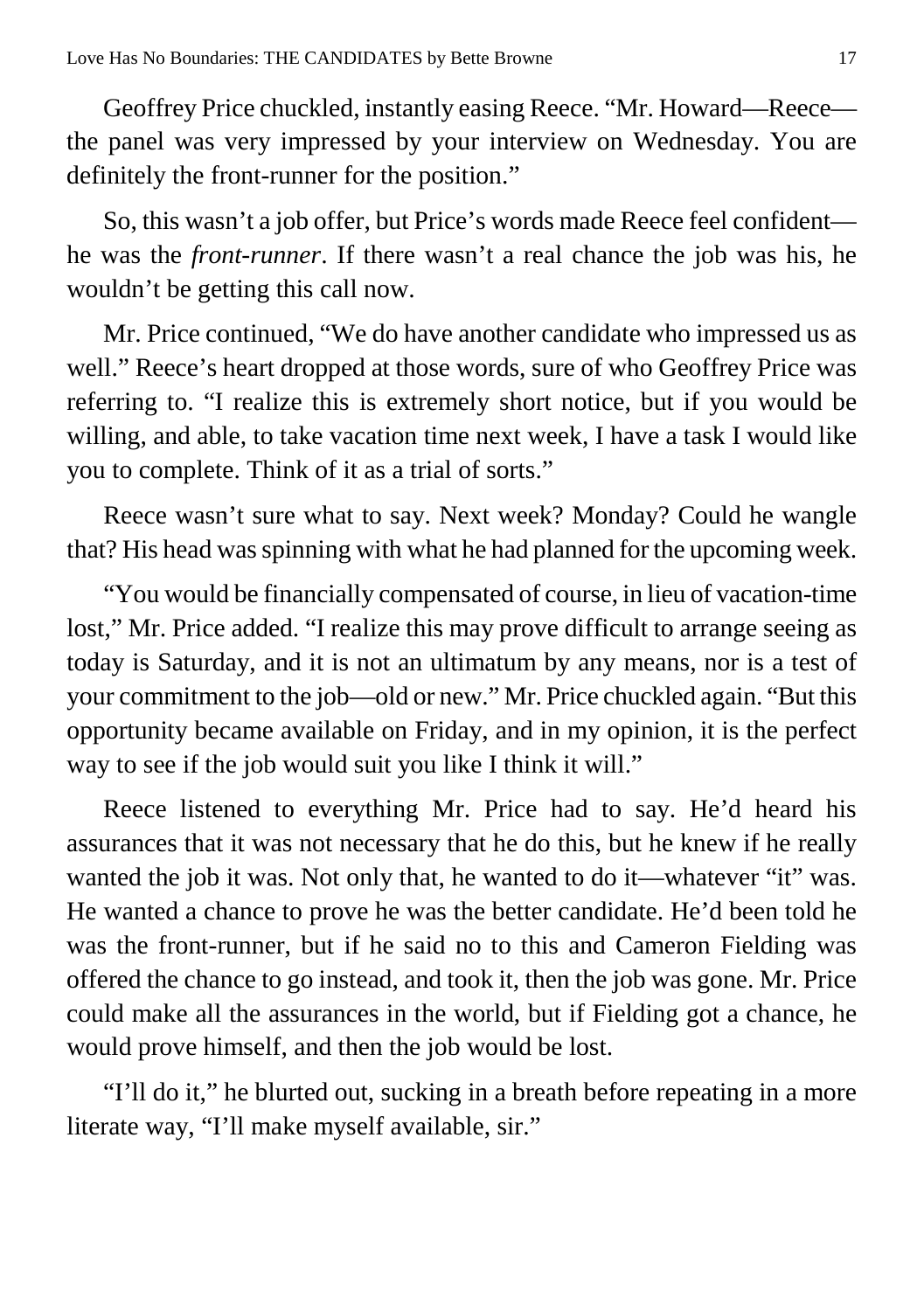Geoffrey Price chuckled, instantly easing Reece. "Mr. Howard—Reece—the panel was very impressed by your interview on Wednesday. You are definitely the front-runner for the position."

So, this wasn't a job offer, but Price's words made Reece feel confident—he was the *front-runner*. If there wasn't a real chance the job was his, he wouldn't be getting this call now.

Mr. Price continued, "We do have another candidate who impressed us as well." Reece's heart dropped at those words, sure of who Geoffrey Price was referring to. "I realize this is extremely short notice, but if you would be willing, and able, to take vacation time next week, I have a task I would like you to complete. Think of it as a trial of sorts."

Reece wasn't sure what to say. Next week? Monday? Could he wangle that? His head was spinning with what he had planned for the upcoming week.

"You would be financially compensated of course, in lieu of vacation-time lost," Mr. Price added. "I realize this may prove difficult to arrange seeing as today is Saturday, and it is not an ultimatum by any means, nor is a test of your commitment to the job—old or new." Mr. Price chuckled again. "But this opportunity became available on Friday, and in my opinion, it is the perfect way to see if the job would suit you like I think it will."

Reece listened to everything Mr. Price had to say. He'd heard his assurances that it was not necessary that he do this, but he knew if he really wanted the job it was. Not only that, he wanted to do it—whatever "it" was. He wanted a chance to prove he was the better candidate. He'd been told he was the front-runner, but if he said no to this and Cameron Fielding was offered the chance to go instead, and took it, then the job was gone. Mr. Price could make all the assurances in the world, but if Fielding got a chance, he would prove himself, and then the job would be lost.

"I'll do it," he blurted out, sucking in a breath before repeating in a more literate way, "I'll make myself available, sir."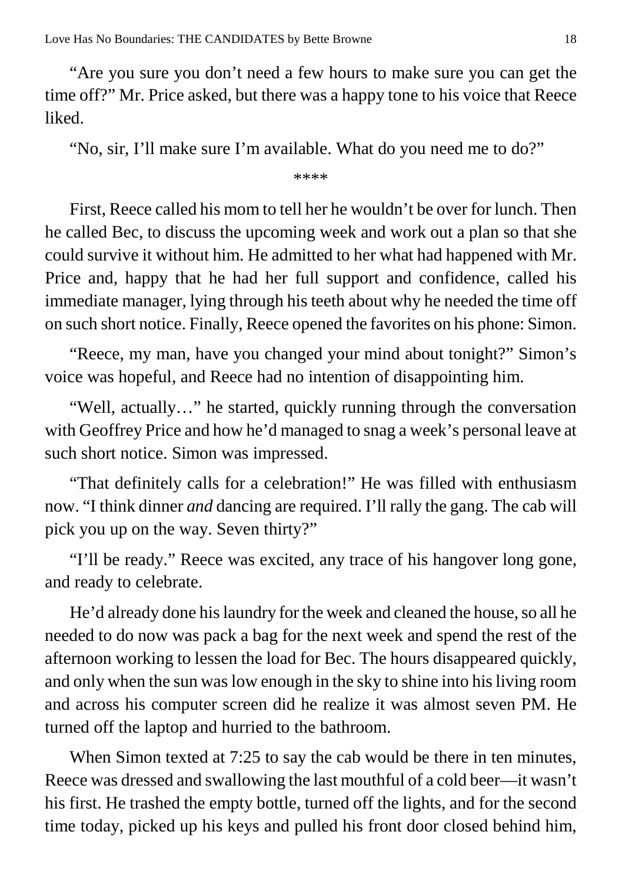"Are you sure you don't need a few hours to make sure you can get the time off?" Mr. Price asked, but there was a happy tone to his voice that Reece liked.

"No, sir, I'll make sure I'm available. What do you need me to do?"

****

First, Reece called his mom to tell her he wouldn't be over for lunch. Then he called Bec, to discuss the upcoming week and work out a plan so that she could survive it without him. He admitted to her what had happened with Mr. Price and, happy that he had her full support and confidence, called his immediate manager, lying through his teeth about why he needed the time off on such short notice. Finally, Reece opened the favorites on his phone: Simon.

"Reece, my man, have you changed your mind about tonight?" Simon's voice was hopeful, and Reece had no intention of disappointing him.

"Well, actually…" he started, quickly running through the conversation with Geoffrey Price and how he'd managed to snag a week's personal leave at such short notice. Simon was impressed.

"That definitely calls for a celebration!" He was filled with enthusiasm now. "I think dinner *and* dancing are required. I'll rally the gang. The cab will pick you up on the way. Seven thirty?"

"I'll be ready." Reece was excited, any trace of his hangover long gone, and ready to celebrate.

He'd already done his laundry for the week and cleaned the house, so all he needed to do now was pack a bag for the next week and spend the rest of the afternoon working to lessen the load for Bec. The hours disappeared quickly, and only when the sun was low enough in the sky to shine into his living room and across his computer screen did he realize it was almost seven PM. He turned off the laptop and hurried to the bathroom.

When Simon texted at 7:25 to say the cab would be there in ten minutes, Reece was dressed and swallowing the last mouthful of a cold beer—it wasn't his first. He trashed the empty bottle, turned off the lights, and for the second time today, picked up his keys and pulled his front door closed behind him,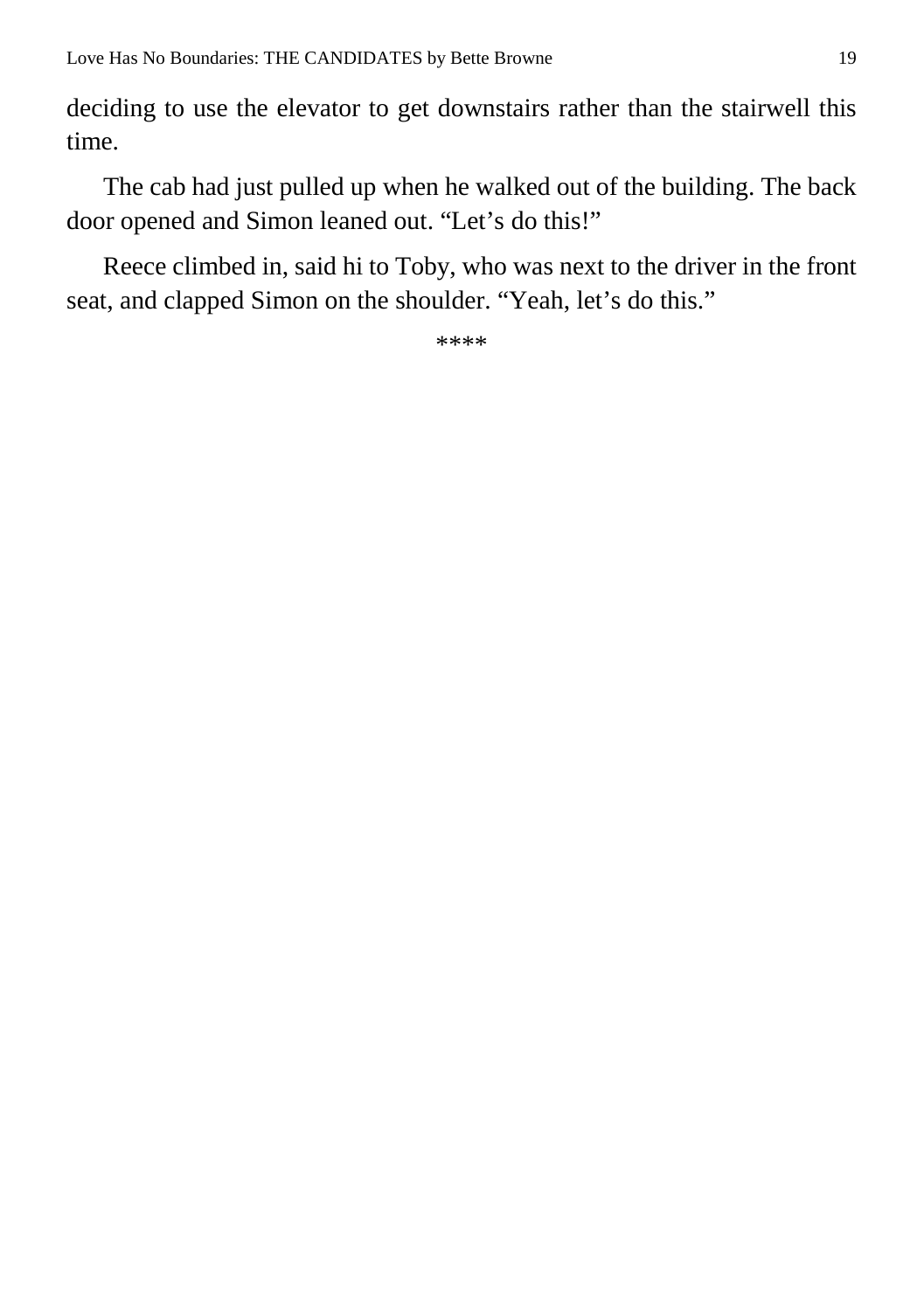deciding to use the elevator to get downstairs rather than the stairwell this time.

The cab had just pulled up when he walked out of the building. The back door opened and Simon leaned out. “Let’s do this!”

Reece climbed in, said hi to Toby, who was next to the driver in the front seat, and clapped Simon on the shoulder. “Yeah, let’s do this.”

****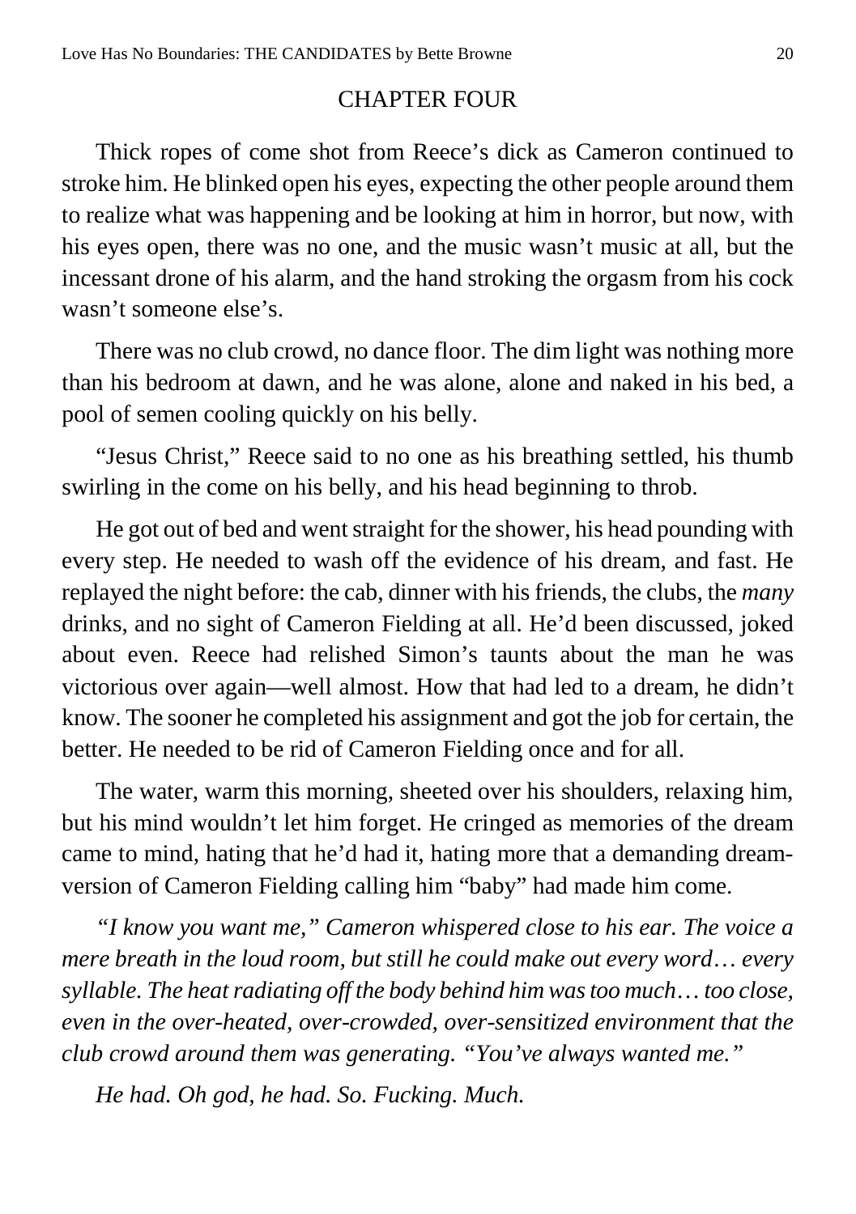## CHAPTER FOUR

Thick ropes of come shot from Reece's dick as Cameron continued to stroke him. He blinked open his eyes, expecting the other people around them to realize what was happening and be looking at him in horror, but now, with his eyes open, there was no one, and the music wasn't music at all, but the incessant drone of his alarm, and the hand stroking the orgasm from his cock wasn't someone else's.

There was no club crowd, no dance floor. The dim light was nothing more than his bedroom at dawn, and he was alone, alone and naked in his bed, a pool of semen cooling quickly on his belly.

"Jesus Christ," Reece said to no one as his breathing settled, his thumb swirling in the come on his belly, and his head beginning to throb.

He got out of bed and went straight for the shower, his head pounding with every step. He needed to wash off the evidence of his dream, and fast. He replayed the night before: the cab, dinner with his friends, the clubs, the *many* drinks, and no sight of Cameron Fielding at all. He'd been discussed, joked about even. Reece had relished Simon's taunts about the man he was victorious over again—well almost. How that had led to a dream, he didn't know. The sooner he completed his assignment and got the job for certain, the better. He needed to be rid of Cameron Fielding once and for all.

The water, warm this morning, sheeted over his shoulders, relaxing him, but his mind wouldn't let him forget. He cringed as memories of the dream came to mind, hating that he'd had it, hating more that a demanding dream-version of Cameron Fielding calling him "baby" had made him come.

*"I know you want me," Cameron whispered close to his ear. The voice a mere breath in the loud room, but still he could make out every word… every syllable. The heat radiating off the body behind him was too much… too close, even in the over-heated, over-crowded, over-sensitized environment that the club crowd around them was generating. "You've always wanted me."*

*He had. Oh god, he had. So. Fucking. Much.*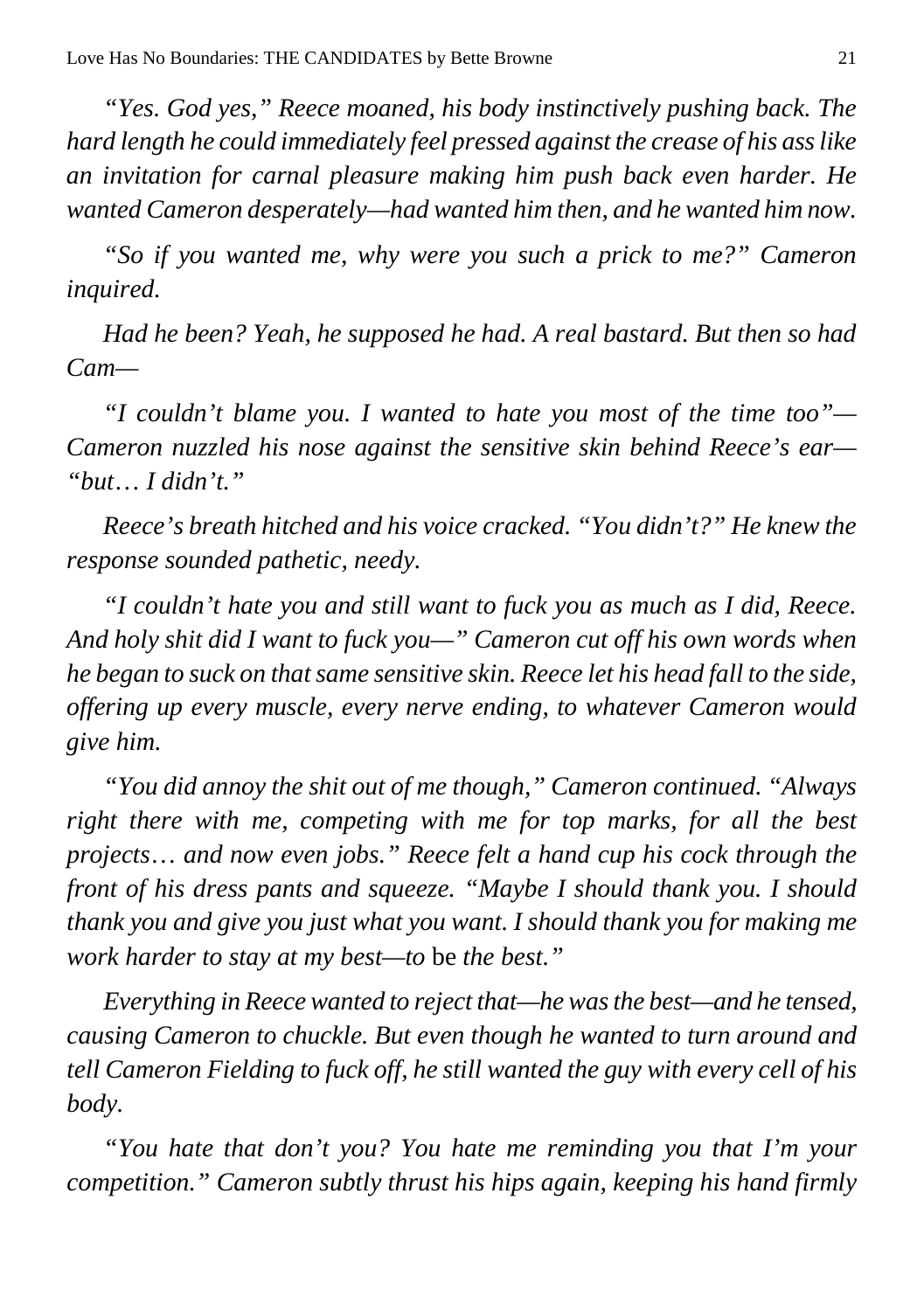*"Yes. God yes," Reece moaned, his body instinctively pushing back. The hard length he could immediately feel pressed against the crease of his ass like an invitation for carnal pleasure making him push back even harder. He wanted Cameron desperately—had wanted him then, and he wanted him now.*

*"So if you wanted me, why were you such a prick to me?" Cameron inquired.*

*Had he been? Yeah, he supposed he had. A real bastard. But then so had Cam—*

*"I couldn't blame you. I wanted to hate you most of the time too"—Cameron nuzzled his nose against the sensitive skin behind Reece's ear—"but… I didn't."*

*Reece's breath hitched and his voice cracked. "You didn't?" He knew the response sounded pathetic, needy.*

*"I couldn't hate you and still want to fuck you as much as I did, Reece. And holy shit did I want to fuck you—" Cameron cut off his own words when he began to suck on that same sensitive skin. Reece let his head fall to the side, offering up every muscle, every nerve ending, to whatever Cameron would give him.*

*"You did annoy the shit out of me though," Cameron continued. "Always right there with me, competing with me for top marks, for all the best projects… and now even jobs." Reece felt a hand cup his cock through the front of his dress pants and squeeze. "Maybe I should thank you. I should thank you and give you just what you want. I should thank you for making me work harder to stay at my best—to* be *the best."*

*Everything in Reece wanted to reject that—he was the best—and he tensed, causing Cameron to chuckle. But even though he wanted to turn around and tell Cameron Fielding to fuck off, he still wanted the guy with every cell of his body.*

*"You hate that don't you? You hate me reminding you that I'm your competition." Cameron subtly thrust his hips again, keeping his hand firmly*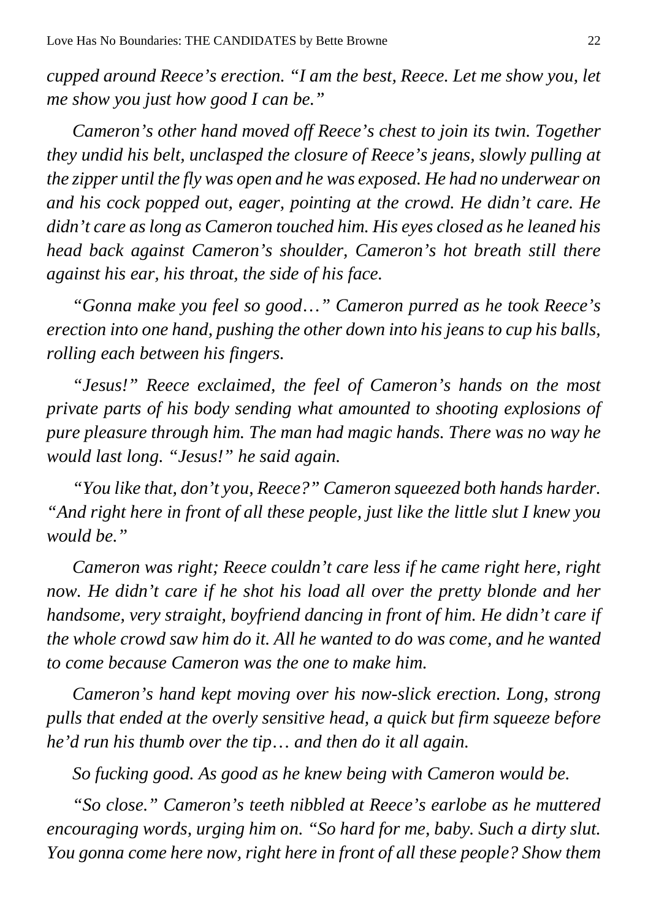*cupped around Reece's erection. "I am the best, Reece. Let me show you, let me show you just how good I can be."*

*Cameron's other hand moved off Reece's chest to join its twin. Together they undid his belt, unclasped the closure of Reece's jeans, slowly pulling at the zipper until the fly was open and he was exposed. He had no underwear on and his cock popped out, eager, pointing at the crowd. He didn't care. He didn't care as long as Cameron touched him. His eyes closed as he leaned his head back against Cameron's shoulder, Cameron's hot breath still there against his ear, his throat, the side of his face.*

*"Gonna make you feel so good…" Cameron purred as he took Reece's erection into one hand, pushing the other down into his jeans to cup his balls, rolling each between his fingers.*

*"Jesus!" Reece exclaimed, the feel of Cameron's hands on the most private parts of his body sending what amounted to shooting explosions of pure pleasure through him. The man had magic hands. There was no way he would last long. "Jesus!" he said again.*

*"You like that, don't you, Reece?" Cameron squeezed both hands harder. "And right here in front of all these people, just like the little slut I knew you would be."*

*Cameron was right; Reece couldn't care less if he came right here, right now. He didn't care if he shot his load all over the pretty blonde and her handsome, very straight, boyfriend dancing in front of him. He didn't care if the whole crowd saw him do it. All he wanted to do was come, and he wanted to come because Cameron was the one to make him.*

*Cameron's hand kept moving over his now-slick erection. Long, strong pulls that ended at the overly sensitive head, a quick but firm squeeze before he'd run his thumb over the tip… and then do it all again.*

*So fucking good. As good as he knew being with Cameron would be.*

*"So close." Cameron's teeth nibbled at Reece's earlobe as he muttered encouraging words, urging him on. "So hard for me, baby. Such a dirty slut. You gonna come here now, right here in front of all these people? Show them*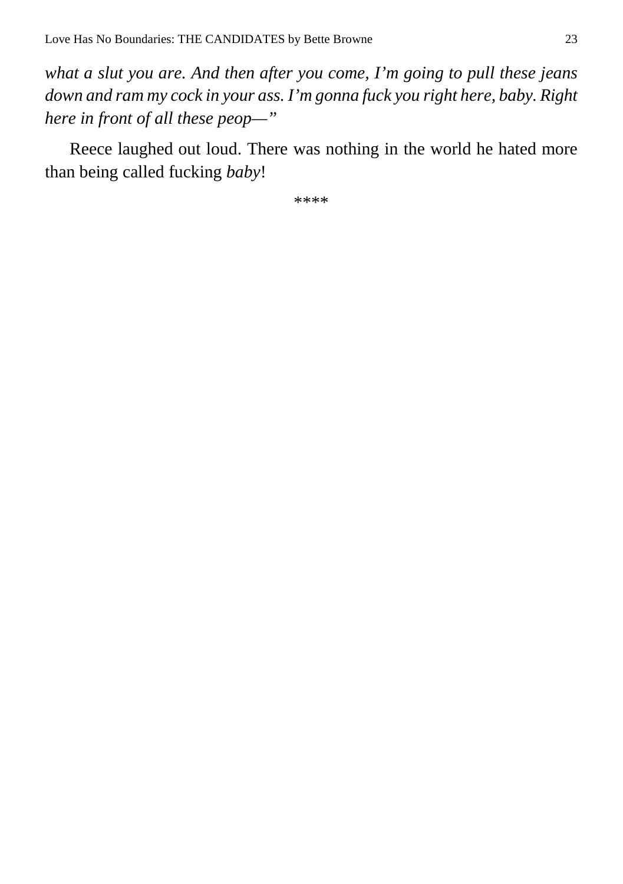*what a slut you are. And then after you come, I'm going to pull these jeans down and ram my cock in your ass. I'm gonna fuck you right here, baby. Right here in front of all these peop—"*

Reece laughed out loud. There was nothing in the world he hated more than being called fucking *baby*!

****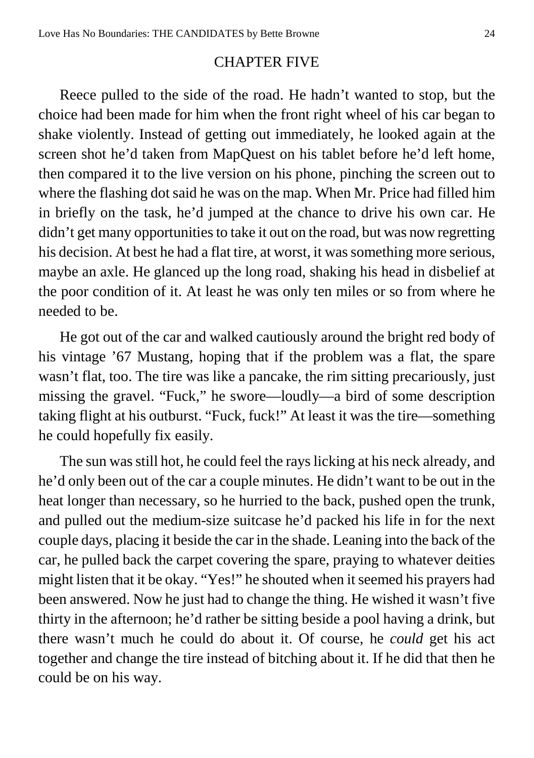## CHAPTER FIVE

Reece pulled to the side of the road. He hadn't wanted to stop, but the choice had been made for him when the front right wheel of his car began to shake violently. Instead of getting out immediately, he looked again at the screen shot he'd taken from MapQuest on his tablet before he'd left home, then compared it to the live version on his phone, pinching the screen out to where the flashing dot said he was on the map. When Mr. Price had filled him in briefly on the task, he'd jumped at the chance to drive his own car. He didn't get many opportunities to take it out on the road, but was now regretting his decision. At best he had a flat tire, at worst, it was something more serious, maybe an axle. He glanced up the long road, shaking his head in disbelief at the poor condition of it. At least he was only ten miles or so from where he needed to be.

He got out of the car and walked cautiously around the bright red body of his vintage '67 Mustang, hoping that if the problem was a flat, the spare wasn't flat, too. The tire was like a pancake, the rim sitting precariously, just missing the gravel. "Fuck," he swore—loudly—a bird of some description taking flight at his outburst. "Fuck, fuck!" At least it was the tire—something he could hopefully fix easily.

The sun was still hot, he could feel the rays licking at his neck already, and he'd only been out of the car a couple minutes. He didn't want to be out in the heat longer than necessary, so he hurried to the back, pushed open the trunk, and pulled out the medium-size suitcase he'd packed his life in for the next couple days, placing it beside the car in the shade. Leaning into the back of the car, he pulled back the carpet covering the spare, praying to whatever deities might listen that it be okay. "Yes!" he shouted when it seemed his prayers had been answered. Now he just had to change the thing. He wished it wasn't five thirty in the afternoon; he'd rather be sitting beside a pool having a drink, but there wasn't much he could do about it. Of course, he *could* get his act together and change the tire instead of bitching about it. If he did that then he could be on his way.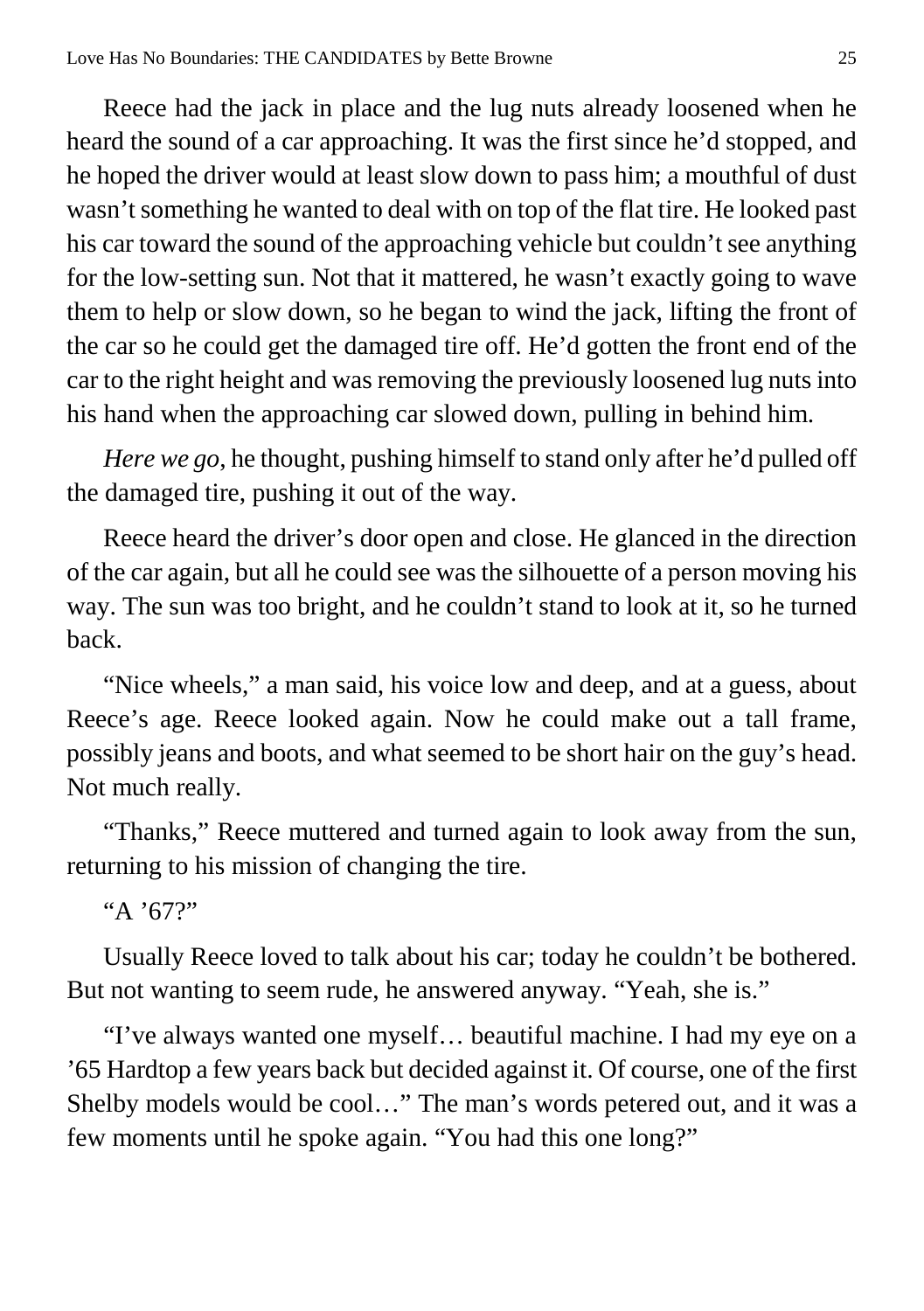Reece had the jack in place and the lug nuts already loosened when he heard the sound of a car approaching. It was the first since he'd stopped, and he hoped the driver would at least slow down to pass him; a mouthful of dust wasn't something he wanted to deal with on top of the flat tire. He looked past his car toward the sound of the approaching vehicle but couldn't see anything for the low-setting sun. Not that it mattered, he wasn't exactly going to wave them to help or slow down, so he began to wind the jack, lifting the front of the car so he could get the damaged tire off. He'd gotten the front end of the car to the right height and was removing the previously loosened lug nuts into his hand when the approaching car slowed down, pulling in behind him.

*Here we go*, he thought, pushing himself to stand only after he'd pulled off the damaged tire, pushing it out of the way.

Reece heard the driver's door open and close. He glanced in the direction of the car again, but all he could see was the silhouette of a person moving his way. The sun was too bright, and he couldn't stand to look at it, so he turned back.

"Nice wheels," a man said, his voice low and deep, and at a guess, about Reece's age. Reece looked again. Now he could make out a tall frame, possibly jeans and boots, and what seemed to be short hair on the guy's head. Not much really.

"Thanks," Reece muttered and turned again to look away from the sun, returning to his mission of changing the tire.

"A '67?"

Usually Reece loved to talk about his car; today he couldn't be bothered. But not wanting to seem rude, he answered anyway. "Yeah, she is."

"I've always wanted one myself… beautiful machine. I had my eye on a '65 Hardtop a few years back but decided against it. Of course, one of the first Shelby models would be cool…" The man's words petered out, and it was a few moments until he spoke again. "You had this one long?"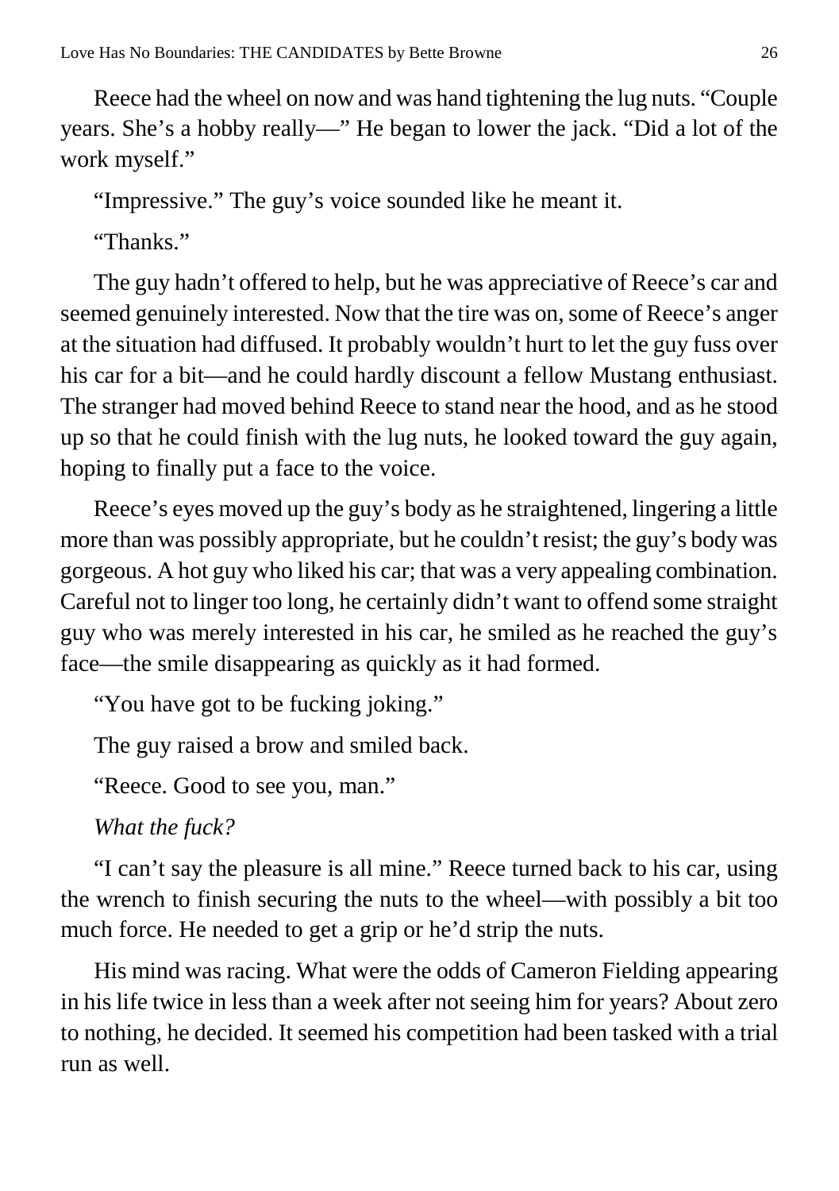Reece had the wheel on now and was hand tightening the lug nuts. "Couple years. She's a hobby really—" He began to lower the jack. "Did a lot of the work myself."

"Impressive." The guy's voice sounded like he meant it.

"Thanks."

The guy hadn't offered to help, but he was appreciative of Reece's car and seemed genuinely interested. Now that the tire was on, some of Reece's anger at the situation had diffused. It probably wouldn't hurt to let the guy fuss over his car for a bit—and he could hardly discount a fellow Mustang enthusiast. The stranger had moved behind Reece to stand near the hood, and as he stood up so that he could finish with the lug nuts, he looked toward the guy again, hoping to finally put a face to the voice.

Reece's eyes moved up the guy's body as he straightened, lingering a little more than was possibly appropriate, but he couldn't resist; the guy's body was gorgeous. A hot guy who liked his car; that was a very appealing combination. Careful not to linger too long, he certainly didn't want to offend some straight guy who was merely interested in his car, he smiled as he reached the guy's face—the smile disappearing as quickly as it had formed.

"You have got to be fucking joking."

The guy raised a brow and smiled back.

"Reece. Good to see you, man."

*What the fuck?*

"I can't say the pleasure is all mine." Reece turned back to his car, using the wrench to finish securing the nuts to the wheel—with possibly a bit too much force. He needed to get a grip or he'd strip the nuts.

His mind was racing. What were the odds of Cameron Fielding appearing in his life twice in less than a week after not seeing him for years? About zero to nothing, he decided. It seemed his competition had been tasked with a trial run as well.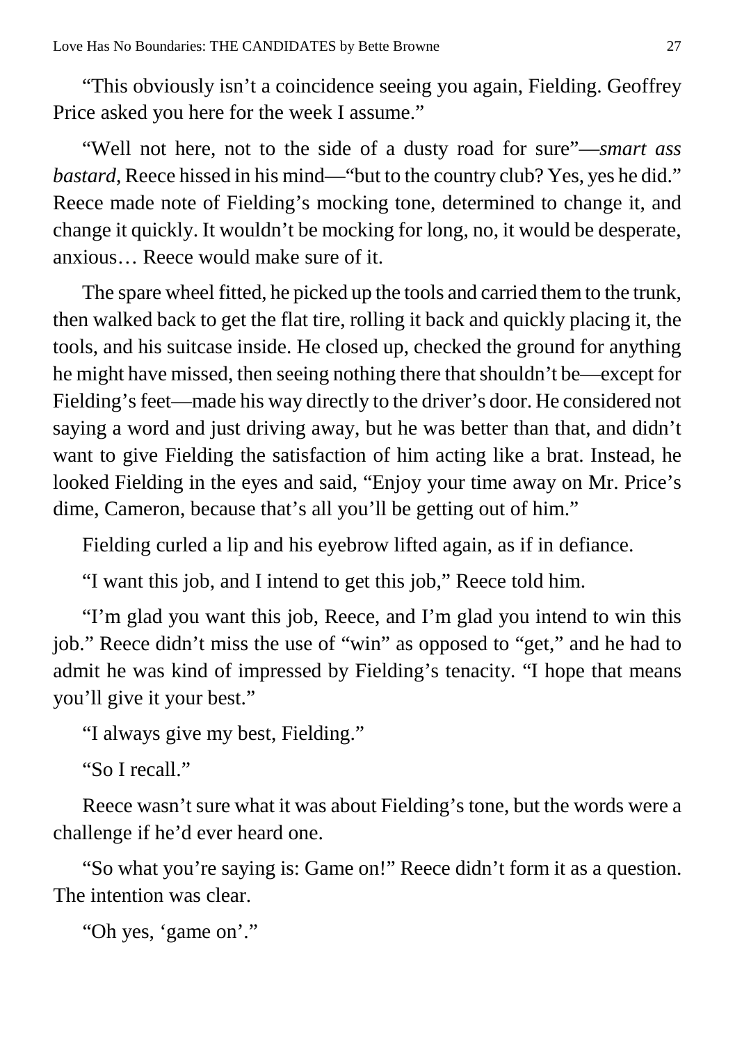“This obviously isn’t a coincidence seeing you again, Fielding. Geoffrey Price asked you here for the week I assume.”

“Well not here, not to the side of a dusty road for sure”—*smart ass bastard*, Reece hissed in his mind—“but to the country club? Yes, yes he did.” Reece made note of Fielding’s mocking tone, determined to change it, and change it quickly. It wouldn’t be mocking for long, no, it would be desperate, anxious… Reece would make sure of it.

The spare wheel fitted, he picked up the tools and carried them to the trunk, then walked back to get the flat tire, rolling it back and quickly placing it, the tools, and his suitcase inside. He closed up, checked the ground for anything he might have missed, then seeing nothing there that shouldn’t be—except for Fielding’s feet—made his way directly to the driver’s door. He considered not saying a word and just driving away, but he was better than that, and didn’t want to give Fielding the satisfaction of him acting like a brat. Instead, he looked Fielding in the eyes and said, “Enjoy your time away on Mr. Price’s dime, Cameron, because that’s all you’ll be getting out of him.”

Fielding curled a lip and his eyebrow lifted again, as if in defiance.

“I want this job, and I intend to get this job,” Reece told him.

“I’m glad you want this job, Reece, and I’m glad you intend to win this job.” Reece didn’t miss the use of “win” as opposed to “get,” and he had to admit he was kind of impressed by Fielding’s tenacity. “I hope that means you’ll give it your best.”

“I always give my best, Fielding.”

“So I recall.”

Reece wasn’t sure what it was about Fielding’s tone, but the words were a challenge if he’d ever heard one.

“So what you’re saying is: Game on!” Reece didn’t form it as a question. The intention was clear.

“Oh yes, ‘game on’.”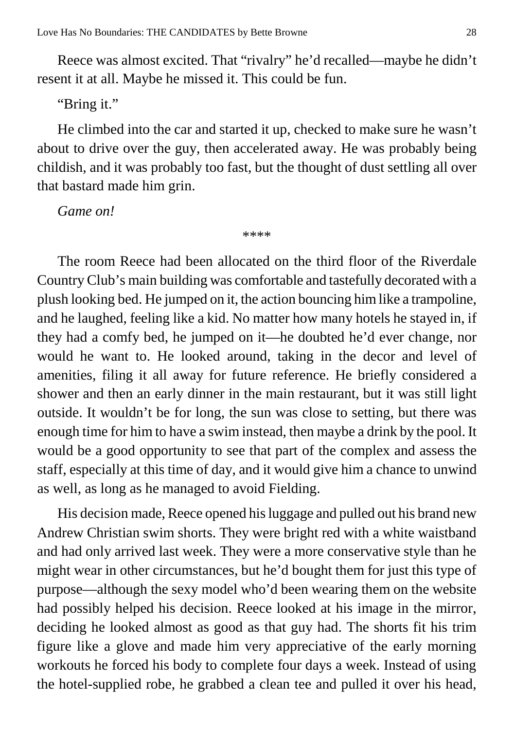Reece was almost excited. That "rivalry" he'd recalled—maybe he didn't resent it at all. Maybe he missed it. This could be fun.

"Bring it."

He climbed into the car and started it up, checked to make sure he wasn't about to drive over the guy, then accelerated away. He was probably being childish, and it was probably too fast, but the thought of dust settling all over that bastard made him grin.

*Game on!*

****

The room Reece had been allocated on the third floor of the Riverdale Country Club's main building was comfortable and tastefully decorated with a plush looking bed. He jumped on it, the action bouncing him like a trampoline, and he laughed, feeling like a kid. No matter how many hotels he stayed in, if they had a comfy bed, he jumped on it—he doubted he'd ever change, nor would he want to. He looked around, taking in the decor and level of amenities, filing it all away for future reference. He briefly considered a shower and then an early dinner in the main restaurant, but it was still light outside. It wouldn't be for long, the sun was close to setting, but there was enough time for him to have a swim instead, then maybe a drink by the pool. It would be a good opportunity to see that part of the complex and assess the staff, especially at this time of day, and it would give him a chance to unwind as well, as long as he managed to avoid Fielding.

His decision made, Reece opened his luggage and pulled out his brand new Andrew Christian swim shorts. They were bright red with a white waistband and had only arrived last week. They were a more conservative style than he might wear in other circumstances, but he'd bought them for just this type of purpose—although the sexy model who'd been wearing them on the website had possibly helped his decision. Reece looked at his image in the mirror, deciding he looked almost as good as that guy had. The shorts fit his trim figure like a glove and made him very appreciative of the early morning workouts he forced his body to complete four days a week. Instead of using the hotel-supplied robe, he grabbed a clean tee and pulled it over his head,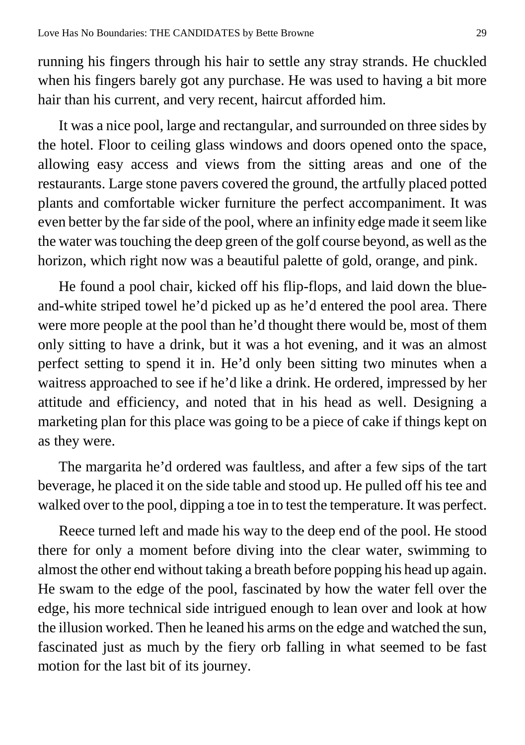running his fingers through his hair to settle any stray strands. He chuckled when his fingers barely got any purchase. He was used to having a bit more hair than his current, and very recent, haircut afforded him.

It was a nice pool, large and rectangular, and surrounded on three sides by the hotel. Floor to ceiling glass windows and doors opened onto the space, allowing easy access and views from the sitting areas and one of the restaurants. Large stone pavers covered the ground, the artfully placed potted plants and comfortable wicker furniture the perfect accompaniment. It was even better by the far side of the pool, where an infinity edge made it seem like the water was touching the deep green of the golf course beyond, as well as the horizon, which right now was a beautiful palette of gold, orange, and pink.

He found a pool chair, kicked off his flip-flops, and laid down the blue-and-white striped towel he'd picked up as he'd entered the pool area. There were more people at the pool than he'd thought there would be, most of them only sitting to have a drink, but it was a hot evening, and it was an almost perfect setting to spend it in. He'd only been sitting two minutes when a waitress approached to see if he'd like a drink. He ordered, impressed by her attitude and efficiency, and noted that in his head as well. Designing a marketing plan for this place was going to be a piece of cake if things kept on as they were.

The margarita he'd ordered was faultless, and after a few sips of the tart beverage, he placed it on the side table and stood up. He pulled off his tee and walked over to the pool, dipping a toe in to test the temperature. It was perfect.

Reece turned left and made his way to the deep end of the pool. He stood there for only a moment before diving into the clear water, swimming to almost the other end without taking a breath before popping his head up again. He swam to the edge of the pool, fascinated by how the water fell over the edge, his more technical side intrigued enough to lean over and look at how the illusion worked. Then he leaned his arms on the edge and watched the sun, fascinated just as much by the fiery orb falling in what seemed to be fast motion for the last bit of its journey.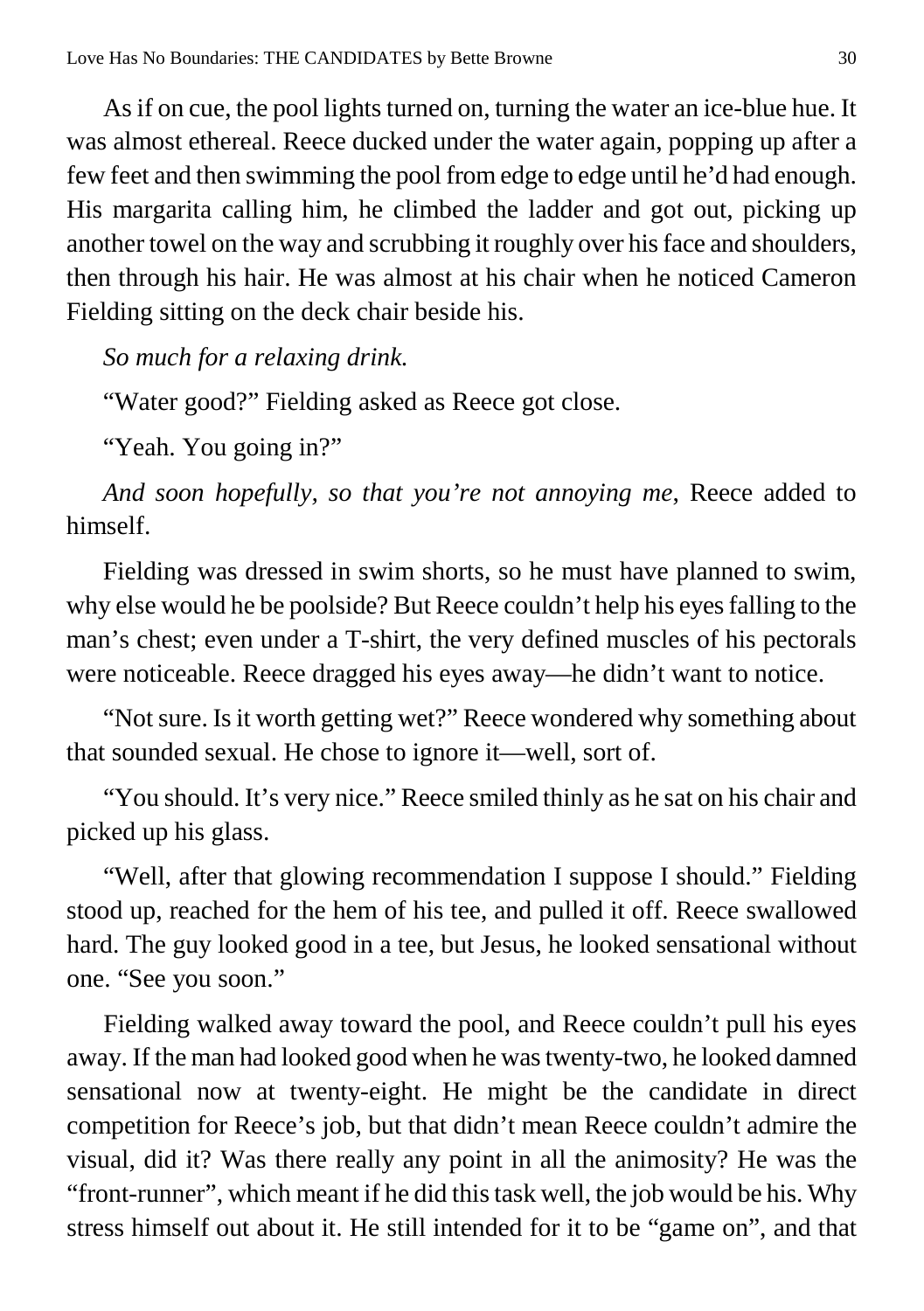As if on cue, the pool lights turned on, turning the water an ice-blue hue. It was almost ethereal. Reece ducked under the water again, popping up after a few feet and then swimming the pool from edge to edge until he'd had enough. His margarita calling him, he climbed the ladder and got out, picking up another towel on the way and scrubbing it roughly over his face and shoulders, then through his hair. He was almost at his chair when he noticed Cameron Fielding sitting on the deck chair beside his.

*So much for a relaxing drink.*

"Water good?" Fielding asked as Reece got close.

"Yeah. You going in?"

*And soon hopefully, so that you're not annoying me*, Reece added to himself.

Fielding was dressed in swim shorts, so he must have planned to swim, why else would he be poolside? But Reece couldn't help his eyes falling to the man's chest; even under a T-shirt, the very defined muscles of his pectorals were noticeable. Reece dragged his eyes away—he didn't want to notice.

"Not sure. Is it worth getting wet?" Reece wondered why something about that sounded sexual. He chose to ignore it—well, sort of.

"You should. It's very nice." Reece smiled thinly as he sat on his chair and picked up his glass.

"Well, after that glowing recommendation I suppose I should." Fielding stood up, reached for the hem of his tee, and pulled it off. Reece swallowed hard. The guy looked good in a tee, but Jesus, he looked sensational without one. "See you soon."

Fielding walked away toward the pool, and Reece couldn't pull his eyes away. If the man had looked good when he was twenty-two, he looked damned sensational now at twenty-eight. He might be the candidate in direct competition for Reece's job, but that didn't mean Reece couldn't admire the visual, did it? Was there really any point in all the animosity? He was the "front-runner", which meant if he did this task well, the job would be his. Why stress himself out about it. He still intended for it to be "game on", and that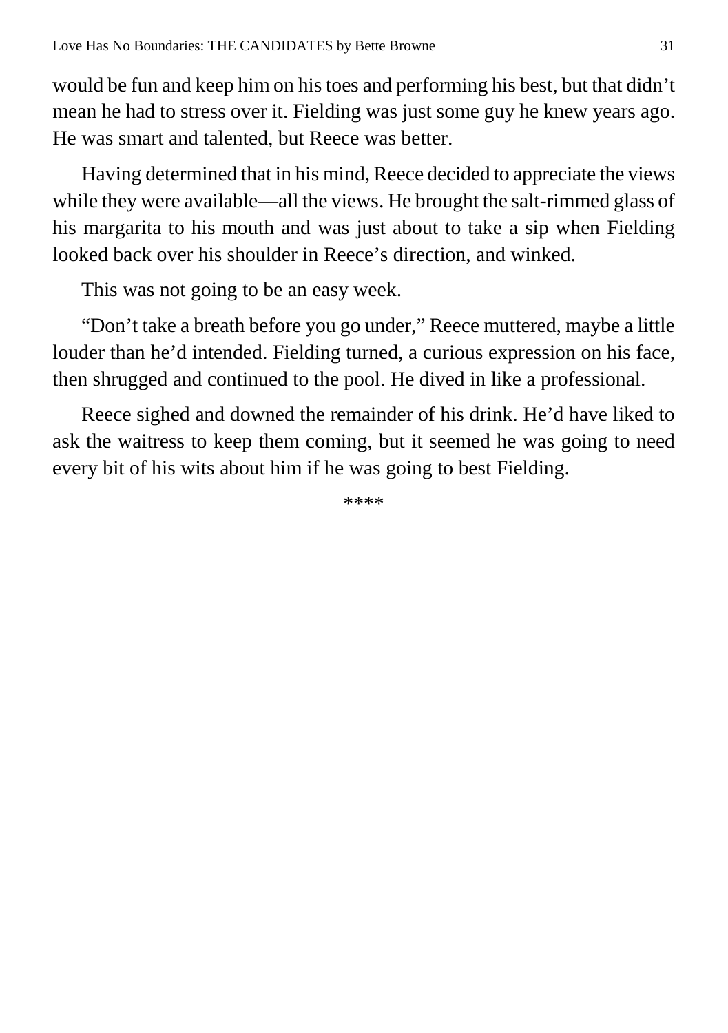would be fun and keep him on his toes and performing his best, but that didn't mean he had to stress over it. Fielding was just some guy he knew years ago. He was smart and talented, but Reece was better.

Having determined that in his mind, Reece decided to appreciate the views while they were available—all the views. He brought the salt-rimmed glass of his margarita to his mouth and was just about to take a sip when Fielding looked back over his shoulder in Reece's direction, and winked.

This was not going to be an easy week.

"Don't take a breath before you go under," Reece muttered, maybe a little louder than he'd intended. Fielding turned, a curious expression on his face, then shrugged and continued to the pool. He dived in like a professional.

Reece sighed and downed the remainder of his drink. He'd have liked to ask the waitress to keep them coming, but it seemed he was going to need every bit of his wits about him if he was going to best Fielding.

****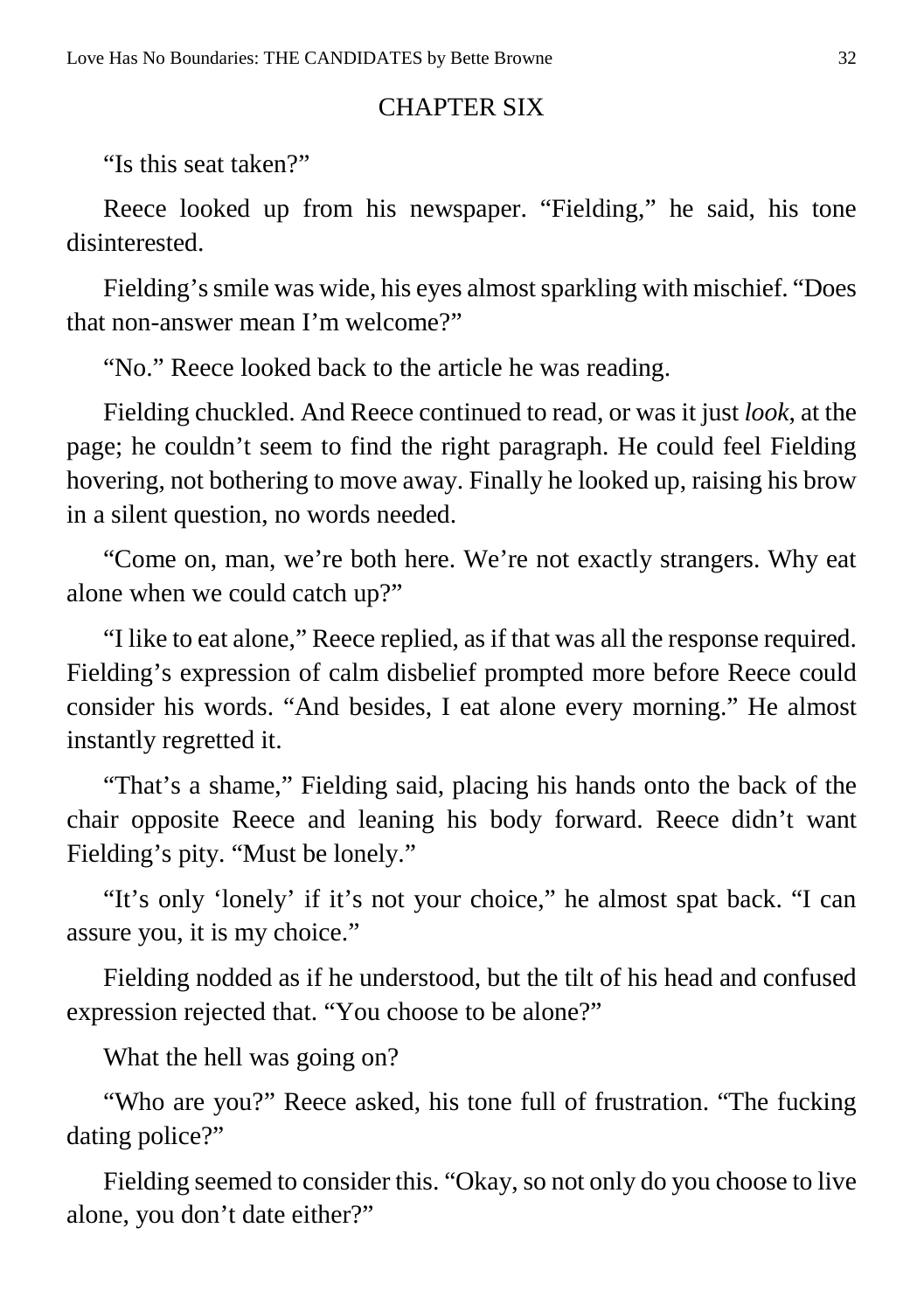## CHAPTER SIX

"Is this seat taken?"

Reece looked up from his newspaper. "Fielding," he said, his tone disinterested.

Fielding's smile was wide, his eyes almost sparkling with mischief. "Does that non-answer mean I'm welcome?"

"No." Reece looked back to the article he was reading.

Fielding chuckled. And Reece continued to read, or was it just *look,* at the page; he couldn't seem to find the right paragraph. He could feel Fielding hovering, not bothering to move away. Finally he looked up, raising his brow in a silent question, no words needed.

"Come on, man, we're both here. We're not exactly strangers. Why eat alone when we could catch up?"

"I like to eat alone," Reece replied, as if that was all the response required. Fielding's expression of calm disbelief prompted more before Reece could consider his words. "And besides, I eat alone every morning." He almost instantly regretted it.

"That's a shame," Fielding said, placing his hands onto the back of the chair opposite Reece and leaning his body forward. Reece didn't want Fielding's pity. "Must be lonely."

"It's only 'lonely' if it's not your choice," he almost spat back. "I can assure you, it is my choice."

Fielding nodded as if he understood, but the tilt of his head and confused expression rejected that. "You choose to be alone?"

What the hell was going on?

"Who are you?" Reece asked, his tone full of frustration. "The fucking dating police?"

Fielding seemed to consider this. "Okay, so not only do you choose to live alone, you don't date either?"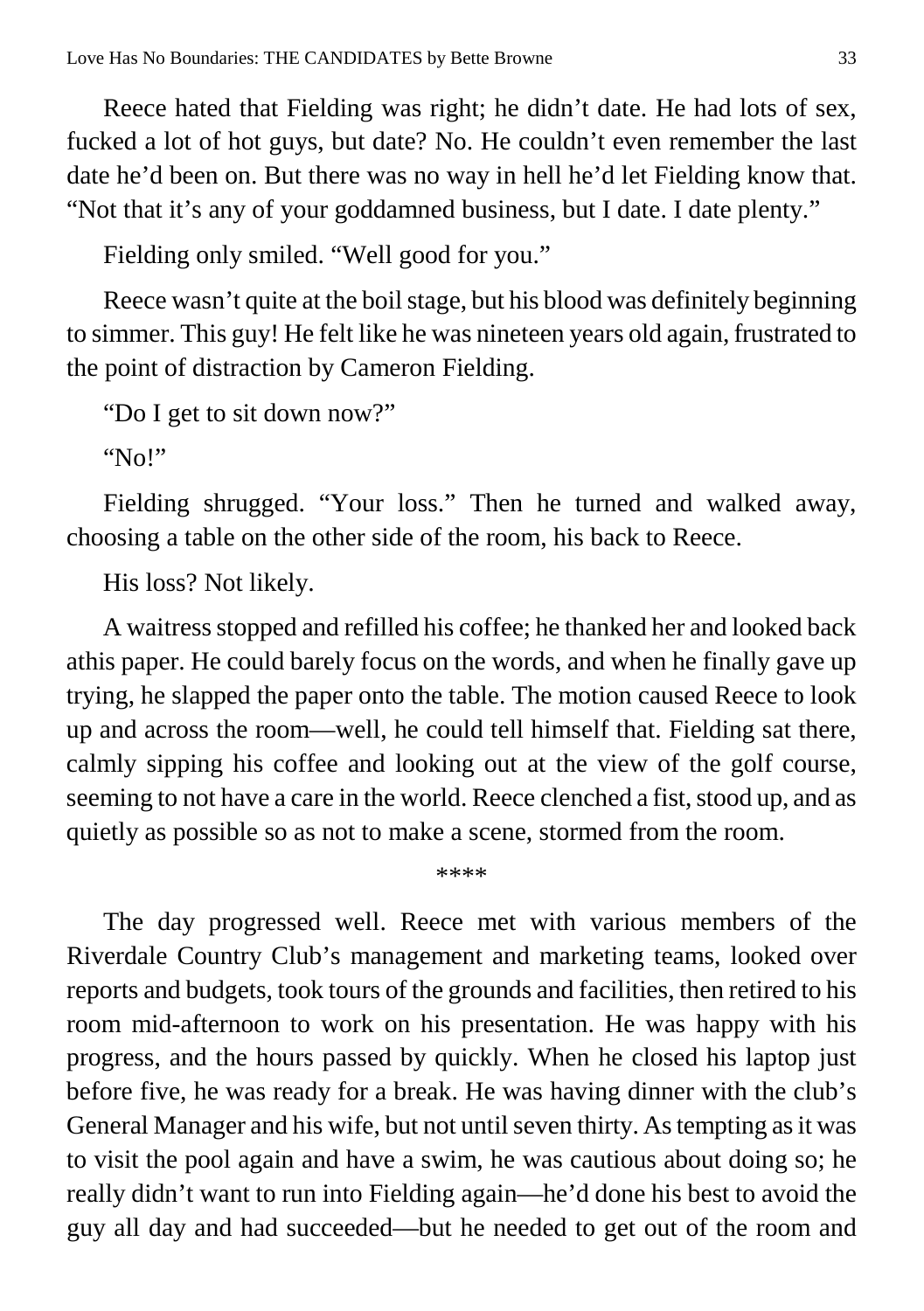Reece hated that Fielding was right; he didn't date. He had lots of sex, fucked a lot of hot guys, but date? No. He couldn't even remember the last date he'd been on. But there was no way in hell he'd let Fielding know that. "Not that it's any of your goddamned business, but I date. I date plenty."

Fielding only smiled. "Well good for you."

Reece wasn't quite at the boil stage, but his blood was definitely beginning to simmer. This guy! He felt like he was nineteen years old again, frustrated to the point of distraction by Cameron Fielding.

"Do I get to sit down now?"

"No!"

Fielding shrugged. "Your loss." Then he turned and walked away, choosing a table on the other side of the room, his back to Reece.

His loss? Not likely.

A waitress stopped and refilled his coffee; he thanked her and looked back athis paper. He could barely focus on the words, and when he finally gave up trying, he slapped the paper onto the table. The motion caused Reece to look up and across the room—well, he could tell himself that. Fielding sat there, calmly sipping his coffee and looking out at the view of the golf course, seeming to not have a care in the world. Reece clenched a fist, stood up, and as quietly as possible so as not to make a scene, stormed from the room.

****

The day progressed well. Reece met with various members of the Riverdale Country Club's management and marketing teams, looked over reports and budgets, took tours of the grounds and facilities, then retired to his room mid-afternoon to work on his presentation. He was happy with his progress, and the hours passed by quickly. When he closed his laptop just before five, he was ready for a break. He was having dinner with the club's General Manager and his wife, but not until seven thirty. As tempting as it was to visit the pool again and have a swim, he was cautious about doing so; he really didn't want to run into Fielding again—he'd done his best to avoid the guy all day and had succeeded—but he needed to get out of the room and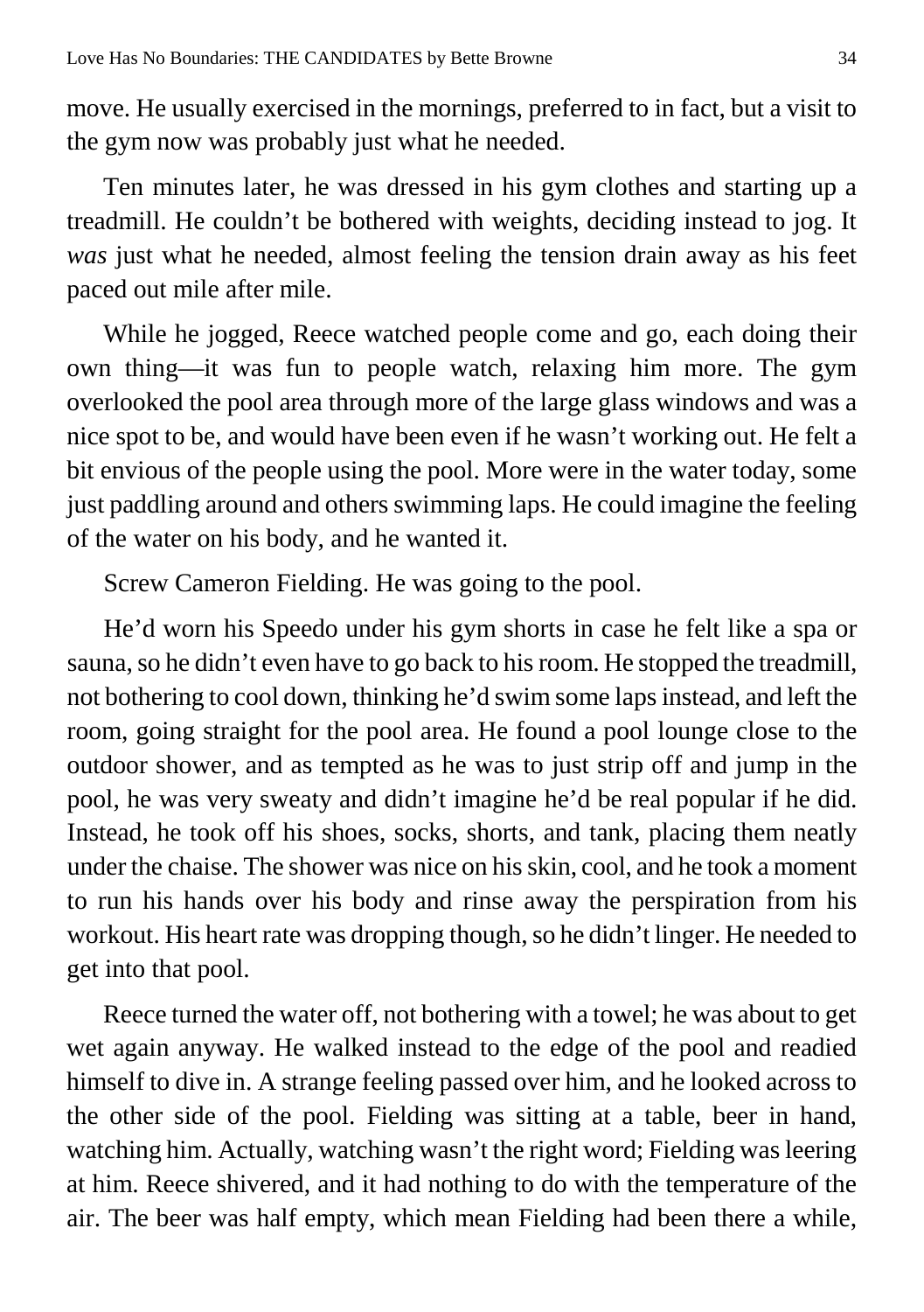move. He usually exercised in the mornings, preferred to in fact, but a visit to the gym now was probably just what he needed.

Ten minutes later, he was dressed in his gym clothes and starting up a treadmill. He couldn't be bothered with weights, deciding instead to jog. It *was* just what he needed, almost feeling the tension drain away as his feet paced out mile after mile.

While he jogged, Reece watched people come and go, each doing their own thing—it was fun to people watch, relaxing him more. The gym overlooked the pool area through more of the large glass windows and was a nice spot to be, and would have been even if he wasn't working out. He felt a bit envious of the people using the pool. More were in the water today, some just paddling around and others swimming laps. He could imagine the feeling of the water on his body, and he wanted it.

Screw Cameron Fielding. He was going to the pool.

He'd worn his Speedo under his gym shorts in case he felt like a spa or sauna, so he didn't even have to go back to his room. He stopped the treadmill, not bothering to cool down, thinking he'd swim some laps instead, and left the room, going straight for the pool area. He found a pool lounge close to the outdoor shower, and as tempted as he was to just strip off and jump in the pool, he was very sweaty and didn't imagine he'd be real popular if he did. Instead, he took off his shoes, socks, shorts, and tank, placing them neatly under the chaise. The shower was nice on his skin, cool, and he took a moment to run his hands over his body and rinse away the perspiration from his workout. His heart rate was dropping though, so he didn't linger. He needed to get into that pool.

Reece turned the water off, not bothering with a towel; he was about to get wet again anyway. He walked instead to the edge of the pool and readied himself to dive in. A strange feeling passed over him, and he looked across to the other side of the pool. Fielding was sitting at a table, beer in hand, watching him. Actually, watching wasn't the right word; Fielding was leering at him. Reece shivered, and it had nothing to do with the temperature of the air. The beer was half empty, which mean Fielding had been there a while,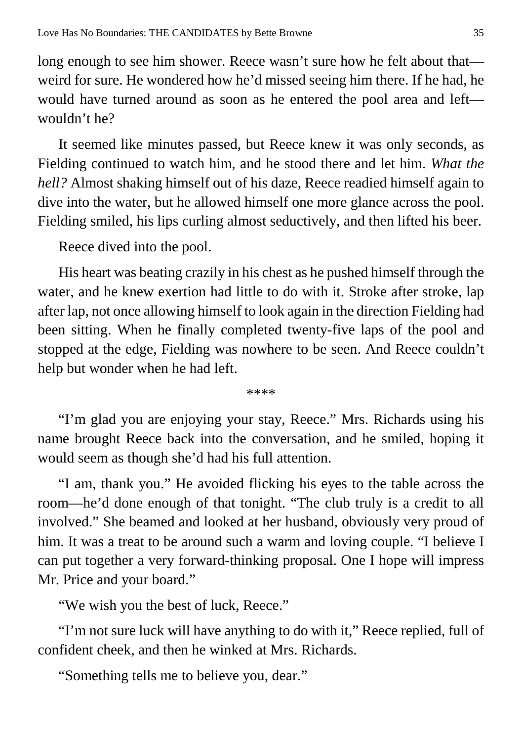long enough to see him shower. Reece wasn't sure how he felt about that—weird for sure. He wondered how he'd missed seeing him there. If he had, he would have turned around as soon as he entered the pool area and left—wouldn't he?

It seemed like minutes passed, but Reece knew it was only seconds, as Fielding continued to watch him, and he stood there and let him. *What the hell?* Almost shaking himself out of his daze, Reece readied himself again to dive into the water, but he allowed himself one more glance across the pool. Fielding smiled, his lips curling almost seductively, and then lifted his beer.

Reece dived into the pool.

His heart was beating crazily in his chest as he pushed himself through the water, and he knew exertion had little to do with it. Stroke after stroke, lap after lap, not once allowing himself to look again in the direction Fielding had been sitting. When he finally completed twenty-five laps of the pool and stopped at the edge, Fielding was nowhere to be seen. And Reece couldn't help but wonder when he had left.

****

"I'm glad you are enjoying your stay, Reece." Mrs. Richards using his name brought Reece back into the conversation, and he smiled, hoping it would seem as though she'd had his full attention.

"I am, thank you." He avoided flicking his eyes to the table across the room—he'd done enough of that tonight. "The club truly is a credit to all involved." She beamed and looked at her husband, obviously very proud of him. It was a treat to be around such a warm and loving couple. "I believe I can put together a very forward-thinking proposal. One I hope will impress Mr. Price and your board."

"We wish you the best of luck, Reece."

"I'm not sure luck will have anything to do with it," Reece replied, full of confident cheek, and then he winked at Mrs. Richards.

"Something tells me to believe you, dear."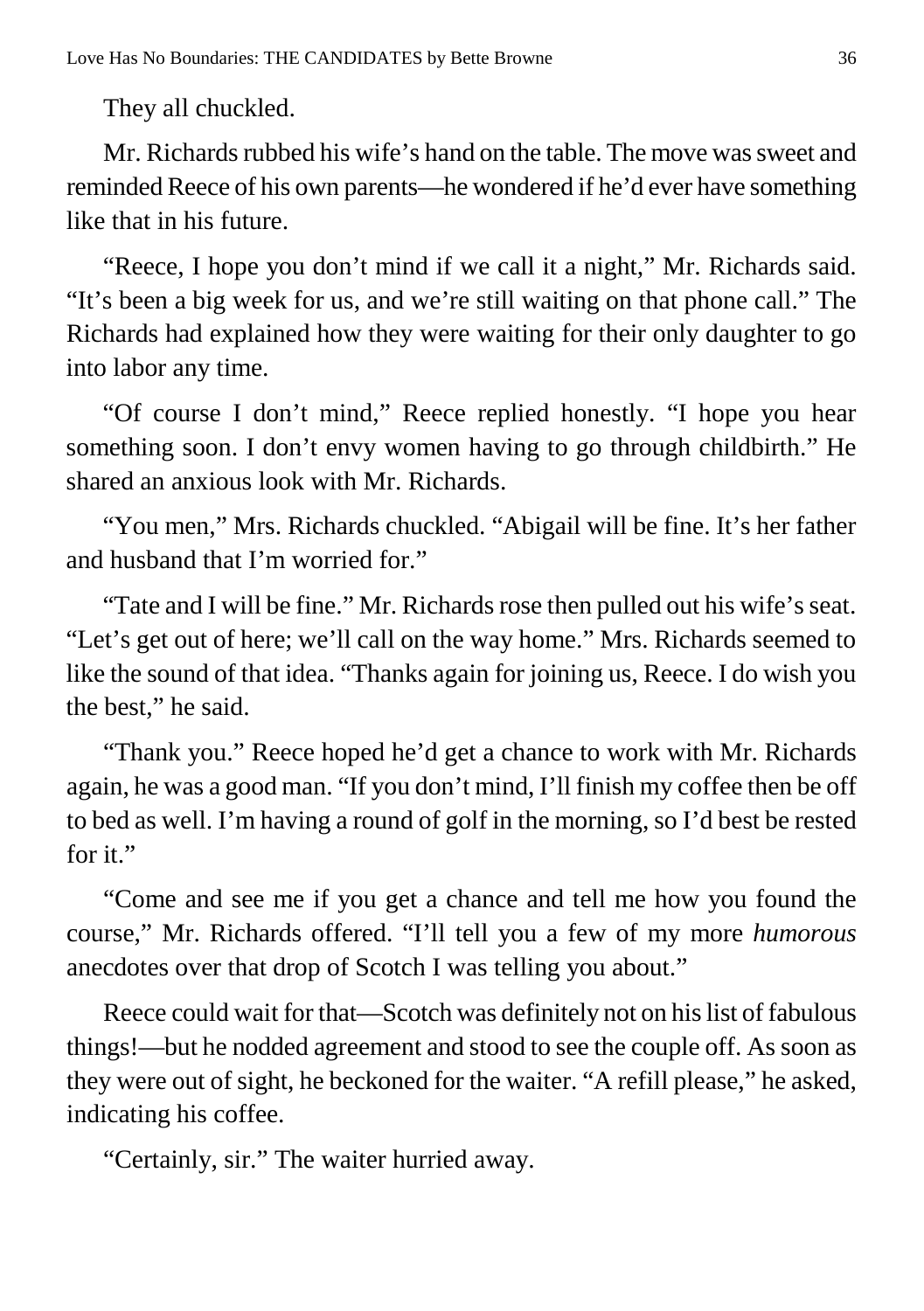They all chuckled.

Mr. Richards rubbed his wife's hand on the table. The move was sweet and reminded Reece of his own parents—he wondered if he'd ever have something like that in his future.

"Reece, I hope you don't mind if we call it a night," Mr. Richards said. "It's been a big week for us, and we're still waiting on that phone call." The Richards had explained how they were waiting for their only daughter to go into labor any time.

"Of course I don't mind," Reece replied honestly. "I hope you hear something soon. I don't envy women having to go through childbirth." He shared an anxious look with Mr. Richards.

"You men," Mrs. Richards chuckled. "Abigail will be fine. It's her father and husband that I'm worried for."

"Tate and I will be fine." Mr. Richards rose then pulled out his wife's seat. "Let's get out of here; we'll call on the way home." Mrs. Richards seemed to like the sound of that idea. "Thanks again for joining us, Reece. I do wish you the best," he said.

"Thank you." Reece hoped he'd get a chance to work with Mr. Richards again, he was a good man. "If you don't mind, I'll finish my coffee then be off to bed as well. I'm having a round of golf in the morning, so I'd best be rested for it."

"Come and see me if you get a chance and tell me how you found the course," Mr. Richards offered. "I'll tell you a few of my more *humorous* anecdotes over that drop of Scotch I was telling you about."

Reece could wait for that—Scotch was definitely not on his list of fabulous things!—but he nodded agreement and stood to see the couple off. As soon as they were out of sight, he beckoned for the waiter. "A refill please," he asked, indicating his coffee.

"Certainly, sir." The waiter hurried away.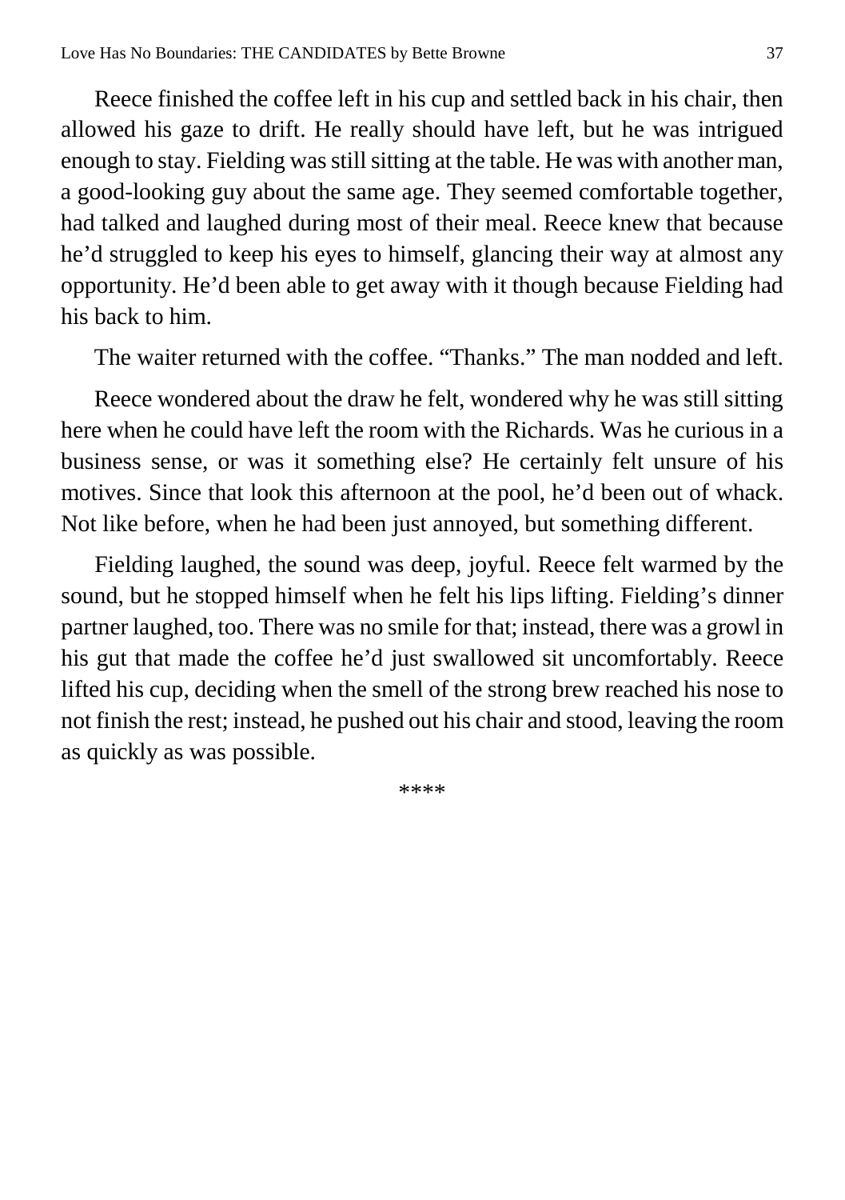Reece finished the coffee left in his cup and settled back in his chair, then allowed his gaze to drift. He really should have left, but he was intrigued enough to stay. Fielding was still sitting at the table. He was with another man, a good-looking guy about the same age. They seemed comfortable together, had talked and laughed during most of their meal. Reece knew that because he'd struggled to keep his eyes to himself, glancing their way at almost any opportunity. He'd been able to get away with it though because Fielding had his back to him.

The waiter returned with the coffee. "Thanks." The man nodded and left.

Reece wondered about the draw he felt, wondered why he was still sitting here when he could have left the room with the Richards. Was he curious in a business sense, or was it something else? He certainly felt unsure of his motives. Since that look this afternoon at the pool, he'd been out of whack. Not like before, when he had been just annoyed, but something different.

Fielding laughed, the sound was deep, joyful. Reece felt warmed by the sound, but he stopped himself when he felt his lips lifting. Fielding's dinner partner laughed, too. There was no smile for that; instead, there was a growl in his gut that made the coffee he'd just swallowed sit uncomfortably. Reece lifted his cup, deciding when the smell of the strong brew reached his nose to not finish the rest; instead, he pushed out his chair and stood, leaving the room as quickly as was possible.

****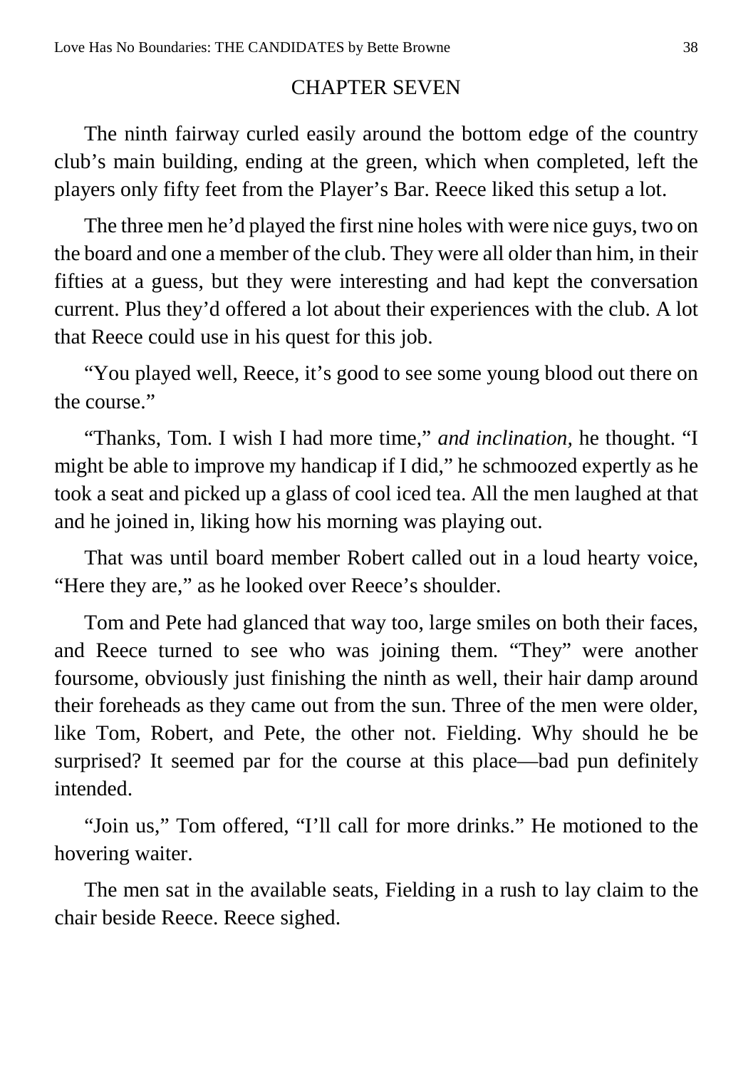## CHAPTER SEVEN

The ninth fairway curled easily around the bottom edge of the country club's main building, ending at the green, which when completed, left the players only fifty feet from the Player's Bar. Reece liked this setup a lot.

The three men he'd played the first nine holes with were nice guys, two on the board and one a member of the club. They were all older than him, in their fifties at a guess, but they were interesting and had kept the conversation current. Plus they'd offered a lot about their experiences with the club. A lot that Reece could use in his quest for this job.

"You played well, Reece, it's good to see some young blood out there on the course."

"Thanks, Tom. I wish I had more time," *and inclination,* he thought. "I might be able to improve my handicap if I did," he schmoozed expertly as he took a seat and picked up a glass of cool iced tea. All the men laughed at that and he joined in, liking how his morning was playing out.

That was until board member Robert called out in a loud hearty voice, "Here they are," as he looked over Reece's shoulder.

Tom and Pete had glanced that way too, large smiles on both their faces, and Reece turned to see who was joining them. "They" were another foursome, obviously just finishing the ninth as well, their hair damp around their foreheads as they came out from the sun. Three of the men were older, like Tom, Robert, and Pete, the other not. Fielding. Why should he be surprised? It seemed par for the course at this place—bad pun definitely intended.

"Join us," Tom offered, "I'll call for more drinks." He motioned to the hovering waiter.

The men sat in the available seats, Fielding in a rush to lay claim to the chair beside Reece. Reece sighed.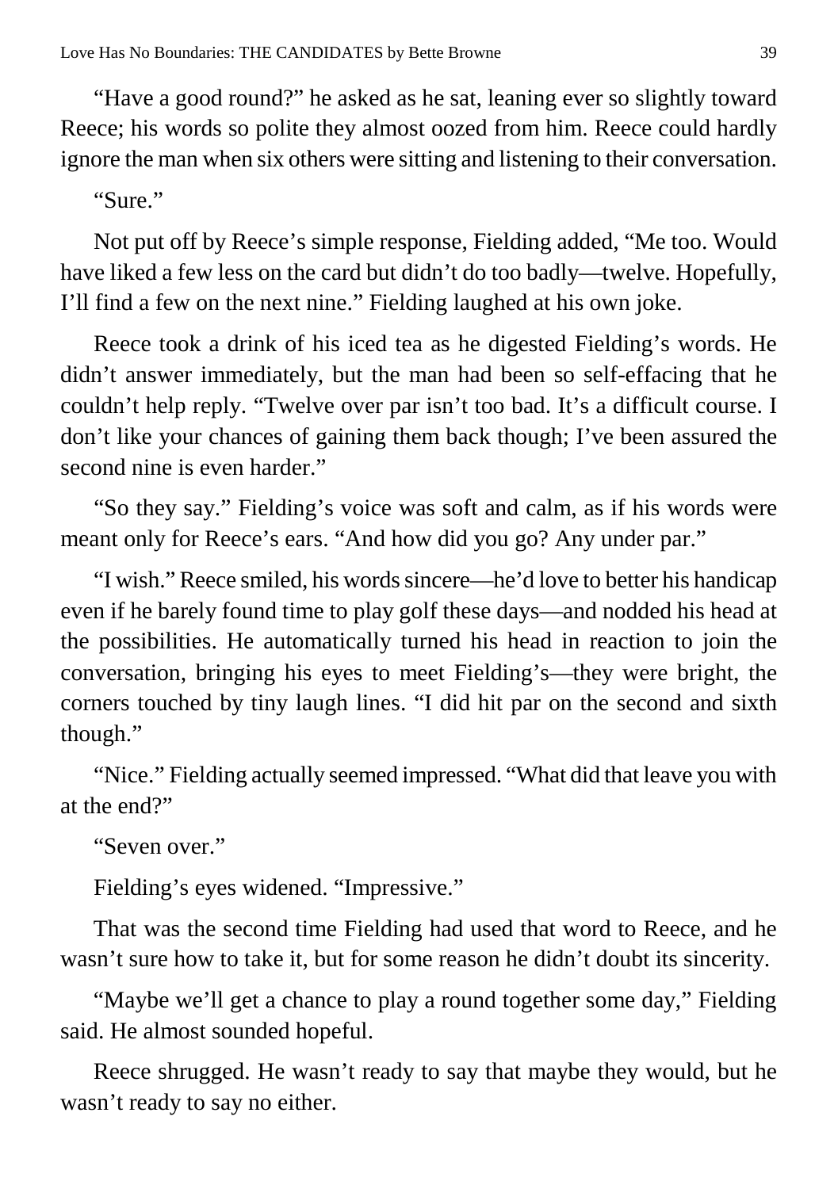"Have a good round?" he asked as he sat, leaning ever so slightly toward Reece; his words so polite they almost oozed from him. Reece could hardly ignore the man when six others were sitting and listening to their conversation.

"Sure."

Not put off by Reece's simple response, Fielding added, "Me too. Would have liked a few less on the card but didn't do too badly—twelve. Hopefully, I'll find a few on the next nine." Fielding laughed at his own joke.

Reece took a drink of his iced tea as he digested Fielding's words. He didn't answer immediately, but the man had been so self-effacing that he couldn't help reply. "Twelve over par isn't too bad. It's a difficult course. I don't like your chances of gaining them back though; I've been assured the second nine is even harder."

"So they say." Fielding's voice was soft and calm, as if his words were meant only for Reece's ears. "And how did you go? Any under par."

"I wish." Reece smiled, his words sincere—he'd love to better his handicap even if he barely found time to play golf these days—and nodded his head at the possibilities. He automatically turned his head in reaction to join the conversation, bringing his eyes to meet Fielding's—they were bright, the corners touched by tiny laugh lines. "I did hit par on the second and sixth though."

"Nice." Fielding actually seemed impressed. "What did that leave you with at the end?"

"Seven over."

Fielding's eyes widened. "Impressive."

That was the second time Fielding had used that word to Reece, and he wasn't sure how to take it, but for some reason he didn't doubt its sincerity.

"Maybe we'll get a chance to play a round together some day," Fielding said. He almost sounded hopeful.

Reece shrugged. He wasn't ready to say that maybe they would, but he wasn't ready to say no either.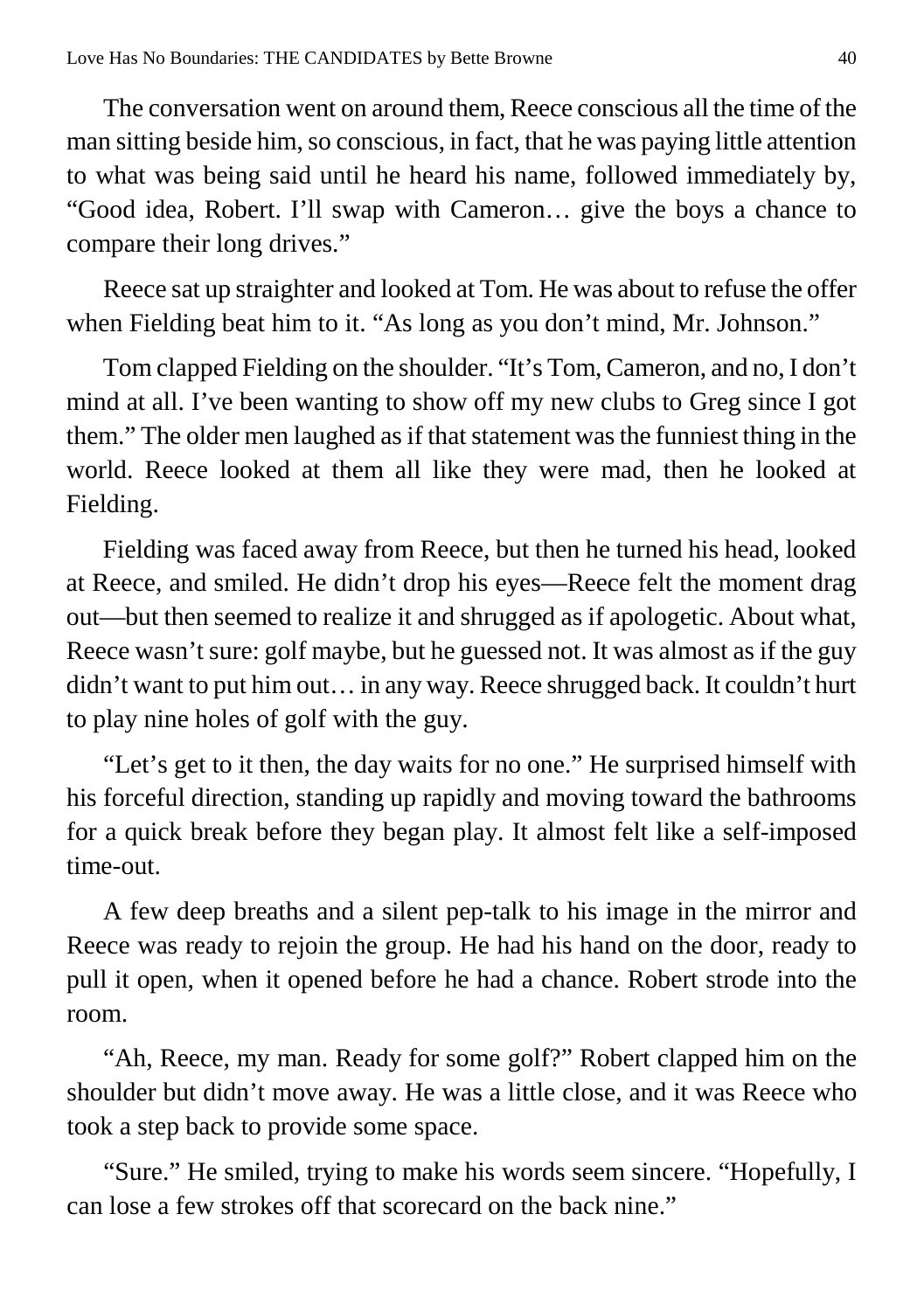The conversation went on around them, Reece conscious all the time of the man sitting beside him, so conscious, in fact, that he was paying little attention to what was being said until he heard his name, followed immediately by, "Good idea, Robert. I'll swap with Cameron… give the boys a chance to compare their long drives."

Reece sat up straighter and looked at Tom. He was about to refuse the offer when Fielding beat him to it. "As long as you don't mind, Mr. Johnson."

Tom clapped Fielding on the shoulder. "It's Tom, Cameron, and no, I don't mind at all. I've been wanting to show off my new clubs to Greg since I got them." The older men laughed as if that statement was the funniest thing in the world. Reece looked at them all like they were mad, then he looked at Fielding.

Fielding was faced away from Reece, but then he turned his head, looked at Reece, and smiled. He didn't drop his eyes—Reece felt the moment drag out—but then seemed to realize it and shrugged as if apologetic. About what, Reece wasn't sure: golf maybe, but he guessed not. It was almost as if the guy didn't want to put him out… in any way. Reece shrugged back. It couldn't hurt to play nine holes of golf with the guy.

"Let's get to it then, the day waits for no one." He surprised himself with his forceful direction, standing up rapidly and moving toward the bathrooms for a quick break before they began play. It almost felt like a self-imposed time-out.

A few deep breaths and a silent pep-talk to his image in the mirror and Reece was ready to rejoin the group. He had his hand on the door, ready to pull it open, when it opened before he had a chance. Robert strode into the room.

"Ah, Reece, my man. Ready for some golf?" Robert clapped him on the shoulder but didn't move away. He was a little close, and it was Reece who took a step back to provide some space.

"Sure." He smiled, trying to make his words seem sincere. "Hopefully, I can lose a few strokes off that scorecard on the back nine."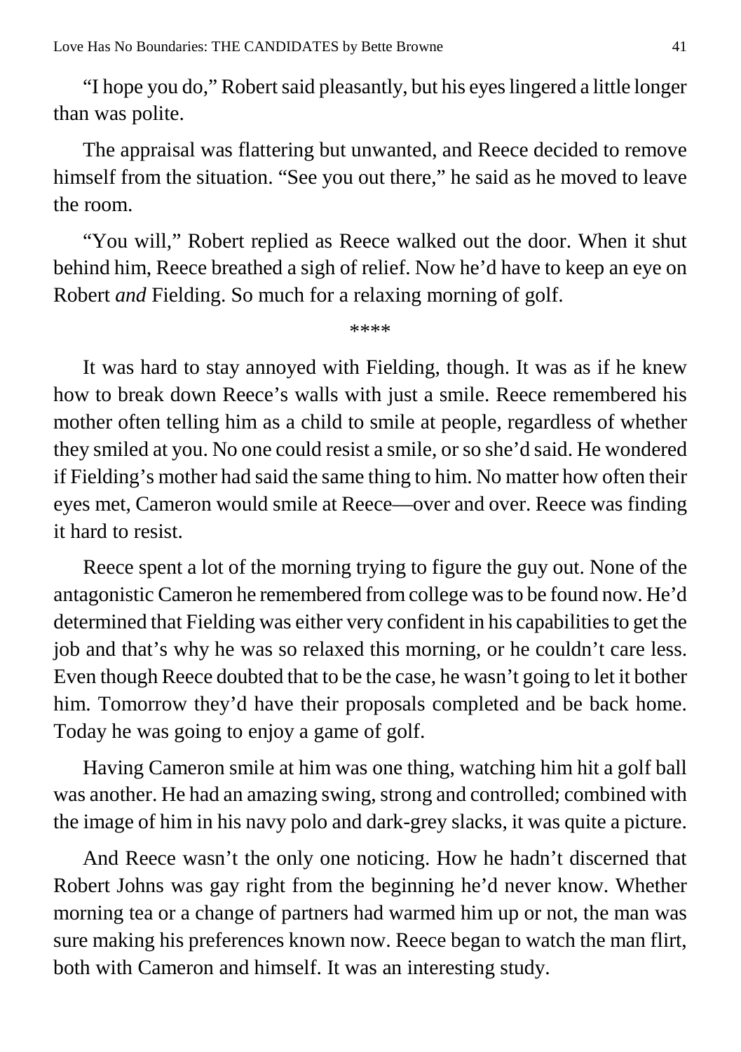"I hope you do," Robert said pleasantly, but his eyes lingered a little longer than was polite.

The appraisal was flattering but unwanted, and Reece decided to remove himself from the situation. "See you out there," he said as he moved to leave the room.

"You will," Robert replied as Reece walked out the door. When it shut behind him, Reece breathed a sigh of relief. Now he'd have to keep an eye on Robert *and* Fielding. So much for a relaxing morning of golf.

\*\*\*\*

It was hard to stay annoyed with Fielding, though. It was as if he knew how to break down Reece's walls with just a smile. Reece remembered his mother often telling him as a child to smile at people, regardless of whether they smiled at you. No one could resist a smile, or so she'd said. He wondered if Fielding's mother had said the same thing to him. No matter how often their eyes met, Cameron would smile at Reece—over and over. Reece was finding it hard to resist.

Reece spent a lot of the morning trying to figure the guy out. None of the antagonistic Cameron he remembered from college was to be found now. He'd determined that Fielding was either very confident in his capabilities to get the job and that's why he was so relaxed this morning, or he couldn't care less. Even though Reece doubted that to be the case, he wasn't going to let it bother him. Tomorrow they'd have their proposals completed and be back home. Today he was going to enjoy a game of golf.

Having Cameron smile at him was one thing, watching him hit a golf ball was another. He had an amazing swing, strong and controlled; combined with the image of him in his navy polo and dark-grey slacks, it was quite a picture.

And Reece wasn't the only one noticing. How he hadn't discerned that Robert Johns was gay right from the beginning he'd never know. Whether morning tea or a change of partners had warmed him up or not, the man was sure making his preferences known now. Reece began to watch the man flirt, both with Cameron and himself. It was an interesting study.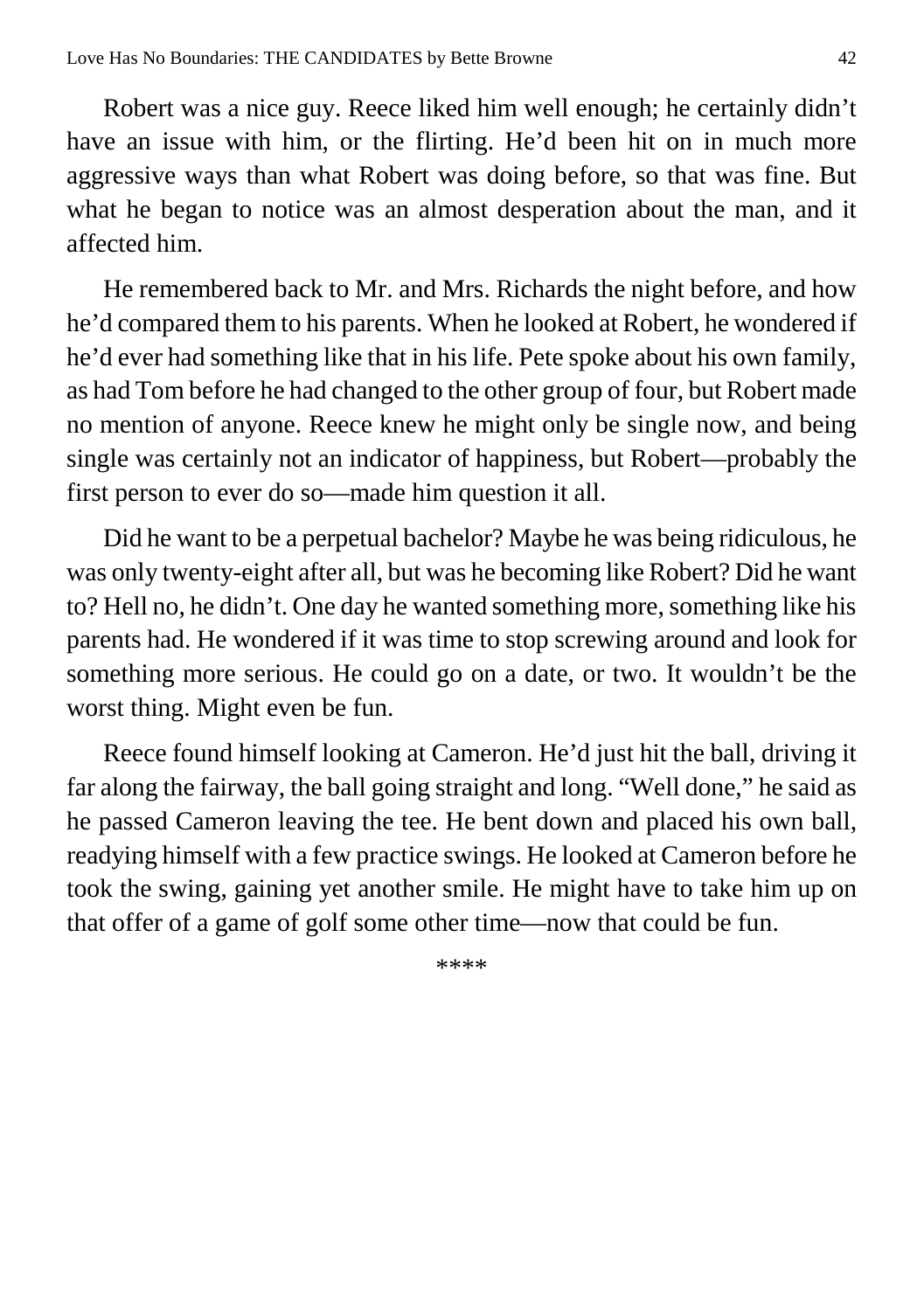Robert was a nice guy. Reece liked him well enough; he certainly didn't have an issue with him, or the flirting. He'd been hit on in much more aggressive ways than what Robert was doing before, so that was fine. But what he began to notice was an almost desperation about the man, and it affected him.

He remembered back to Mr. and Mrs. Richards the night before, and how he'd compared them to his parents. When he looked at Robert, he wondered if he'd ever had something like that in his life. Pete spoke about his own family, as had Tom before he had changed to the other group of four, but Robert made no mention of anyone. Reece knew he might only be single now, and being single was certainly not an indicator of happiness, but Robert—probably the first person to ever do so—made him question it all.

Did he want to be a perpetual bachelor? Maybe he was being ridiculous, he was only twenty-eight after all, but was he becoming like Robert? Did he want to? Hell no, he didn't. One day he wanted something more, something like his parents had. He wondered if it was time to stop screwing around and look for something more serious. He could go on a date, or two. It wouldn't be the worst thing. Might even be fun.

Reece found himself looking at Cameron. He'd just hit the ball, driving it far along the fairway, the ball going straight and long. "Well done," he said as he passed Cameron leaving the tee. He bent down and placed his own ball, readying himself with a few practice swings. He looked at Cameron before he took the swing, gaining yet another smile. He might have to take him up on that offer of a game of golf some other time—now that could be fun.

****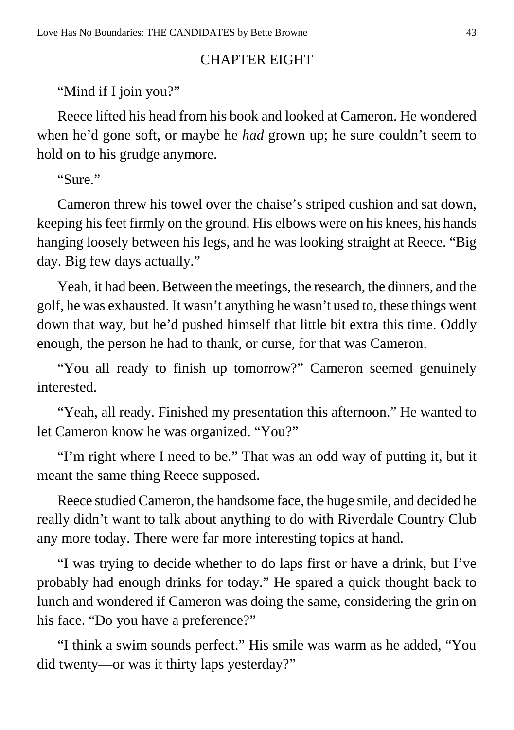## CHAPTER EIGHT

"Mind if I join you?"

Reece lifted his head from his book and looked at Cameron. He wondered when he'd gone soft, or maybe he *had* grown up; he sure couldn't seem to hold on to his grudge anymore.

"Sure."

Cameron threw his towel over the chaise's striped cushion and sat down, keeping his feet firmly on the ground. His elbows were on his knees, his hands hanging loosely between his legs, and he was looking straight at Reece. "Big day. Big few days actually."

Yeah, it had been. Between the meetings, the research, the dinners, and the golf, he was exhausted. It wasn't anything he wasn't used to, these things went down that way, but he'd pushed himself that little bit extra this time. Oddly enough, the person he had to thank, or curse, for that was Cameron.

"You all ready to finish up tomorrow?" Cameron seemed genuinely interested.

"Yeah, all ready. Finished my presentation this afternoon." He wanted to let Cameron know he was organized. "You?"

"I'm right where I need to be." That was an odd way of putting it, but it meant the same thing Reece supposed.

Reece studied Cameron, the handsome face, the huge smile, and decided he really didn't want to talk about anything to do with Riverdale Country Club any more today. There were far more interesting topics at hand.

"I was trying to decide whether to do laps first or have a drink, but I've probably had enough drinks for today." He spared a quick thought back to lunch and wondered if Cameron was doing the same, considering the grin on his face. "Do you have a preference?"

"I think a swim sounds perfect." His smile was warm as he added, "You did twenty—or was it thirty laps yesterday?"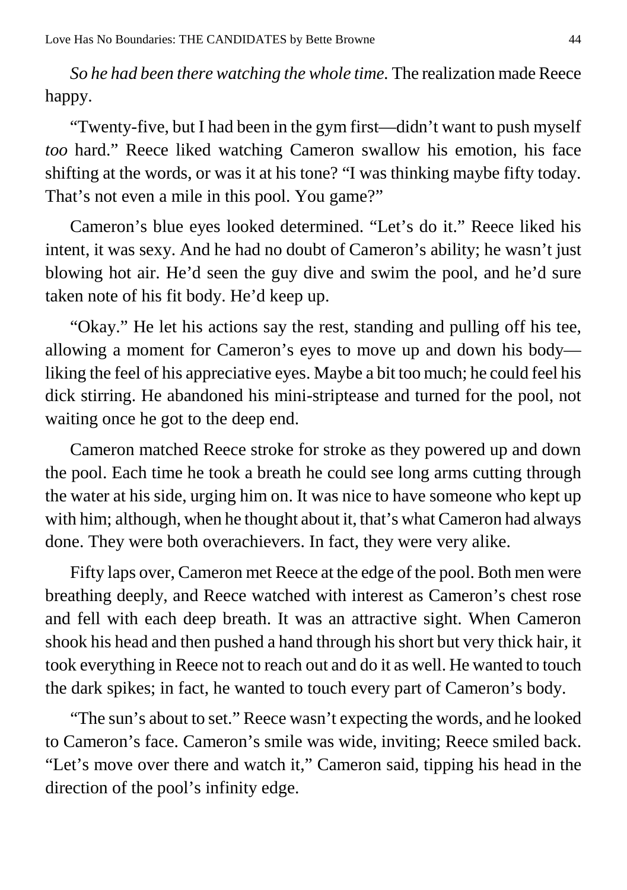*So he had been there watching the whole time.* The realization made Reece happy.

"Twenty-five, but I had been in the gym first—didn't want to push myself *too* hard." Reece liked watching Cameron swallow his emotion, his face shifting at the words, or was it at his tone? "I was thinking maybe fifty today. That's not even a mile in this pool. You game?"

Cameron's blue eyes looked determined. "Let's do it." Reece liked his intent, it was sexy. And he had no doubt of Cameron's ability; he wasn't just blowing hot air. He'd seen the guy dive and swim the pool, and he'd sure taken note of his fit body. He'd keep up.

"Okay." He let his actions say the rest, standing and pulling off his tee, allowing a moment for Cameron's eyes to move up and down his body—liking the feel of his appreciative eyes. Maybe a bit too much; he could feel his dick stirring. He abandoned his mini-striptease and turned for the pool, not waiting once he got to the deep end.

Cameron matched Reece stroke for stroke as they powered up and down the pool. Each time he took a breath he could see long arms cutting through the water at his side, urging him on. It was nice to have someone who kept up with him; although, when he thought about it, that's what Cameron had always done. They were both overachievers. In fact, they were very alike.

Fifty laps over, Cameron met Reece at the edge of the pool. Both men were breathing deeply, and Reece watched with interest as Cameron's chest rose and fell with each deep breath. It was an attractive sight. When Cameron shook his head and then pushed a hand through his short but very thick hair, it took everything in Reece not to reach out and do it as well. He wanted to touch the dark spikes; in fact, he wanted to touch every part of Cameron's body.

"The sun's about to set." Reece wasn't expecting the words, and he looked to Cameron's face. Cameron's smile was wide, inviting; Reece smiled back. "Let's move over there and watch it," Cameron said, tipping his head in the direction of the pool's infinity edge.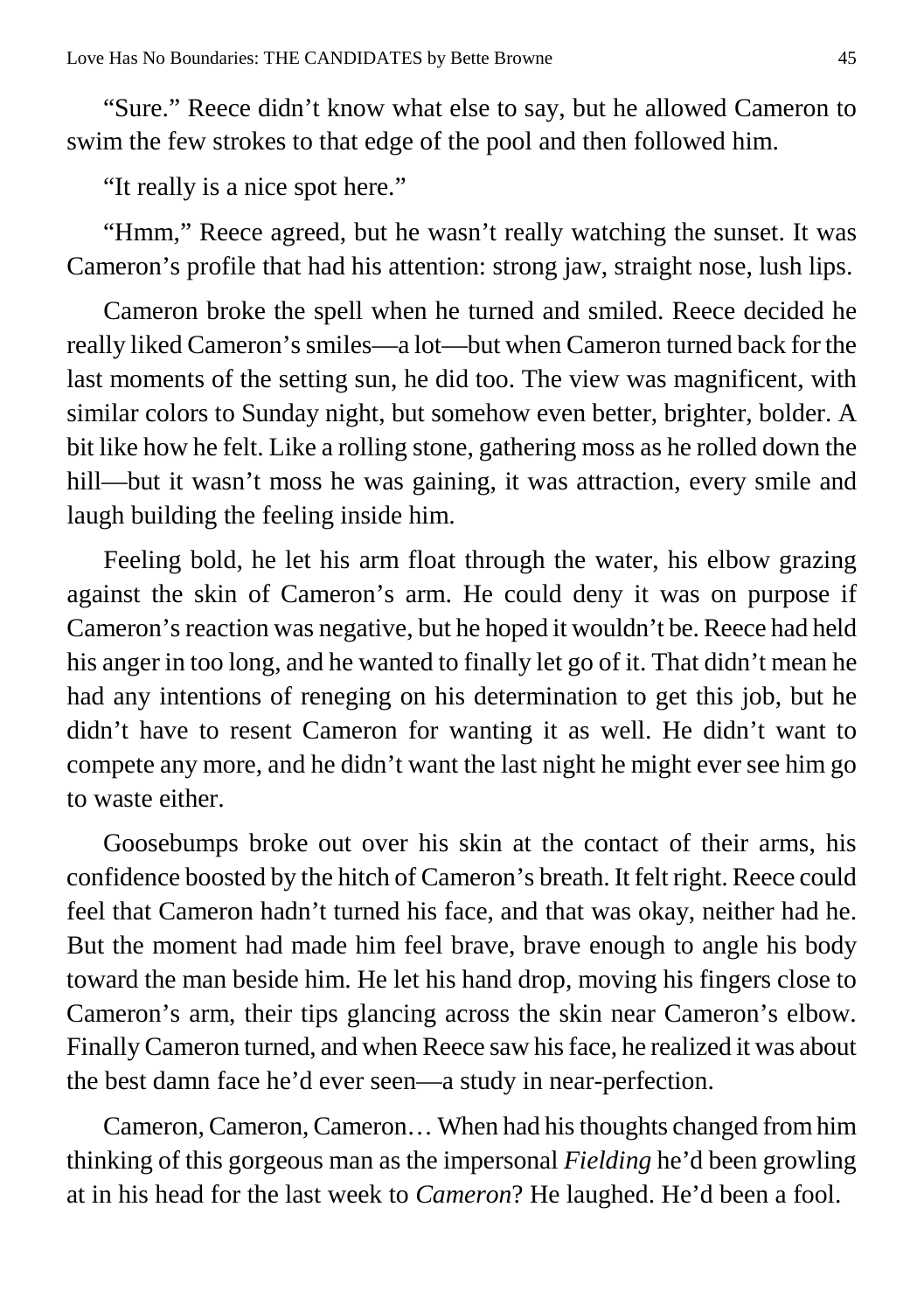"Sure." Reece didn't know what else to say, but he allowed Cameron to swim the few strokes to that edge of the pool and then followed him.

"It really is a nice spot here."

"Hmm," Reece agreed, but he wasn't really watching the sunset. It was Cameron's profile that had his attention: strong jaw, straight nose, lush lips.

Cameron broke the spell when he turned and smiled. Reece decided he really liked Cameron's smiles—a lot—but when Cameron turned back for the last moments of the setting sun, he did too. The view was magnificent, with similar colors to Sunday night, but somehow even better, brighter, bolder. A bit like how he felt. Like a rolling stone, gathering moss as he rolled down the hill—but it wasn't moss he was gaining, it was attraction, every smile and laugh building the feeling inside him.

Feeling bold, he let his arm float through the water, his elbow grazing against the skin of Cameron's arm. He could deny it was on purpose if Cameron's reaction was negative, but he hoped it wouldn't be. Reece had held his anger in too long, and he wanted to finally let go of it. That didn't mean he had any intentions of reneging on his determination to get this job, but he didn't have to resent Cameron for wanting it as well. He didn't want to compete any more, and he didn't want the last night he might ever see him go to waste either.

Goosebumps broke out over his skin at the contact of their arms, his confidence boosted by the hitch of Cameron's breath. It felt right. Reece could feel that Cameron hadn't turned his face, and that was okay, neither had he. But the moment had made him feel brave, brave enough to angle his body toward the man beside him. He let his hand drop, moving his fingers close to Cameron's arm, their tips glancing across the skin near Cameron's elbow. Finally Cameron turned, and when Reece saw his face, he realized it was about the best damn face he'd ever seen—a study in near-perfection.

Cameron, Cameron, Cameron… When had his thoughts changed from him thinking of this gorgeous man as the impersonal *Fielding* he'd been growling at in his head for the last week to *Cameron*? He laughed. He'd been a fool.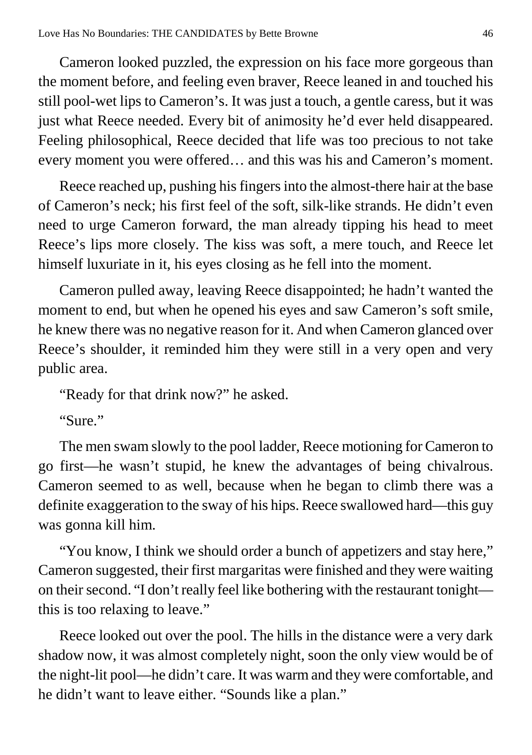Cameron looked puzzled, the expression on his face more gorgeous than the moment before, and feeling even braver, Reece leaned in and touched his still pool-wet lips to Cameron's. It was just a touch, a gentle caress, but it was just what Reece needed. Every bit of animosity he'd ever held disappeared. Feeling philosophical, Reece decided that life was too precious to not take every moment you were offered… and this was his and Cameron's moment.

Reece reached up, pushing his fingers into the almost-there hair at the base of Cameron's neck; his first feel of the soft, silk-like strands. He didn't even need to urge Cameron forward, the man already tipping his head to meet Reece's lips more closely. The kiss was soft, a mere touch, and Reece let himself luxuriate in it, his eyes closing as he fell into the moment.

Cameron pulled away, leaving Reece disappointed; he hadn't wanted the moment to end, but when he opened his eyes and saw Cameron's soft smile, he knew there was no negative reason for it. And when Cameron glanced over Reece's shoulder, it reminded him they were still in a very open and very public area.

"Ready for that drink now?" he asked.

"Sure."

The men swam slowly to the pool ladder, Reece motioning for Cameron to go first—he wasn't stupid, he knew the advantages of being chivalrous. Cameron seemed to as well, because when he began to climb there was a definite exaggeration to the sway of his hips. Reece swallowed hard—this guy was gonna kill him.

"You know, I think we should order a bunch of appetizers and stay here," Cameron suggested, their first margaritas were finished and they were waiting on their second. "I don't really feel like bothering with the restaurant tonight—this is too relaxing to leave."

Reece looked out over the pool. The hills in the distance were a very dark shadow now, it was almost completely night, soon the only view would be of the night-lit pool—he didn't care. It was warm and they were comfortable, and he didn't want to leave either. "Sounds like a plan."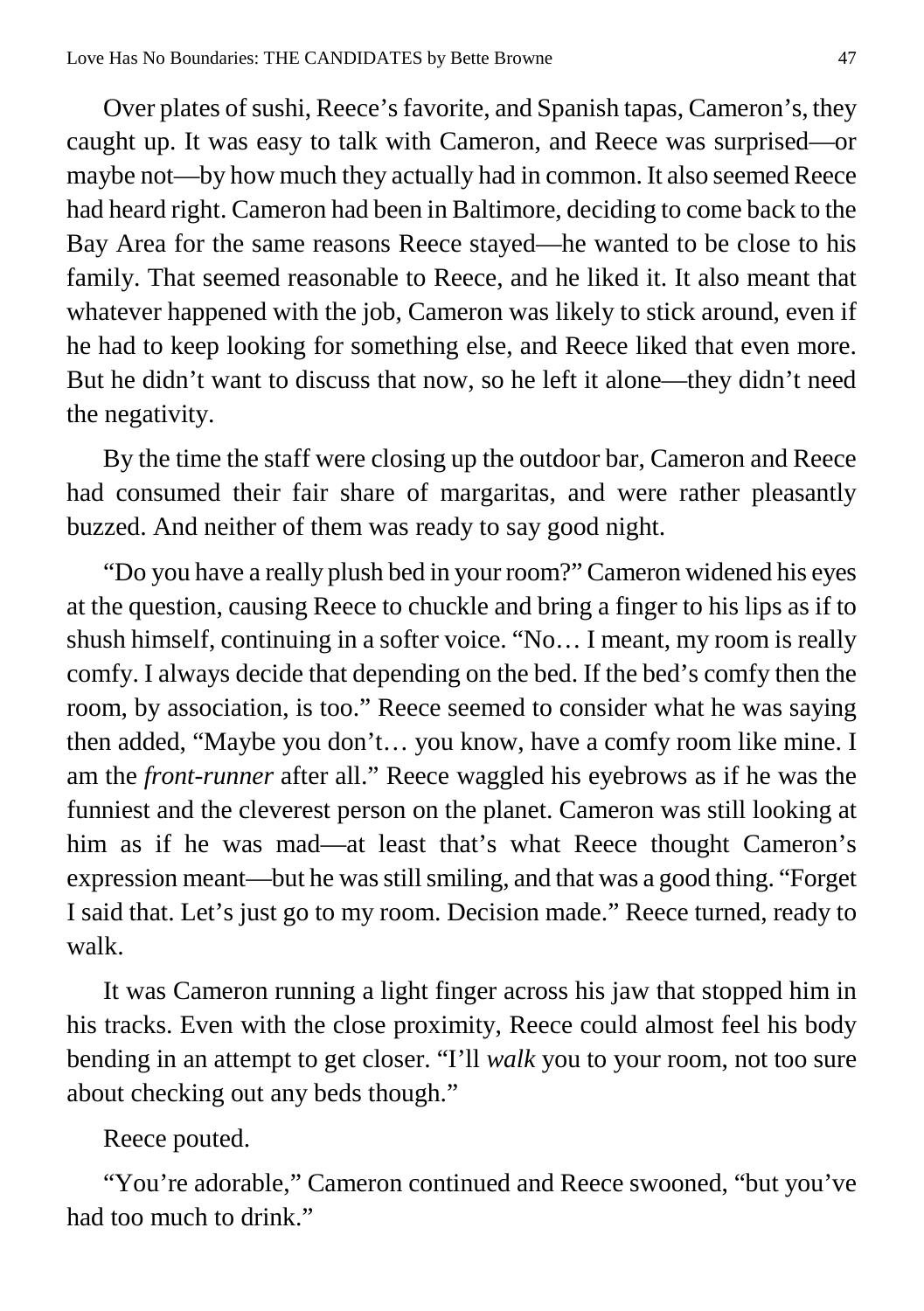Over plates of sushi, Reece's favorite, and Spanish tapas, Cameron's, they caught up. It was easy to talk with Cameron, and Reece was surprised—or maybe not—by how much they actually had in common. It also seemed Reece had heard right. Cameron had been in Baltimore, deciding to come back to the Bay Area for the same reasons Reece stayed—he wanted to be close to his family. That seemed reasonable to Reece, and he liked it. It also meant that whatever happened with the job, Cameron was likely to stick around, even if he had to keep looking for something else, and Reece liked that even more. But he didn't want to discuss that now, so he left it alone—they didn't need the negativity.

By the time the staff were closing up the outdoor bar, Cameron and Reece had consumed their fair share of margaritas, and were rather pleasantly buzzed. And neither of them was ready to say good night.

"Do you have a really plush bed in your room?" Cameron widened his eyes at the question, causing Reece to chuckle and bring a finger to his lips as if to shush himself, continuing in a softer voice. "No… I meant, my room is really comfy. I always decide that depending on the bed. If the bed's comfy then the room, by association, is too." Reece seemed to consider what he was saying then added, "Maybe you don't… you know, have a comfy room like mine. I am the *front-runner* after all." Reece waggled his eyebrows as if he was the funniest and the cleverest person on the planet. Cameron was still looking at him as if he was mad—at least that's what Reece thought Cameron's expression meant—but he was still smiling, and that was a good thing. "Forget I said that. Let's just go to my room. Decision made." Reece turned, ready to walk.

It was Cameron running a light finger across his jaw that stopped him in his tracks. Even with the close proximity, Reece could almost feel his body bending in an attempt to get closer. "I'll *walk* you to your room, not too sure about checking out any beds though."

Reece pouted.

"You're adorable," Cameron continued and Reece swooned, "but you've had too much to drink."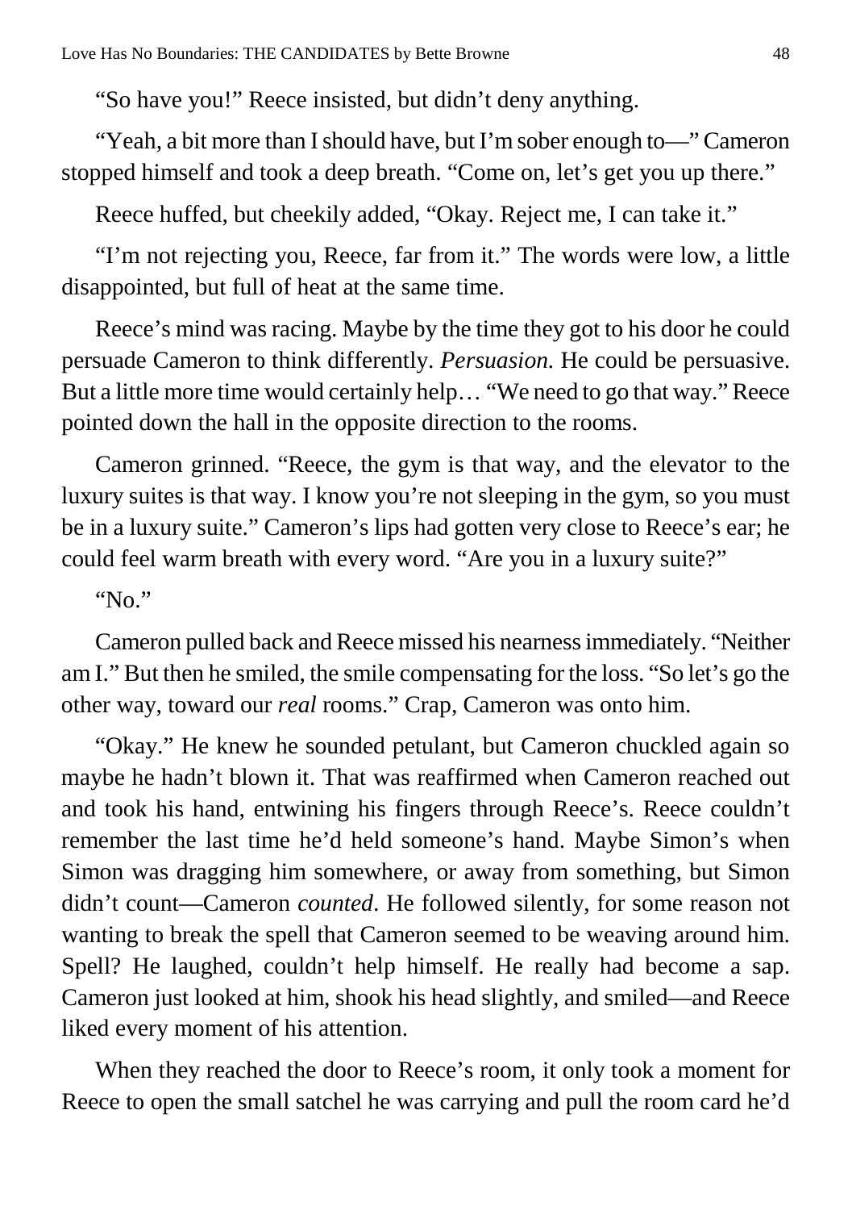"So have you!" Reece insisted, but didn't deny anything.

"Yeah, a bit more than I should have, but I'm sober enough to—" Cameron stopped himself and took a deep breath. "Come on, let's get you up there."

Reece huffed, but cheekily added, "Okay. Reject me, I can take it."

"I'm not rejecting you, Reece, far from it." The words were low, a little disappointed, but full of heat at the same time.

Reece's mind was racing. Maybe by the time they got to his door he could persuade Cameron to think differently. *Persuasion.* He could be persuasive. But a little more time would certainly help… "We need to go that way." Reece pointed down the hall in the opposite direction to the rooms.

Cameron grinned. "Reece, the gym is that way, and the elevator to the luxury suites is that way. I know you're not sleeping in the gym, so you must be in a luxury suite." Cameron's lips had gotten very close to Reece's ear; he could feel warm breath with every word. "Are you in a luxury suite?"

"No."

Cameron pulled back and Reece missed his nearness immediately. "Neither am I." But then he smiled, the smile compensating for the loss. "So let's go the other way, toward our *real* rooms." Crap, Cameron was onto him.

"Okay." He knew he sounded petulant, but Cameron chuckled again so maybe he hadn't blown it. That was reaffirmed when Cameron reached out and took his hand, entwining his fingers through Reece's. Reece couldn't remember the last time he'd held someone's hand. Maybe Simon's when Simon was dragging him somewhere, or away from something, but Simon didn't count—Cameron *counted*. He followed silently, for some reason not wanting to break the spell that Cameron seemed to be weaving around him. Spell? He laughed, couldn't help himself. He really had become a sap. Cameron just looked at him, shook his head slightly, and smiled—and Reece liked every moment of his attention.

When they reached the door to Reece's room, it only took a moment for Reece to open the small satchel he was carrying and pull the room card he'd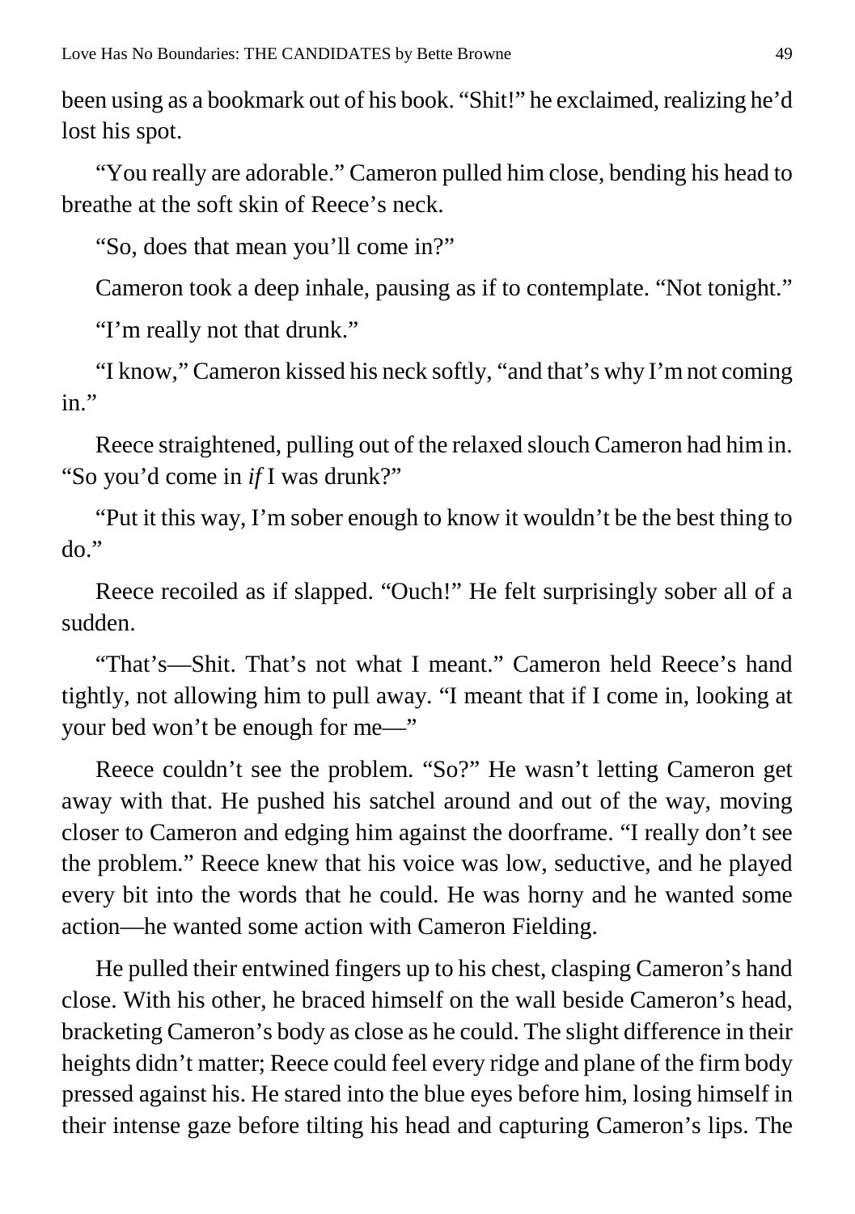been using as a bookmark out of his book. "Shit!" he exclaimed, realizing he'd lost his spot.

"You really are adorable." Cameron pulled him close, bending his head to breathe at the soft skin of Reece's neck.

"So, does that mean you'll come in?"

Cameron took a deep inhale, pausing as if to contemplate. "Not tonight."

"I'm really not that drunk."

"I know," Cameron kissed his neck softly, "and that's why I'm not coming in."

Reece straightened, pulling out of the relaxed slouch Cameron had him in. "So you'd come in *if* I was drunk?"

"Put it this way, I'm sober enough to know it wouldn't be the best thing to do."

Reece recoiled as if slapped. "Ouch!" He felt surprisingly sober all of a sudden.

"That's—Shit. That's not what I meant." Cameron held Reece's hand tightly, not allowing him to pull away. "I meant that if I come in, looking at your bed won't be enough for me—"

Reece couldn't see the problem. "So?" He wasn't letting Cameron get away with that. He pushed his satchel around and out of the way, moving closer to Cameron and edging him against the doorframe. "I really don't see the problem." Reece knew that his voice was low, seductive, and he played every bit into the words that he could. He was horny and he wanted some action—he wanted some action with Cameron Fielding.

He pulled their entwined fingers up to his chest, clasping Cameron's hand close. With his other, he braced himself on the wall beside Cameron's head, bracketing Cameron's body as close as he could. The slight difference in their heights didn't matter; Reece could feel every ridge and plane of the firm body pressed against his. He stared into the blue eyes before him, losing himself in their intense gaze before tilting his head and capturing Cameron's lips. The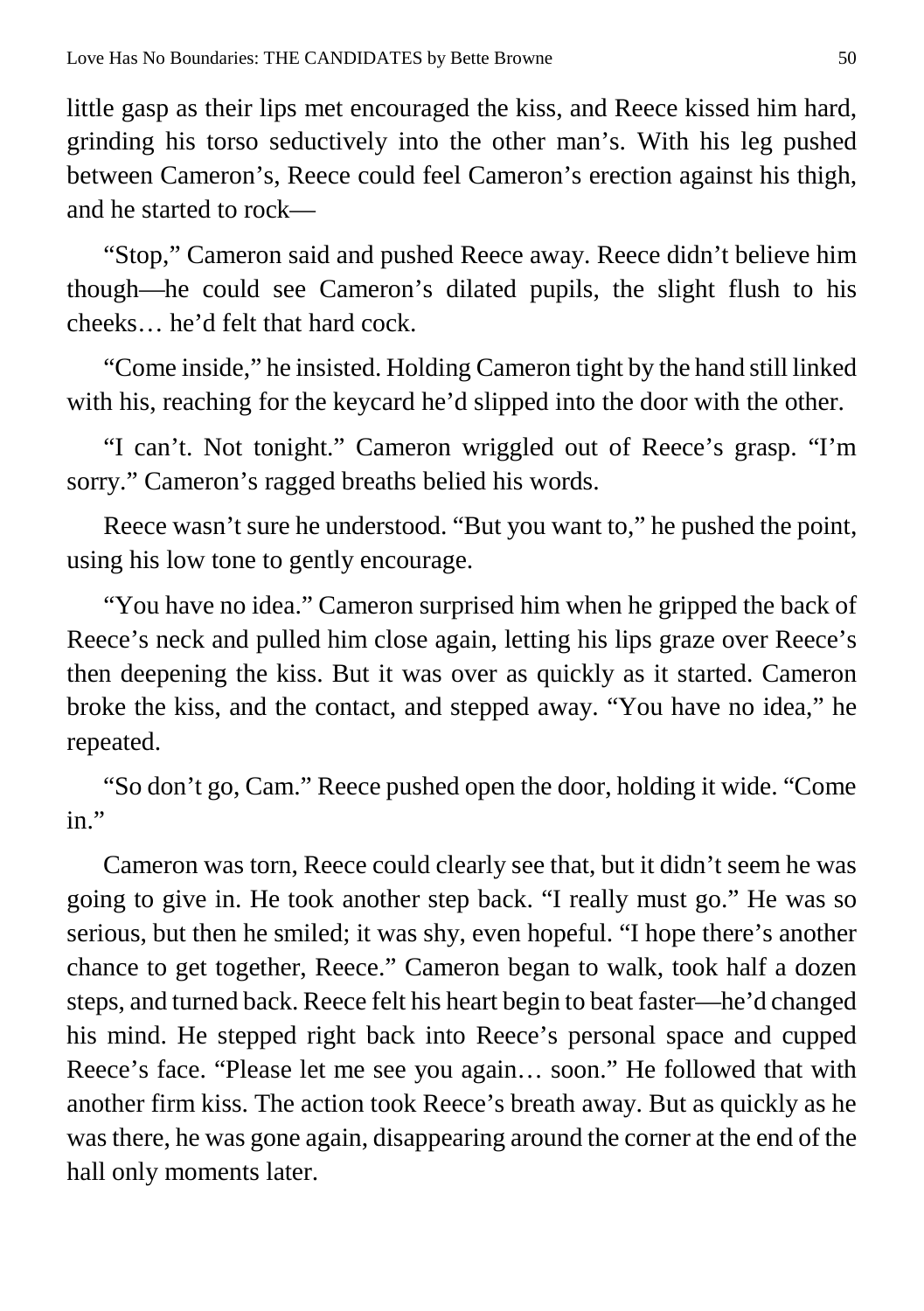little gasp as their lips met encouraged the kiss, and Reece kissed him hard, grinding his torso seductively into the other man's. With his leg pushed between Cameron's, Reece could feel Cameron's erection against his thigh, and he started to rock—

"Stop," Cameron said and pushed Reece away. Reece didn't believe him though—he could see Cameron's dilated pupils, the slight flush to his cheeks… he'd felt that hard cock.

"Come inside," he insisted. Holding Cameron tight by the hand still linked with his, reaching for the keycard he'd slipped into the door with the other.

"I can't. Not tonight." Cameron wriggled out of Reece's grasp. "I'm sorry." Cameron's ragged breaths belied his words.

Reece wasn't sure he understood. "But you want to," he pushed the point, using his low tone to gently encourage.

"You have no idea." Cameron surprised him when he gripped the back of Reece's neck and pulled him close again, letting his lips graze over Reece's then deepening the kiss. But it was over as quickly as it started. Cameron broke the kiss, and the contact, and stepped away. "You have no idea," he repeated.

"So don't go, Cam." Reece pushed open the door, holding it wide. "Come in."

Cameron was torn, Reece could clearly see that, but it didn't seem he was going to give in. He took another step back. "I really must go." He was so serious, but then he smiled; it was shy, even hopeful. "I hope there's another chance to get together, Reece." Cameron began to walk, took half a dozen steps, and turned back. Reece felt his heart begin to beat faster—he'd changed his mind. He stepped right back into Reece's personal space and cupped Reece's face. "Please let me see you again… soon." He followed that with another firm kiss. The action took Reece's breath away. But as quickly as he was there, he was gone again, disappearing around the corner at the end of the hall only moments later.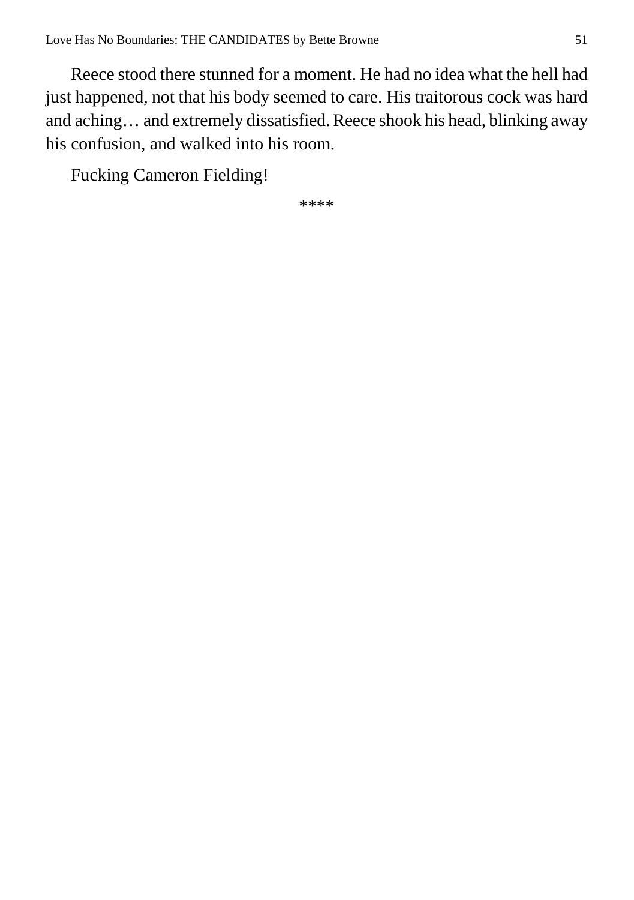Reece stood there stunned for a moment. He had no idea what the hell had just happened, not that his body seemed to care. His traitorous cock was hard and aching… and extremely dissatisfied. Reece shook his head, blinking away his confusion, and walked into his room.

Fucking Cameron Fielding!

****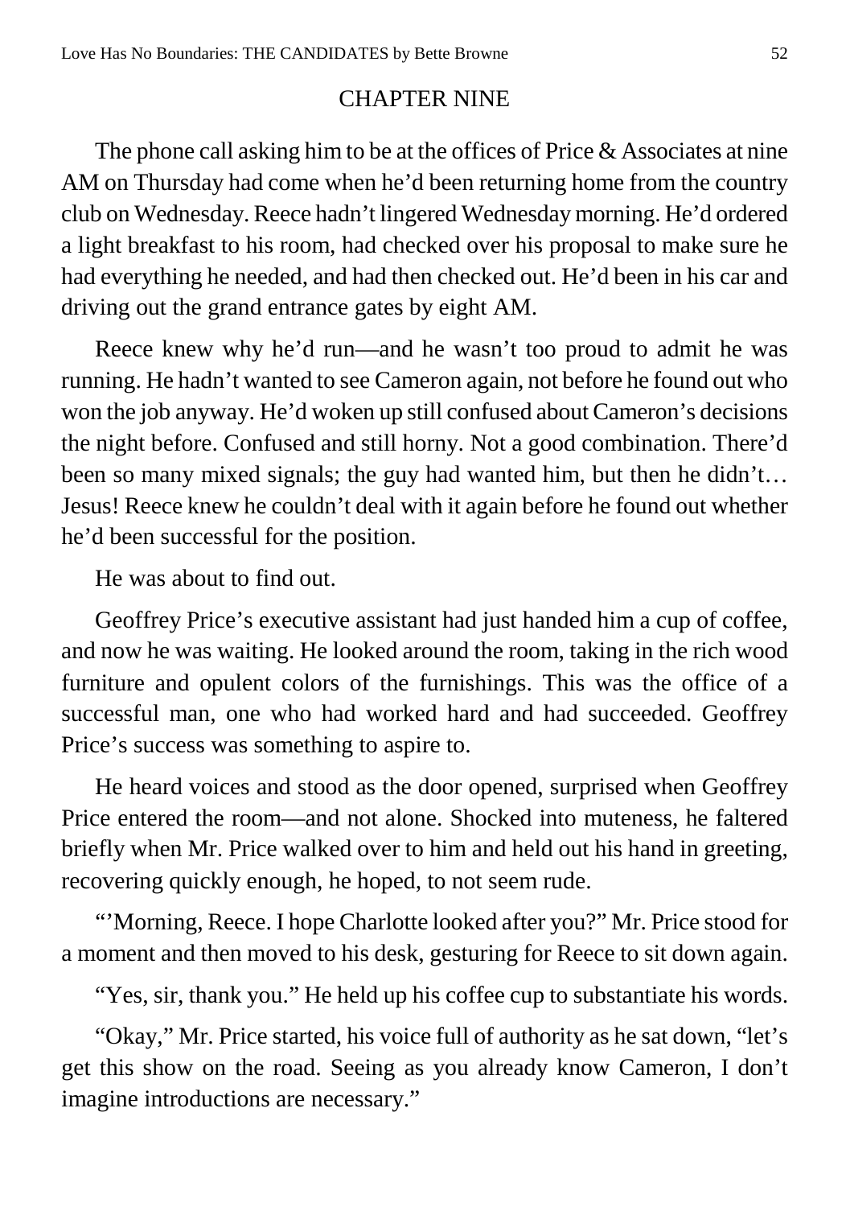## CHAPTER NINE

The phone call asking him to be at the offices of Price & Associates at nine AM on Thursday had come when he'd been returning home from the country club on Wednesday. Reece hadn't lingered Wednesday morning. He'd ordered a light breakfast to his room, had checked over his proposal to make sure he had everything he needed, and had then checked out. He'd been in his car and driving out the grand entrance gates by eight AM.

Reece knew why he'd run—and he wasn't too proud to admit he was running. He hadn't wanted to see Cameron again, not before he found out who won the job anyway. He'd woken up still confused about Cameron's decisions the night before. Confused and still horny. Not a good combination. There'd been so many mixed signals; the guy had wanted him, but then he didn't… Jesus! Reece knew he couldn't deal with it again before he found out whether he'd been successful for the position.

He was about to find out.

Geoffrey Price's executive assistant had just handed him a cup of coffee, and now he was waiting. He looked around the room, taking in the rich wood furniture and opulent colors of the furnishings. This was the office of a successful man, one who had worked hard and had succeeded. Geoffrey Price's success was something to aspire to.

He heard voices and stood as the door opened, surprised when Geoffrey Price entered the room—and not alone. Shocked into muteness, he faltered briefly when Mr. Price walked over to him and held out his hand in greeting, recovering quickly enough, he hoped, to not seem rude.

"'Morning, Reece. I hope Charlotte looked after you?" Mr. Price stood for a moment and then moved to his desk, gesturing for Reece to sit down again.

"Yes, sir, thank you." He held up his coffee cup to substantiate his words.

"Okay," Mr. Price started, his voice full of authority as he sat down, "let's get this show on the road. Seeing as you already know Cameron, I don't imagine introductions are necessary."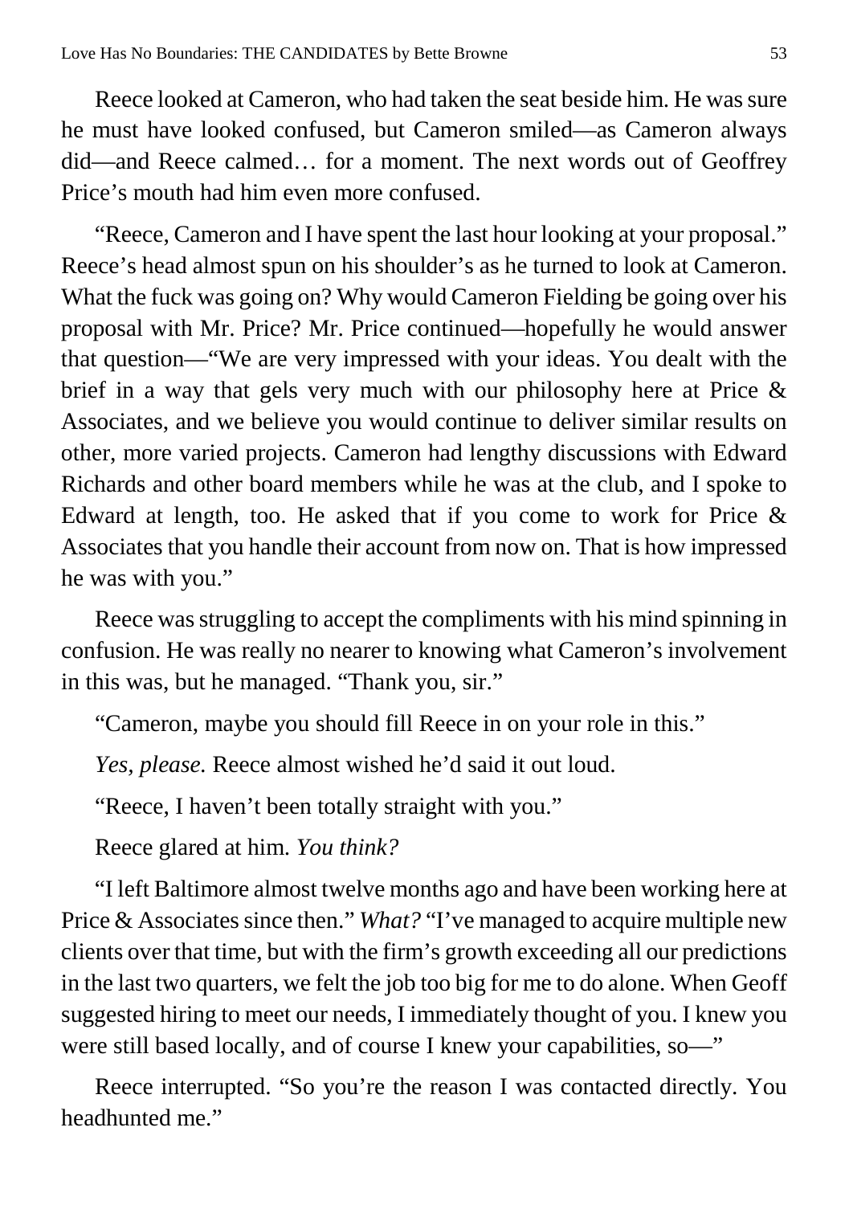Reece looked at Cameron, who had taken the seat beside him. He was sure he must have looked confused, but Cameron smiled—as Cameron always did—and Reece calmed… for a moment. The next words out of Geoffrey Price's mouth had him even more confused.

"Reece, Cameron and I have spent the last hour looking at your proposal." Reece's head almost spun on his shoulder's as he turned to look at Cameron. What the fuck was going on? Why would Cameron Fielding be going over his proposal with Mr. Price? Mr. Price continued—hopefully he would answer that question—"We are very impressed with your ideas. You dealt with the brief in a way that gels very much with our philosophy here at Price & Associates, and we believe you would continue to deliver similar results on other, more varied projects. Cameron had lengthy discussions with Edward Richards and other board members while he was at the club, and I spoke to Edward at length, too. He asked that if you come to work for Price & Associates that you handle their account from now on. That is how impressed he was with you."

Reece was struggling to accept the compliments with his mind spinning in confusion. He was really no nearer to knowing what Cameron's involvement in this was, but he managed. "Thank you, sir."

"Cameron, maybe you should fill Reece in on your role in this."

*Yes, please.* Reece almost wished he'd said it out loud.

"Reece, I haven't been totally straight with you."

Reece glared at him. *You think?*

"I left Baltimore almost twelve months ago and have been working here at Price & Associates since then." *What?* "I've managed to acquire multiple new clients over that time, but with the firm's growth exceeding all our predictions in the last two quarters, we felt the job too big for me to do alone. When Geoff suggested hiring to meet our needs, I immediately thought of you. I knew you were still based locally, and of course I knew your capabilities, so—"

Reece interrupted. "So you're the reason I was contacted directly. You headhunted me."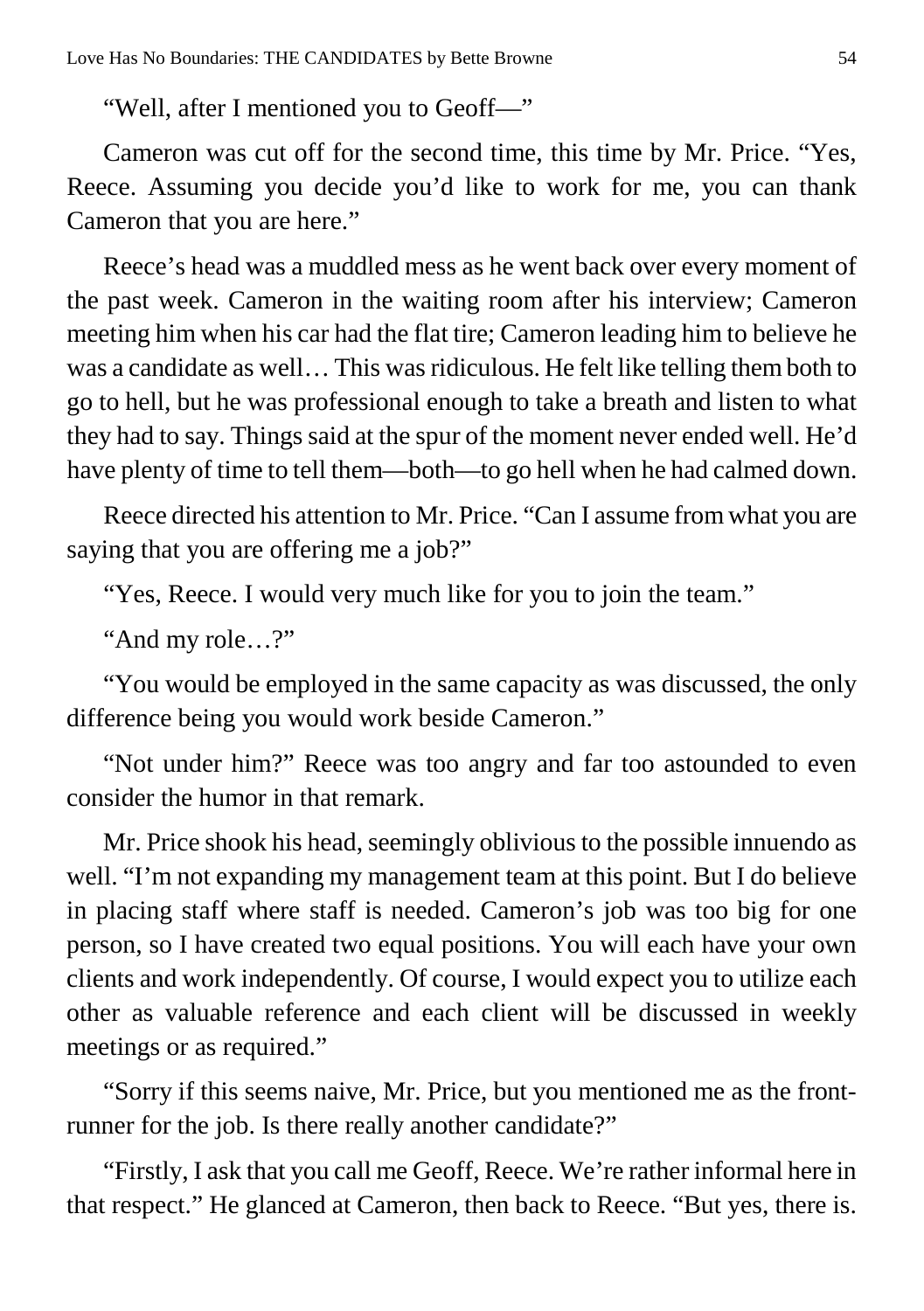"Well, after I mentioned you to Geoff—"

Cameron was cut off for the second time, this time by Mr. Price. "Yes, Reece. Assuming you decide you'd like to work for me, you can thank Cameron that you are here."

Reece's head was a muddled mess as he went back over every moment of the past week. Cameron in the waiting room after his interview; Cameron meeting him when his car had the flat tire; Cameron leading him to believe he was a candidate as well… This was ridiculous. He felt like telling them both to go to hell, but he was professional enough to take a breath and listen to what they had to say. Things said at the spur of the moment never ended well. He'd have plenty of time to tell them—both—to go hell when he had calmed down.

Reece directed his attention to Mr. Price. "Can I assume from what you are saying that you are offering me a job?"

"Yes, Reece. I would very much like for you to join the team."

"And my role…?"

"You would be employed in the same capacity as was discussed, the only difference being you would work beside Cameron."

"Not under him?" Reece was too angry and far too astounded to even consider the humor in that remark.

Mr. Price shook his head, seemingly oblivious to the possible innuendo as well. "I'm not expanding my management team at this point. But I do believe in placing staff where staff is needed. Cameron's job was too big for one person, so I have created two equal positions. You will each have your own clients and work independently. Of course, I would expect you to utilize each other as valuable reference and each client will be discussed in weekly meetings or as required."

"Sorry if this seems naive, Mr. Price, but you mentioned me as the front-runner for the job. Is there really another candidate?"

"Firstly, I ask that you call me Geoff, Reece. We're rather informal here in that respect." He glanced at Cameron, then back to Reece. "But yes, there is.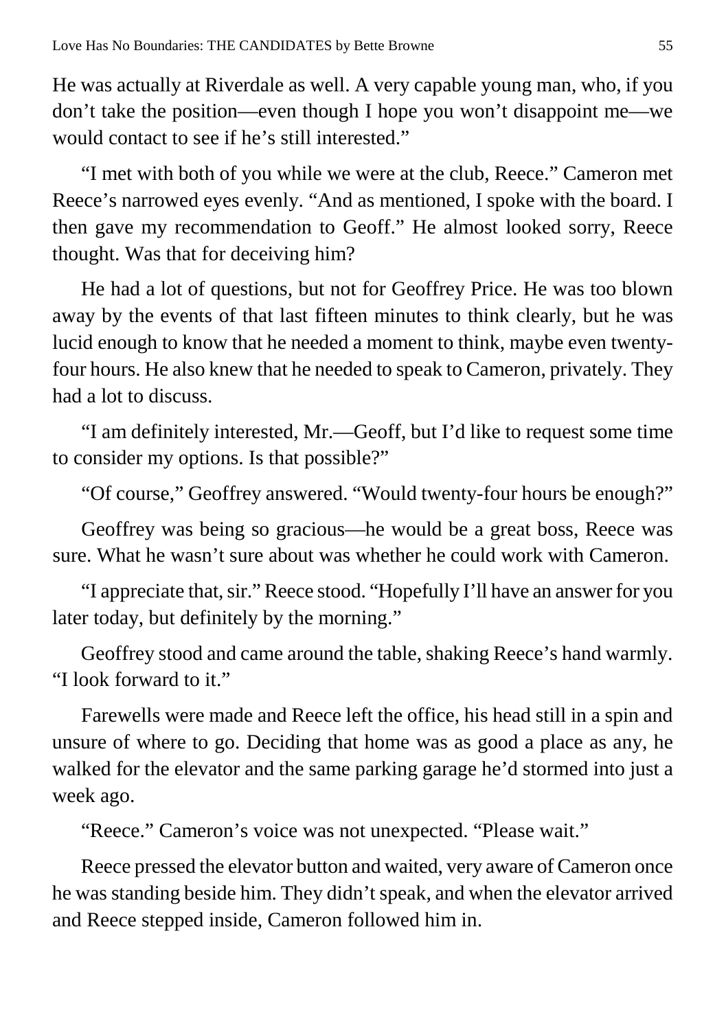He was actually at Riverdale as well. A very capable young man, who, if you don't take the position—even though I hope you won't disappoint me—we would contact to see if he's still interested."

"I met with both of you while we were at the club, Reece." Cameron met Reece's narrowed eyes evenly. "And as mentioned, I spoke with the board. I then gave my recommendation to Geoff." He almost looked sorry, Reece thought. Was that for deceiving him?

He had a lot of questions, but not for Geoffrey Price. He was too blown away by the events of that last fifteen minutes to think clearly, but he was lucid enough to know that he needed a moment to think, maybe even twenty-four hours. He also knew that he needed to speak to Cameron, privately. They had a lot to discuss.

"I am definitely interested, Mr.—Geoff, but I'd like to request some time to consider my options. Is that possible?"

"Of course," Geoffrey answered. "Would twenty-four hours be enough?"

Geoffrey was being so gracious—he would be a great boss, Reece was sure. What he wasn't sure about was whether he could work with Cameron.

"I appreciate that, sir." Reece stood. "Hopefully I'll have an answer for you later today, but definitely by the morning."

Geoffrey stood and came around the table, shaking Reece's hand warmly. "I look forward to it."

Farewells were made and Reece left the office, his head still in a spin and unsure of where to go. Deciding that home was as good a place as any, he walked for the elevator and the same parking garage he'd stormed into just a week ago.

"Reece." Cameron's voice was not unexpected. "Please wait."

Reece pressed the elevator button and waited, very aware of Cameron once he was standing beside him. They didn't speak, and when the elevator arrived and Reece stepped inside, Cameron followed him in.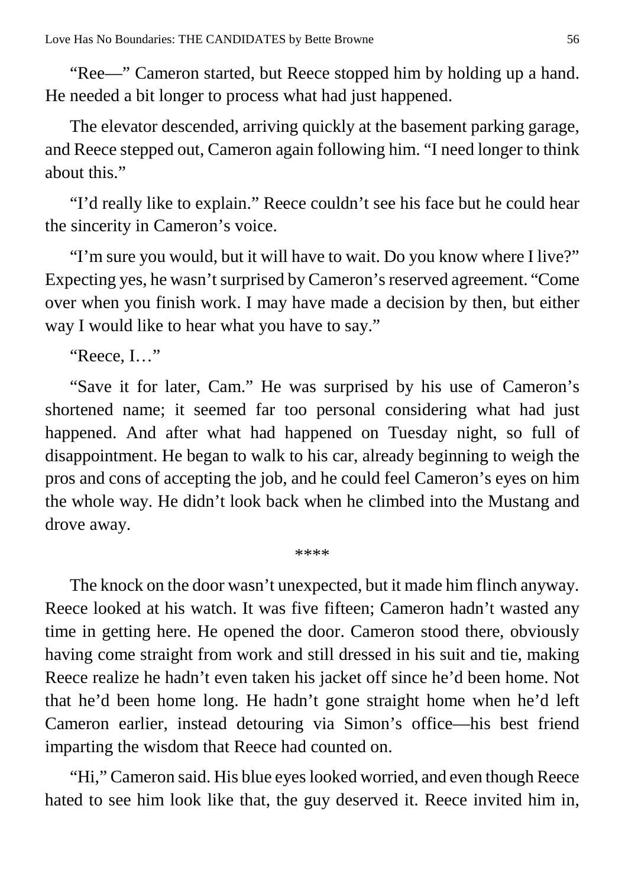"Ree—" Cameron started, but Reece stopped him by holding up a hand. He needed a bit longer to process what had just happened.

The elevator descended, arriving quickly at the basement parking garage, and Reece stepped out, Cameron again following him. "I need longer to think about this."

"I'd really like to explain." Reece couldn't see his face but he could hear the sincerity in Cameron's voice.

"I'm sure you would, but it will have to wait. Do you know where I live?" Expecting yes, he wasn't surprised by Cameron's reserved agreement. "Come over when you finish work. I may have made a decision by then, but either way I would like to hear what you have to say."

"Reece, I…"

"Save it for later, Cam." He was surprised by his use of Cameron's shortened name; it seemed far too personal considering what had just happened. And after what had happened on Tuesday night, so full of disappointment. He began to walk to his car, already beginning to weigh the pros and cons of accepting the job, and he could feel Cameron's eyes on him the whole way. He didn't look back when he climbed into the Mustang and drove away.

****

The knock on the door wasn't unexpected, but it made him flinch anyway. Reece looked at his watch. It was five fifteen; Cameron hadn't wasted any time in getting here. He opened the door. Cameron stood there, obviously having come straight from work and still dressed in his suit and tie, making Reece realize he hadn't even taken his jacket off since he'd been home. Not that he'd been home long. He hadn't gone straight home when he'd left Cameron earlier, instead detouring via Simon's office—his best friend imparting the wisdom that Reece had counted on.

"Hi," Cameron said. His blue eyes looked worried, and even though Reece hated to see him look like that, the guy deserved it. Reece invited him in,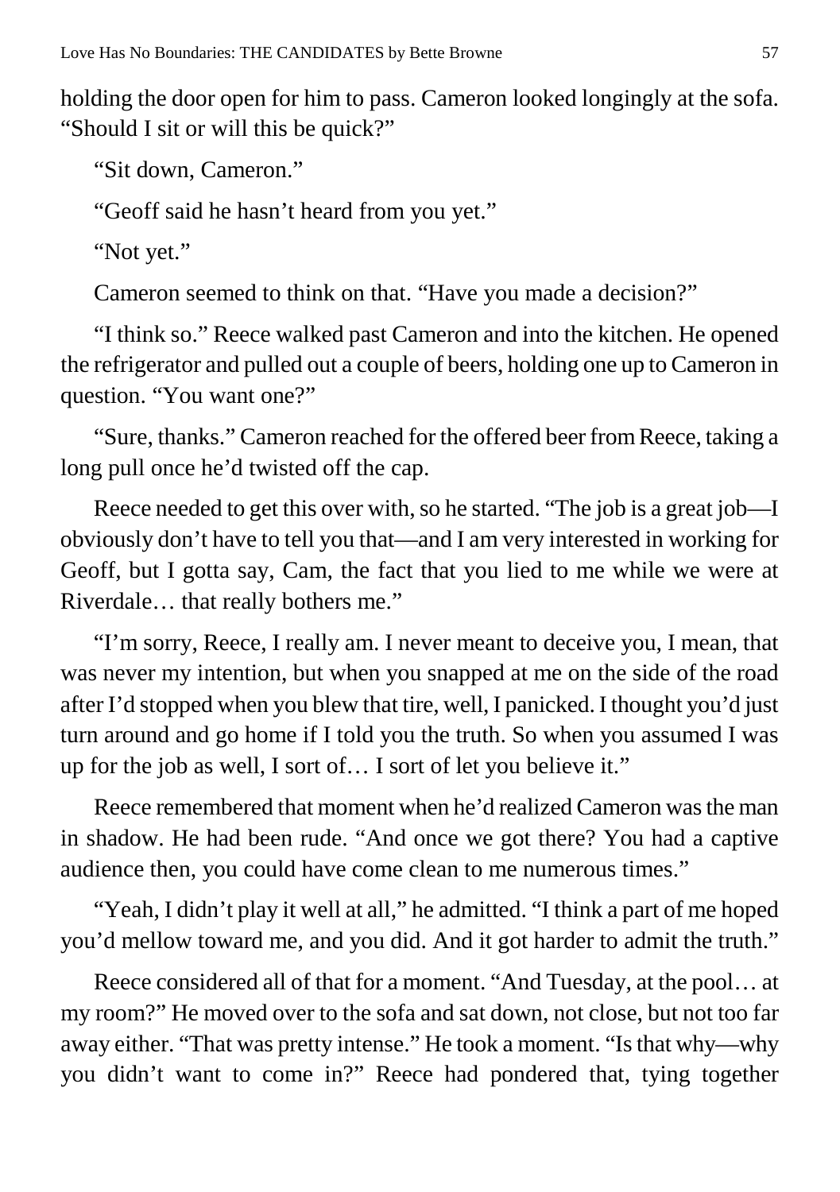holding the door open for him to pass. Cameron looked longingly at the sofa. "Should I sit or will this be quick?"

"Sit down, Cameron."

"Geoff said he hasn't heard from you yet."

"Not yet."

Cameron seemed to think on that. "Have you made a decision?"

"I think so." Reece walked past Cameron and into the kitchen. He opened the refrigerator and pulled out a couple of beers, holding one up to Cameron in question. "You want one?"

"Sure, thanks." Cameron reached for the offered beer from Reece, taking a long pull once he'd twisted off the cap.

Reece needed to get this over with, so he started. "The job is a great job—I obviously don't have to tell you that—and I am very interested in working for Geoff, but I gotta say, Cam, the fact that you lied to me while we were at Riverdale… that really bothers me."

"I'm sorry, Reece, I really am. I never meant to deceive you, I mean, that was never my intention, but when you snapped at me on the side of the road after I'd stopped when you blew that tire, well, I panicked. I thought you'd just turn around and go home if I told you the truth. So when you assumed I was up for the job as well, I sort of… I sort of let you believe it."

Reece remembered that moment when he'd realized Cameron was the man in shadow. He had been rude. "And once we got there? You had a captive audience then, you could have come clean to me numerous times."

"Yeah, I didn't play it well at all," he admitted. "I think a part of me hoped you'd mellow toward me, and you did. And it got harder to admit the truth."

Reece considered all of that for a moment. "And Tuesday, at the pool… at my room?" He moved over to the sofa and sat down, not close, but not too far away either. "That was pretty intense." He took a moment. "Is that why—why you didn't want to come in?" Reece had pondered that, tying together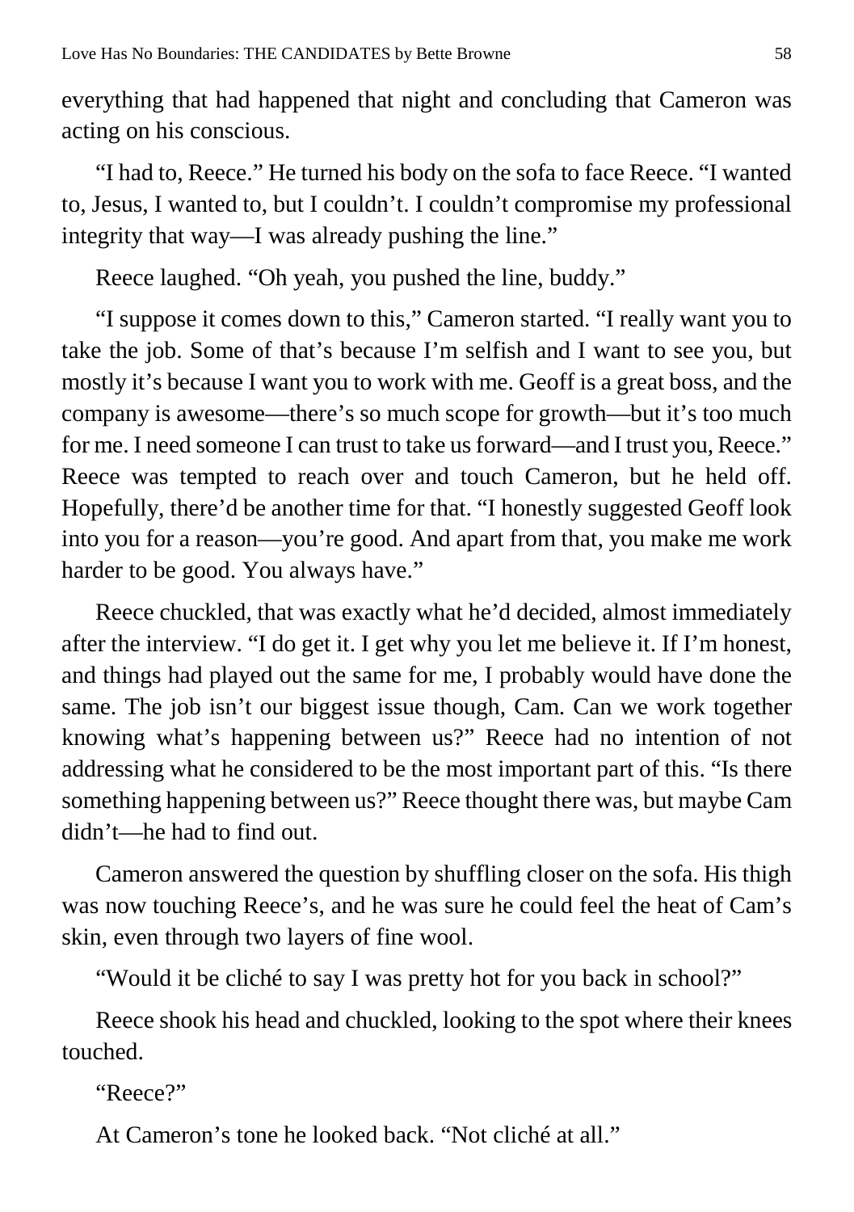everything that had happened that night and concluding that Cameron was acting on his conscious.

"I had to, Reece." He turned his body on the sofa to face Reece. "I wanted to, Jesus, I wanted to, but I couldn't. I couldn't compromise my professional integrity that way—I was already pushing the line."

Reece laughed. "Oh yeah, you pushed the line, buddy."

"I suppose it comes down to this," Cameron started. "I really want you to take the job. Some of that's because I'm selfish and I want to see you, but mostly it's because I want you to work with me. Geoff is a great boss, and the company is awesome—there's so much scope for growth—but it's too much for me. I need someone I can trust to take us forward—and I trust you, Reece." Reece was tempted to reach over and touch Cameron, but he held off. Hopefully, there'd be another time for that. "I honestly suggested Geoff look into you for a reason—you're good. And apart from that, you make me work harder to be good. You always have."

Reece chuckled, that was exactly what he'd decided, almost immediately after the interview. "I do get it. I get why you let me believe it. If I'm honest, and things had played out the same for me, I probably would have done the same. The job isn't our biggest issue though, Cam. Can we work together knowing what's happening between us?" Reece had no intention of not addressing what he considered to be the most important part of this. "Is there something happening between us?" Reece thought there was, but maybe Cam didn't—he had to find out.

Cameron answered the question by shuffling closer on the sofa. His thigh was now touching Reece's, and he was sure he could feel the heat of Cam's skin, even through two layers of fine wool.

"Would it be cliché to say I was pretty hot for you back in school?"

Reece shook his head and chuckled, looking to the spot where their knees touched.

"Reece?"

At Cameron's tone he looked back. "Not cliché at all."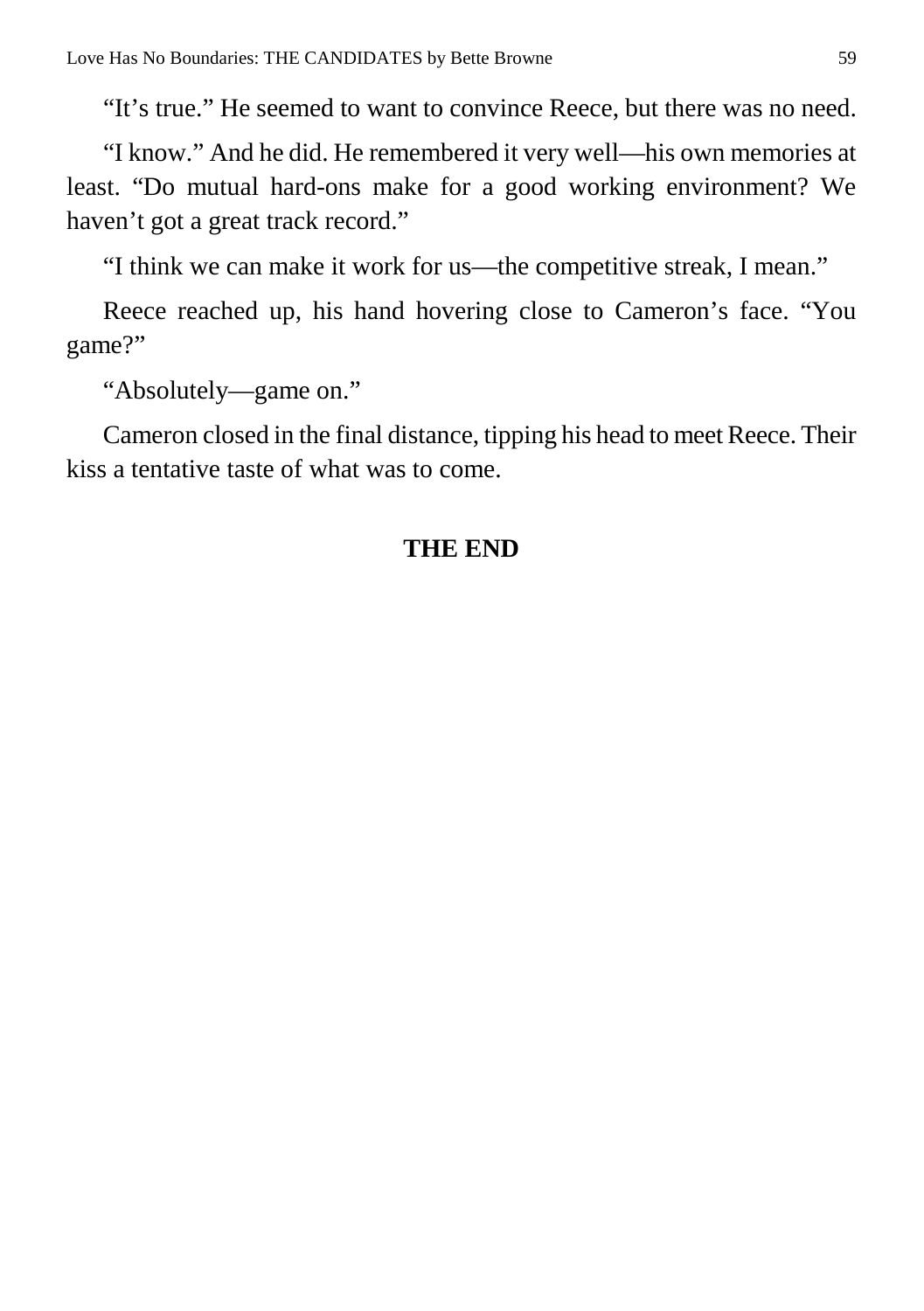"It's true." He seemed to want to convince Reece, but there was no need.

"I know." And he did. He remembered it very well—his own memories at least. "Do mutual hard-ons make for a good working environment? We haven't got a great track record."

"I think we can make it work for us—the competitive streak, I mean."

Reece reached up, his hand hovering close to Cameron's face. "You game?"

"Absolutely—game on."

Cameron closed in the final distance, tipping his head to meet Reece. Their kiss a tentative taste of what was to come.

**THE END**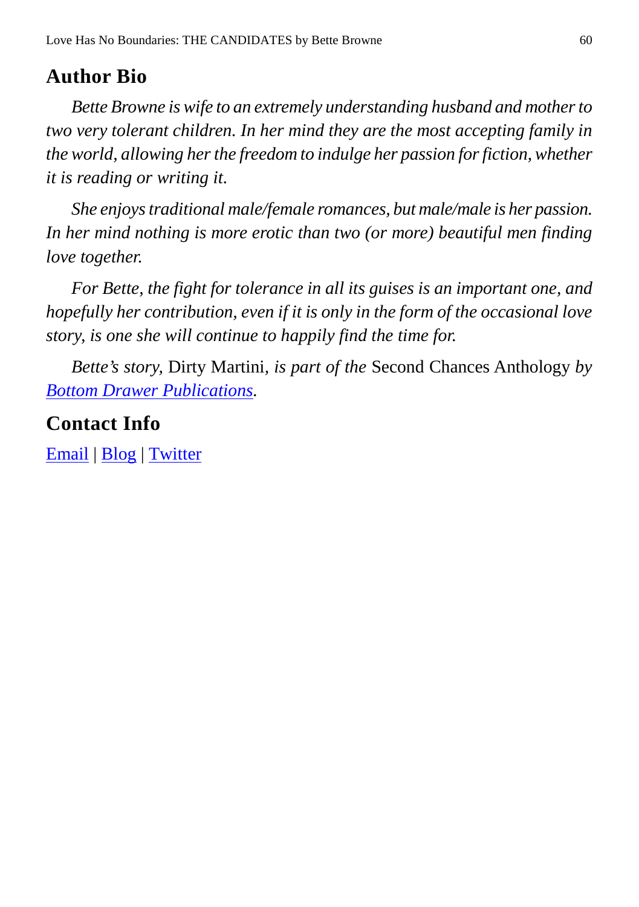## Author Bio

*Bette Browne is wife to an extremely understanding husband and mother to two very tolerant children. In her mind they are the most accepting family in the world, allowing her the freedom to indulge her passion for fiction, whether it is reading or writing it.*

*She enjoys traditional male/female romances, but male/male is her passion. In her mind nothing is more erotic than two (or more) beautiful men finding love together.*

*For Bette, the fight for tolerance in all its guises is an important one, and hopefully her contribution, even if it is only in the form of the occasional love story, is one she will continue to happily find the time for.*

*Bette's story,* Dirty Martini*, is part of the* Second Chances Anthology *by* *Bottom Drawer Publications.*

## Contact Info

Email | Blog | Twitter